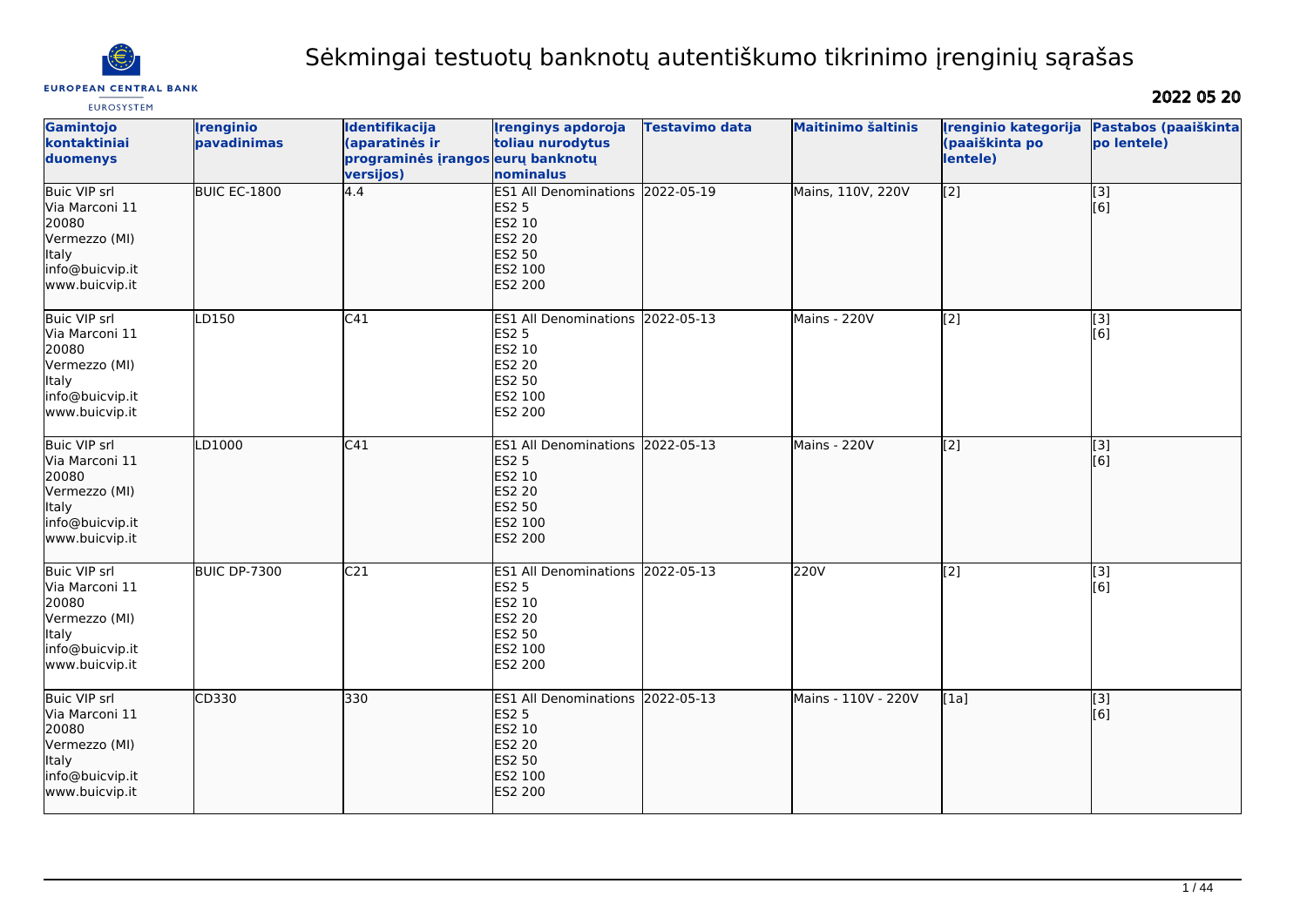# Sėkmingai testuotų banknotų autentiškumo tikrinimo įrenginių sąrašas

**2022 05 20**

| Gamintojo kontaktiniai duomenys | Įrenginio pavadinimas | Identifikacija (aparatinės ir programinės įrangos versijos) | Įrenginys apdoroja toliau nurodytus eurų banknotų nominalus | Testavimo data | Maitinimo šaltinis | Įrenginio kategorija (paaiškinta po lentele) | Pastabos (paaiškinta po lentele) |
|---|---|---|---|---|---|---|---|
| Buic VIP srl<br>Via Marconi 11<br>20080<br>Vermezzo (MI)<br>Italy<br>info@buicvip.it<br>www.buicvip.it | BUIC EC-1800 | 4.4 | ES1 All Denominations<br>ES2 5<br>ES2 10<br>ES2 20<br>ES2 50<br>ES2 100<br>ES2 200 | 2022-05-19 | Mains, 110V, 220V | [2] | [3]<br>[6] |
| Buic VIP srl<br>Via Marconi 11<br>20080<br>Vermezzo (MI)<br>Italy<br>info@buicvip.it<br>www.buicvip.it | LD150 | C41 | ES1 All Denominations<br>ES2 5<br>ES2 10<br>ES2 20<br>ES2 50<br>ES2 100<br>ES2 200 | 2022-05-13 | Mains - 220V | [2] | [3]<br>[6] |
| Buic VIP srl<br>Via Marconi 11<br>20080<br>Vermezzo (MI)<br>Italy<br>info@buicvip.it<br>www.buicvip.it | LD1000 | C41 | ES1 All Denominations<br>ES2 5<br>ES2 10<br>ES2 20<br>ES2 50<br>ES2 100<br>ES2 200 | 2022-05-13 | Mains - 220V | [2] | [3]<br>[6] |
| Buic VIP srl<br>Via Marconi 11<br>20080<br>Vermezzo (MI)<br>Italy<br>info@buicvip.it<br>www.buicvip.it | BUIC DP-7300 | C21 | ES1 All Denominations<br>ES2 5<br>ES2 10<br>ES2 20<br>ES2 50<br>ES2 100<br>ES2 200 | 2022-05-13 | 220V | [2] | [3]<br>[6] |
| Buic VIP srl<br>Via Marconi 11<br>20080<br>Vermezzo (MI)<br>Italy<br>info@buicvip.it<br>www.buicvip.it | CD330 | 330 | ES1 All Denominations<br>ES2 5<br>ES2 10<br>ES2 20<br>ES2 50<br>ES2 100<br>ES2 200 | 2022-05-13 | Mains - 110V - 220V | [1a] | [3]<br>[6] |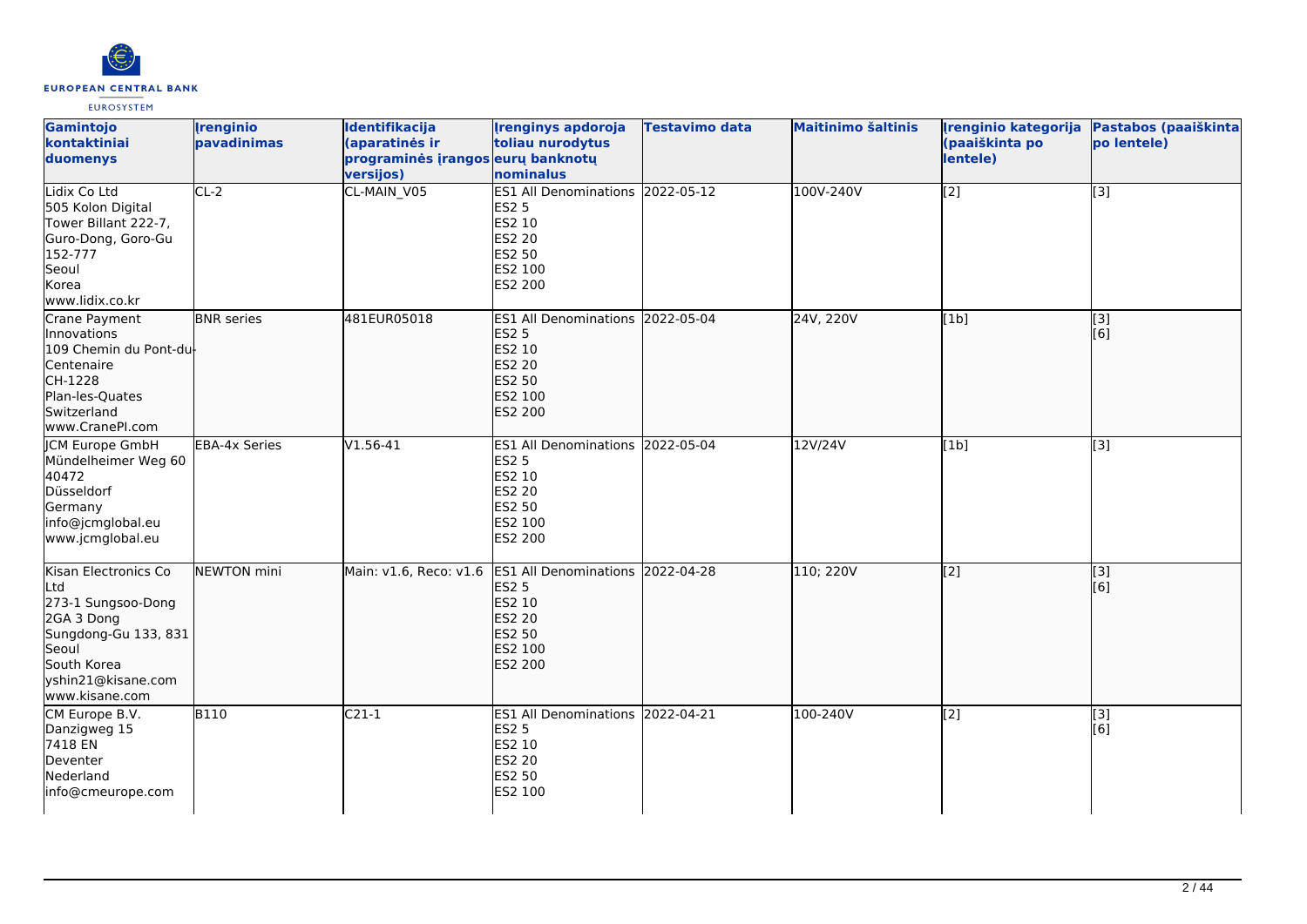| Gamintojo kontaktiniai duomenys | Įrenginio pavadinimas | Identifikacija (aparatinės ir programinės įrangos versijos) | Įrenginys apdoroja toliau nurodytus eurų banknotų nominalus | Testavimo data | Maitinimo šaltinis | Įrenginio kategorija (paaiškinta po lentele) | Pastabos (paaiškinta po lentele) |
| --- | --- | --- | --- | --- | --- | --- | --- |
| Lidix Co Ltd<br>505 Kolon Digital Tower Billant 222-7, Guro-Dong, Goro-Gu<br>152-777<br>Seoul<br>Korea<br>www.lidix.co.kr | CL-2 | CL-MAIN_V05 | ES1 All Denominations<br>ES2 5<br>ES2 10<br>ES2 20<br>ES2 50<br>ES2 100<br>ES2 200 | 2022-05-12 | 100V-240V | [2] | [3] |
| Crane Payment Innovations<br>109 Chemin du Pont-du-Centenaire<br>CH-1228<br>Plan-les-Quates<br>Switzerland<br>www.CranePI.com | BNR series | 481EUR05018 | ES1 All Denominations<br>ES2 5<br>ES2 10<br>ES2 20<br>ES2 50<br>ES2 100<br>ES2 200 | 2022-05-04 | 24V, 220V | [1b] | [3]<br>[6] |
| JCM Europe GmbH<br>Mündelheimer Weg 60<br>40472<br>Düsseldorf<br>Germany<br>info@jcmglobal.eu<br>www.jcmglobal.eu | EBA-4x Series | V1.56-41 | ES1 All Denominations<br>ES2 5<br>ES2 10<br>ES2 20<br>ES2 50<br>ES2 100<br>ES2 200 | 2022-05-04 | 12V/24V | [1b] | [3] |
| Kisan Electronics Co Ltd<br>273-1 Sungsoo-Dong 2GA 3 Dong<br>Sungdong-Gu 133, 831<br>Seoul<br>South Korea<br>yshin21@kisane.com<br>www.kisane.com | NEWTON mini | Main: v1.6, Reco: v1.6 | ES1 All Denominations<br>ES2 5<br>ES2 10<br>ES2 20<br>ES2 50<br>ES2 100<br>ES2 200 | 2022-04-28 | 110; 220V | [2] | [3]<br>[6] |
| CM Europe B.V.<br>Danzigweg 15<br>7418 EN<br>Deventer<br>Nederland<br>info@cmeurope.com | B110 | C21-1 | ES1 All Denominations<br>ES2 5<br>ES2 10<br>ES2 20<br>ES2 50<br>ES2 100 | 2022-04-21 | 100-240V | [2] | [3]<br>[6] |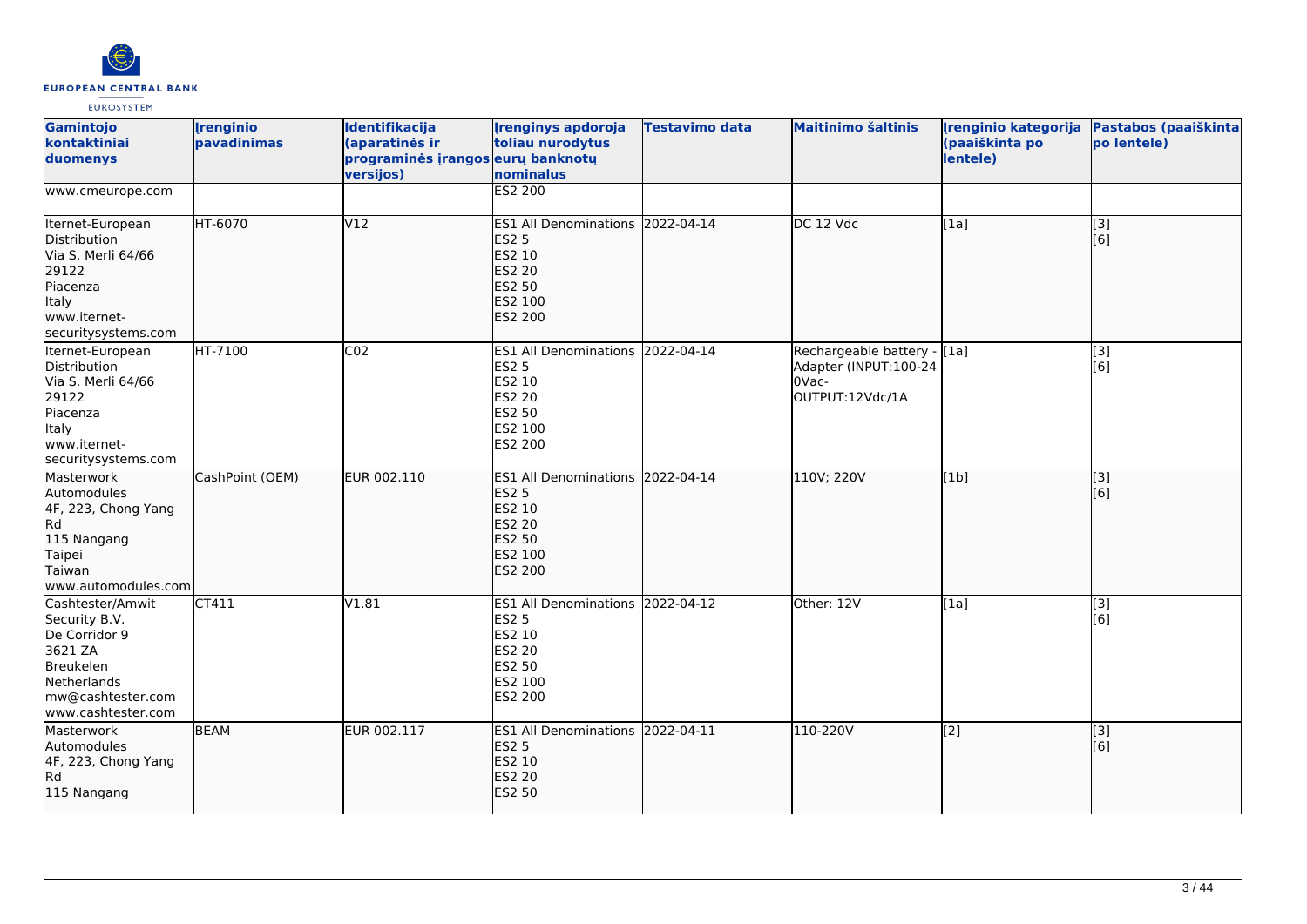| Gamintojo kontaktiniai duomenys | Įrenginio pavadinimas | Identifikacija (aparatinės ir programinės įrangos versijos) | Įrenginys apdoroja toliau nurodytus eurų banknotų nominalus | Testavimo data | Maitinimo šaltinis | Įrenginio kategorija (paaiškinta po lentele) | Pastabos (paaiškinta po lentele) |
|---|---|---|---|---|---|---|---|
| www.cmeurope.com | | | ES2 200 | | | | |
| Iternet-European Distribution<br>Via S. Merli 64/66<br>29122<br>Piacenza<br>Italy<br>www.iternet-securitysystems.com | HT-6070 | V12 | ES1 All Denominations<br>ES2 5<br>ES2 10<br>ES2 20<br>ES2 50<br>ES2 100<br>ES2 200 | 2022-04-14 | DC 12 Vdc | [1a] | [3]<br>[6] |
| Iternet-European Distribution<br>Via S. Merli 64/66<br>29122<br>Piacenza<br>Italy<br>www.iternet-securitysystems.com | HT-7100 | C02 | ES1 All Denominations<br>ES2 5<br>ES2 10<br>ES2 20<br>ES2 50<br>ES2 100<br>ES2 200 | 2022-04-14 | Rechargeable battery - Adapter (INPUT:100-240Vac-OUTPUT:12Vdc/1A | [1a] | [3]<br>[6] |
| Masterwork Automodules<br>4F, 223, Chong Yang Rd<br>115 Nangang<br>Taipei<br>Taiwan<br>www.automodules.com | CashPoint (OEM) | EUR 002.110 | ES1 All Denominations<br>ES2 5<br>ES2 10<br>ES2 20<br>ES2 50<br>ES2 100<br>ES2 200 | 2022-04-14 | 110V; 220V | [1b] | [3]<br>[6] |
| Cashtester/Amwit Security B.V.<br>De Corridor 9<br>3621 ZA<br>Breukelen<br>Netherlands<br>mw@cashtester.com<br>www.cashtester.com | CT411 | V1.81 | ES1 All Denominations<br>ES2 5<br>ES2 10<br>ES2 20<br>ES2 50<br>ES2 100<br>ES2 200 | 2022-04-12 | Other: 12V | [1a] | [3]<br>[6] |
| Masterwork Automodules<br>4F, 223, Chong Yang Rd<br>115 Nangang | BEAM | EUR 002.117 | ES1 All Denominations<br>ES2 5<br>ES2 10<br>ES2 20<br>ES2 50 | 2022-04-11 | 110-220V | [2] | [3]<br>[6] |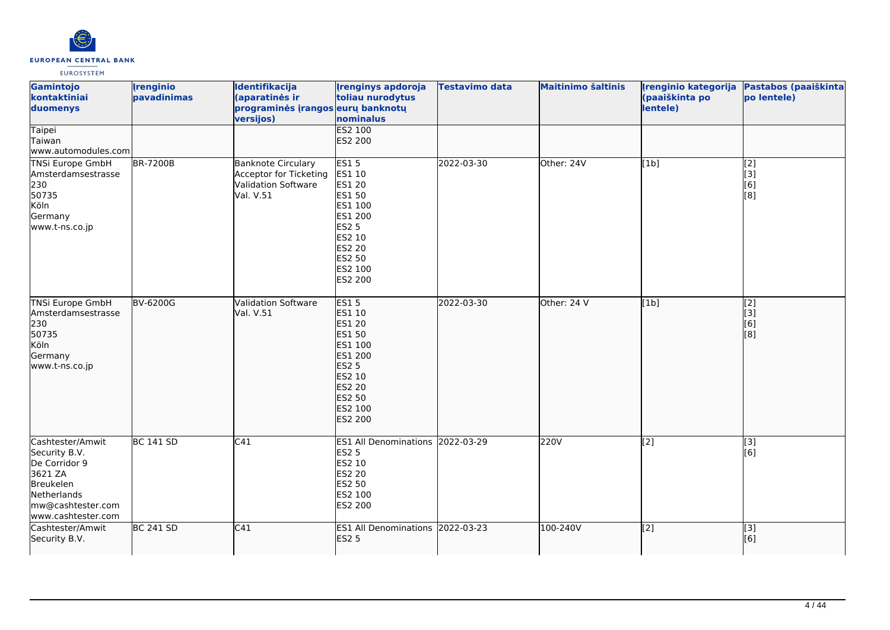| Gamintojo kontaktiniai duomenys | Įrenginio pavadinimas | Identifikacija (aparatinės ir programinės įrangos versijos) | Įrenginys apdoroja toliau nurodytus eurų banknotų nominalus | Testavimo data | Maitinimo šaltinis | Įrenginio kategorija (paaiškinta po lentele) | Pastabos (paaiškinta po lentele) |
|---|---|---|---|---|---|---|---|
| Taipei<br>Taiwan<br>www.automodules.com | | | ES2 100<br>ES2 200 | | | | |
| TNSi Europe GmbH<br>Amsterdamsestrasse 230<br>50735<br>Köln<br>Germany<br>www.t-ns.co.jp | BR-7200B | Banknote Circulary Acceptor for Ticketing Validation Software Val. V.51 | ES1 5<br>ES1 10<br>ES1 20<br>ES1 50<br>ES1 100<br>ES1 200<br>ES2 5<br>ES2 10<br>ES2 20<br>ES2 50<br>ES2 100<br>ES2 200 | 2022-03-30 | Other: 24V | [1b] | [2]<br>[3]<br>[6]<br>[8] |
| TNSi Europe GmbH<br>Amsterdamsestrasse 230<br>50735<br>Köln<br>Germany<br>www.t-ns.co.jp | BV-6200G | Validation Software Val. V.51 | ES1 5<br>ES1 10<br>ES1 20<br>ES1 50<br>ES1 100<br>ES1 200<br>ES2 5<br>ES2 10<br>ES2 20<br>ES2 50<br>ES2 100<br>ES2 200 | 2022-03-30 | Other: 24 V | [1b] | [2]<br>[3]<br>[6]<br>[8] |
| Cashtester/Amwit Security B.V.<br>De Corridor 9<br>3621 ZA<br>Breukelen<br>Netherlands<br>mw@cashtester.com<br>www.cashtester.com | BC 141 SD | C41 | ES1 All Denominations<br>ES2 5<br>ES2 10<br>ES2 20<br>ES2 50<br>ES2 100<br>ES2 200 | 2022-03-29 | 220V | [2] | [3]<br>[6] |
| Cashtester/Amwit Security B.V. | BC 241 SD | C41 | ES1 All Denominations<br>ES2 5 | 2022-03-23 | 100-240V | [2] | [3]<br>[6] |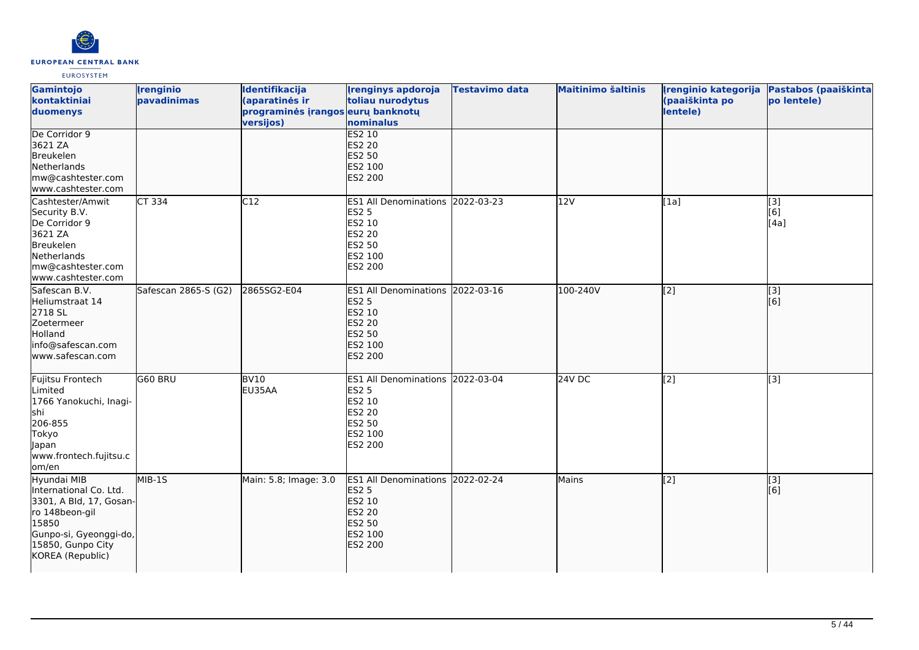| Gamintojo kontaktiniai duomenys | Įrenginio pavadinimas | Identifikacija (aparatinės ir programinės įrangos versijos) | Įrenginys apdoroja toliau nurodytus eurų banknotų nominalus | Testavimo data | Maitinimo šaltinis | Įrenginio kategorija (paaiškinta po lentele) | Pastabos (paaiškinta po lentele) |
|---|---|---|---|---|---|---|---|
| De Corridor 9<br>3621 ZA<br>Breukelen<br>Netherlands<br>mw@cashtester.com<br>www.cashtester.com | | | ES2 10<br>ES2 20<br>ES2 50<br>ES2 100<br>ES2 200 | | | | |
| Cashtester/Amwit Security B.V.<br>De Corridor 9<br>3621 ZA<br>Breukelen<br>Netherlands<br>mw@cashtester.com<br>www.cashtester.com | CT 334 | C12 | ES1 All Denominations<br>ES2 5<br>ES2 10<br>ES2 20<br>ES2 50<br>ES2 100<br>ES2 200 | 2022-03-23 | 12V | [1a] | [3]<br>[6]<br>[4a] |
| Safescan B.V.<br>Heliumstraat 14<br>2718 SL<br>Zoetermeer<br>Holland<br>info@safescan.com<br>www.safescan.com | Safescan 2865-S (G2) | 2865SG2-E04 | ES1 All Denominations<br>ES2 5<br>ES2 10<br>ES2 20<br>ES2 50<br>ES2 100<br>ES2 200 | 2022-03-16 | 100-240V | [2] | [3]<br>[6] |
| Fujitsu Frontech Limited<br>1766 Yanokuchi, Inagi-shi<br>206-855<br>Tokyo<br>Japan<br>www.frontech.fujitsu.com/en | G60 BRU | BV10<br>EU35AA | ES1 All Denominations<br>ES2 5<br>ES2 10<br>ES2 20<br>ES2 50<br>ES2 100<br>ES2 200 | 2022-03-04 | 24V DC | [2] | [3] |
| Hyundai MIB International Co. Ltd.<br>3301, A Bld, 17, Gosan-ro 148beon-gil<br>15850<br>Gunpo-si, Gyeonggi-do, 15850, Gunpo City<br>KOREA (Republic) | MIB-1S | Main: 5.8; Image: 3.0 | ES1 All Denominations<br>ES2 5<br>ES2 10<br>ES2 20<br>ES2 50<br>ES2 100<br>ES2 200 | 2022-02-24 | Mains | [2] | [3]<br>[6] |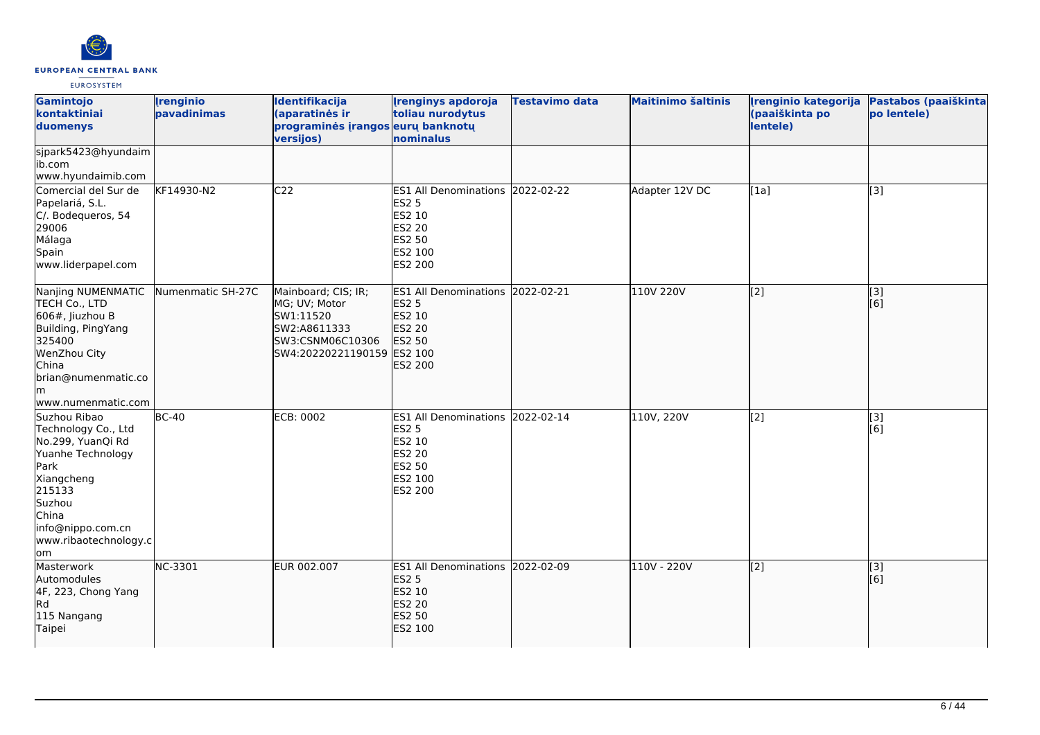| Gamintojo kontaktiniai duomenys | Įrenginio pavadinimas | Identifikacija (aparatinės ir programinės įrangos versijos) | Įrenginys apdoroja toliau nurodytus eurų banknotų nominalus | Testavimo data | Maitinimo šaltinis | Įrenginio kategorija (paaiškinta po lentele) | Pastabos (paaiškinta po lentele) |
|---|---|---|---|---|---|---|---|
| sjpark5423@hyundaimib.com<br>www.hyundaimib.com | | | | | | | |
| Comercial del Sur de Papelariá, S.L.<br>C/. Bodequeros, 54<br>29006<br>Málaga<br>Spain<br>www.liderpapel.com | KF14930-N2 | C22 | ES1 All Denominations<br>ES2 5<br>ES2 10<br>ES2 20<br>ES2 50<br>ES2 100<br>ES2 200 | 2022-02-22 | Adapter 12V DC | [1a] | [3] |
| Nanjing NUMENMATIC TECH Co., LTD<br>606#, Jiuzhou B Building, PingYang<br>325400<br>WenZhou City<br>China<br>brian@numenmatic.com<br>www.numenmatic.com | Numenmatic SH-27C | Mainboard; CIS; IR; MG; UV; Motor<br>SW1:11520<br>SW2:A8611333<br>SW3:CSNM06C10306<br>SW4:20220221190159 | ES1 All Denominations<br>ES2 5<br>ES2 10<br>ES2 20<br>ES2 50<br>ES2 100<br>ES2 200 | 2022-02-21 | 110V 220V | [2] | [3]<br>[6] |
| Suzhou Ribao Technology Co., Ltd<br>No.299, YuanQi Rd<br>Yuanhe Technology Park<br>Xiangcheng<br>215133<br>Suzhou<br>China<br>info@nippo.com.cn<br>www.ribaotechnology.com | BC-40 | ECB: 0002 | ES1 All Denominations<br>ES2 5<br>ES2 10<br>ES2 20<br>ES2 50<br>ES2 100<br>ES2 200 | 2022-02-14 | 110V, 220V | [2] | [3]<br>[6] |
| Masterwork Automodules<br>4F, 223, Chong Yang Rd<br>115 Nangang<br>Taipei | NC-3301 | EUR 002.007 | ES1 All Denominations<br>ES2 5<br>ES2 10<br>ES2 20<br>ES2 50<br>ES2 100 | 2022-02-09 | 110V - 220V | [2] | [3]<br>[6] |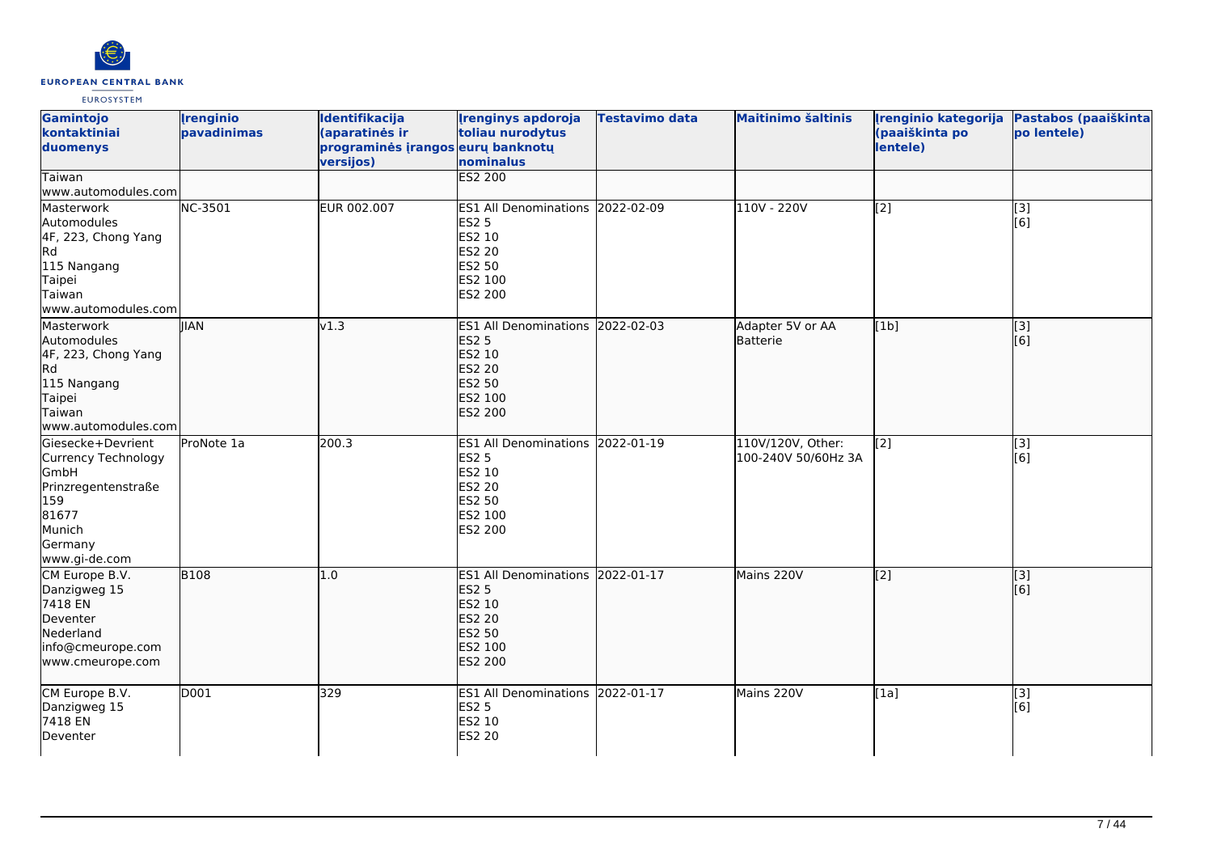| Gamintojo kontaktiniai duomenys | Įrenginio pavadinimas | Identifikacija (aparatinės ir programinės įrangos versijos) | Įrenginys apdoroja toliau nurodytus eurų banknotų nominalus | Testavimo data | Maitinimo šaltinis | Įrenginio kategorija (paaiškinta po lentele) | Pastabos (paaiškinta po lentele) |
| --- | --- | --- | --- | --- | --- | --- | --- |
| Taiwan<br>www.automodules.com | | | ES2 200 | | | | |
| Masterwork Automodules<br>4F, 223, Chong Yang Rd<br>115 Nangang<br>Taipei<br>Taiwan<br>www.automodules.com | NC-3501 | EUR 002.007 | ES1 All Denominations<br>ES2 5<br>ES2 10<br>ES2 20<br>ES2 50<br>ES2 100<br>ES2 200 | 2022-02-09 | 110V - 220V | [2] | [3]<br>[6] |
| Masterwork Automodules<br>4F, 223, Chong Yang Rd<br>115 Nangang<br>Taipei<br>Taiwan<br>www.automodules.com | JIAN | v1.3 | ES1 All Denominations<br>ES2 5<br>ES2 10<br>ES2 20<br>ES2 50<br>ES2 100<br>ES2 200 | 2022-02-03 | Adapter 5V or AA Batterie | [1b] | [3]<br>[6] |
| Giesecke+Devrient Currency Technology GmbH<br>Prinzregentenstraße 159<br>81677<br>Munich<br>Germany<br>www.gi-de.com | ProNote 1a | 200.3 | ES1 All Denominations<br>ES2 5<br>ES2 10<br>ES2 20<br>ES2 50<br>ES2 100<br>ES2 200 | 2022-01-19 | 110V/120V, Other: 100-240V 50/60Hz 3A | [2] | [3]<br>[6] |
| CM Europe B.V.<br>Danzigweg 15<br>7418 EN<br>Deventer<br>Nederland<br>info@cmeurope.com<br>www.cmeurope.com | B108 | 1.0 | ES1 All Denominations<br>ES2 5<br>ES2 10<br>ES2 20<br>ES2 50<br>ES2 100<br>ES2 200 | 2022-01-17 | Mains 220V | [2] | [3]<br>[6] |
| CM Europe B.V.<br>Danzigweg 15<br>7418 EN<br>Deventer | D001 | 329 | ES1 All Denominations<br>ES2 5<br>ES2 10<br>ES2 20 | 2022-01-17 | Mains 220V | [1a] | [3]<br>[6] |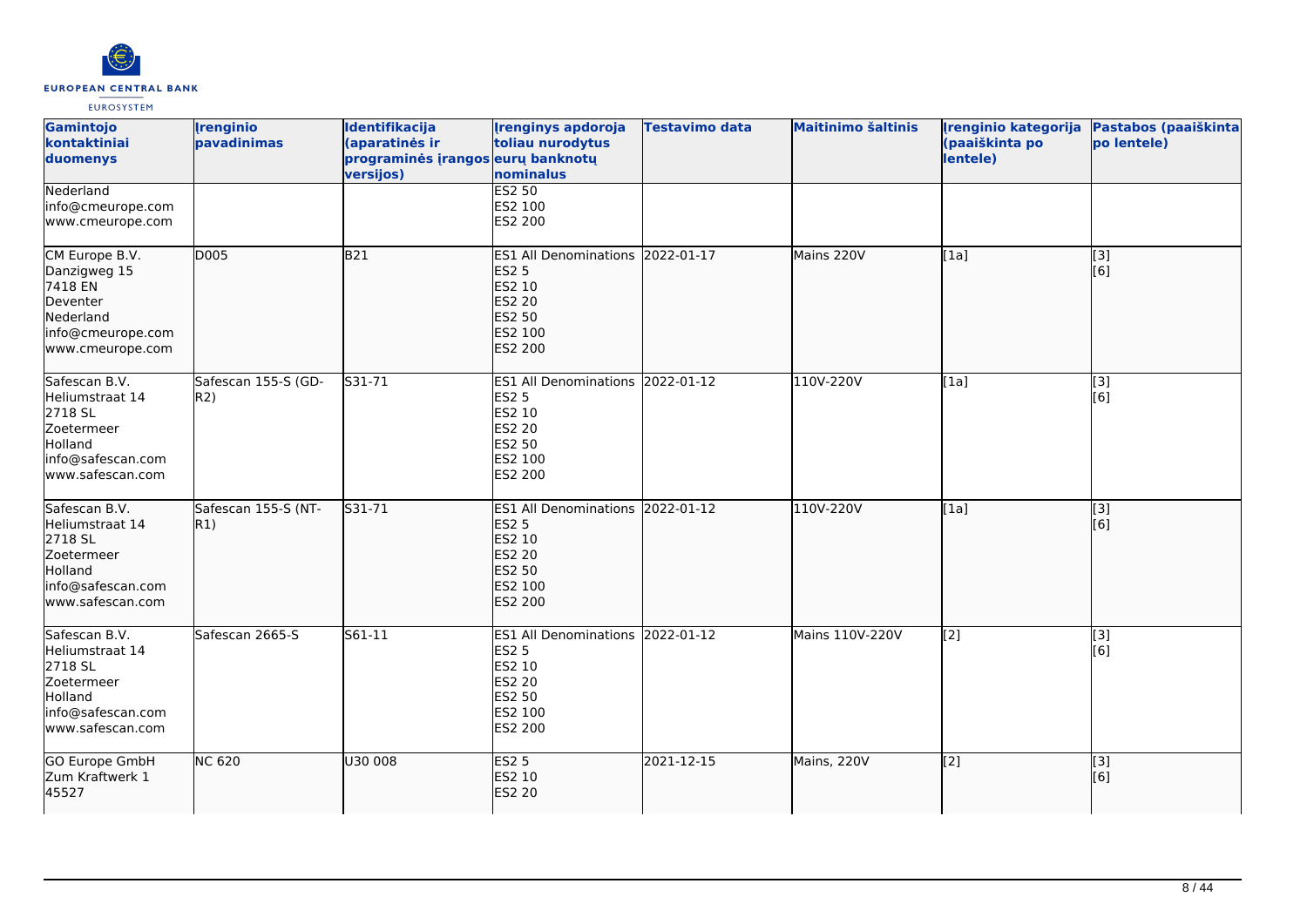| Gamintojo kontaktiniai duomenys | Įrenginio pavadinimas | Identifikacija (aparatinės ir programinės įrangos versijos) | Įrenginys apdoroja toliau nurodytus eurų banknotų nominalus | Testavimo data | Maitinimo šaltinis | Įrenginio kategorija (paaiškinta po lentele) | Pastabos (paaiškinta po lentele) |
|---|---|---|---|---|---|---|---|
| Nederland<br>info@cmeurope.com<br>www.cmeurope.com | | | ES2 50<br>ES2 100<br>ES2 200 | | | | |
| CM Europe B.V.<br>Danzigweg 15<br>7418 EN<br>Deventer<br>Nederland<br>info@cmeurope.com<br>www.cmeurope.com | D005 | B21 | ES1 All Denominations<br>ES2 5<br>ES2 10<br>ES2 20<br>ES2 50<br>ES2 100<br>ES2 200 | 2022-01-17 | Mains 220V | [1a] | [3]<br>[6] |
| Safescan B.V.<br>Heliumstraat 14<br>2718 SL<br>Zoetermeer<br>Holland<br>info@safescan.com<br>www.safescan.com | Safescan 155-S (GD-R2) | S31-71 | ES1 All Denominations<br>ES2 5<br>ES2 10<br>ES2 20<br>ES2 50<br>ES2 100<br>ES2 200 | 2022-01-12 | 110V-220V | [1a] | [3]<br>[6] |
| Safescan B.V.<br>Heliumstraat 14<br>2718 SL<br>Zoetermeer<br>Holland<br>info@safescan.com<br>www.safescan.com | Safescan 155-S (NT-R1) | S31-71 | ES1 All Denominations<br>ES2 5<br>ES2 10<br>ES2 20<br>ES2 50<br>ES2 100<br>ES2 200 | 2022-01-12 | 110V-220V | [1a] | [3]<br>[6] |
| Safescan B.V.<br>Heliumstraat 14<br>2718 SL<br>Zoetermeer<br>Holland<br>info@safescan.com<br>www.safescan.com | Safescan 2665-S | S61-11 | ES1 All Denominations<br>ES2 5<br>ES2 10<br>ES2 20<br>ES2 50<br>ES2 100<br>ES2 200 | 2022-01-12 | Mains 110V-220V | [2] | [3]<br>[6] |
| GO Europe GmbH<br>Zum Kraftwerk 1<br>45527 | NC 620 | U30 008 | ES2 5<br>ES2 10<br>ES2 20 | 2021-12-15 | Mains, 220V | [2] | [3]<br>[6] |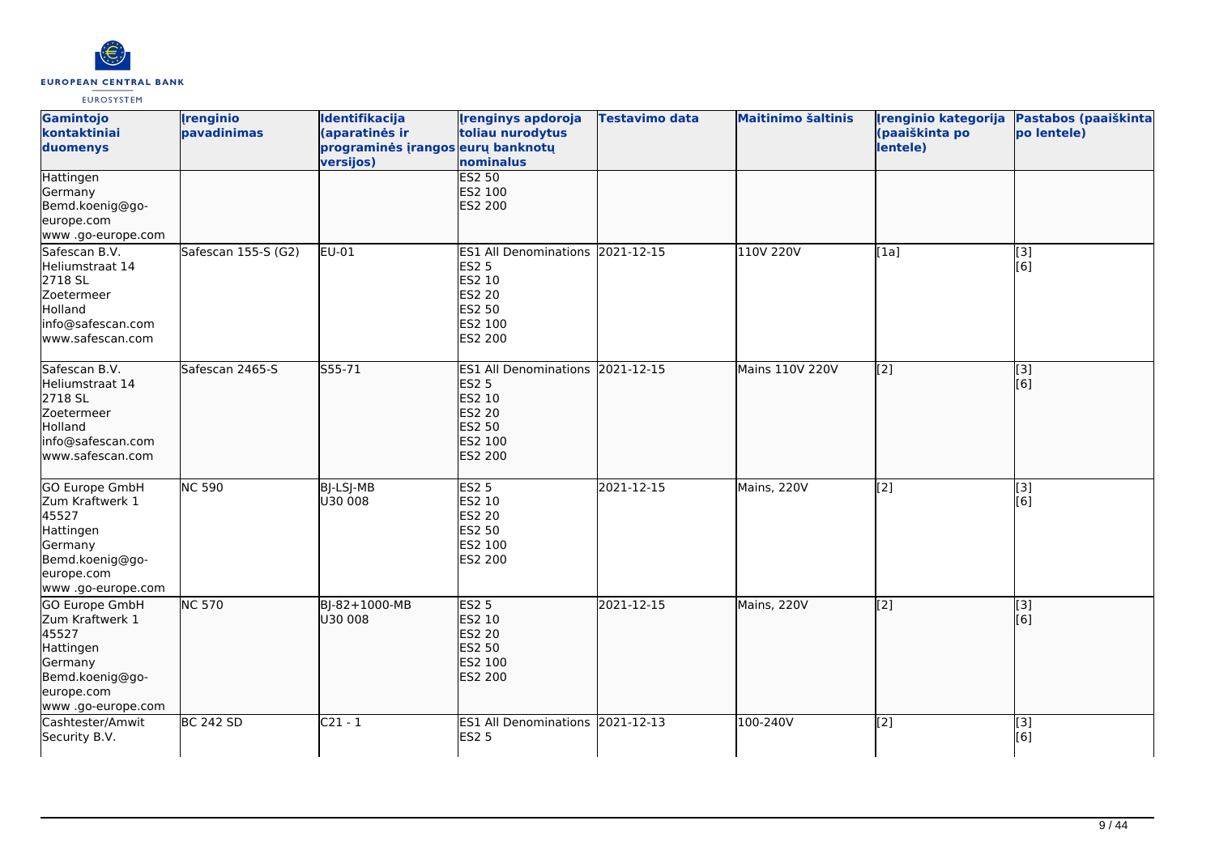| Gamintojo kontaktiniai duomenys | Įrenginio pavadinimas | Identifikacija (aparatinės ir programinės įrangos versijos) | Įrenginys apdoroja toliau nurodytus eurų banknotų nominalus | Testavimo data | Maitinimo šaltinis | Įrenginio kategorija (paaiškinta po lentele) | Pastabos (paaiškinta po lentele) |
|---|---|---|---|---|---|---|---|
| Hattingen<br>Germany<br>Bemd.koenig@go-europe.com<br>www .go-europe.com | | | ES2 50<br>ES2 100<br>ES2 200 | | | | |
| Safescan B.V.<br>Heliumstraat 14<br>2718 SL<br>Zoetermeer<br>Holland<br>info@safescan.com<br>www.safescan.com | Safescan 155-S (G2) | EU-01 | ES1 All Denominations<br>ES2 5<br>ES2 10<br>ES2 20<br>ES2 50<br>ES2 100<br>ES2 200 | 2021-12-15 | 110V 220V | [1a] | [3]<br>[6] |
| Safescan B.V.<br>Heliumstraat 14<br>2718 SL<br>Zoetermeer<br>Holland<br>info@safescan.com<br>www.safescan.com | Safescan 2465-S | S55-71 | ES1 All Denominations<br>ES2 5<br>ES2 10<br>ES2 20<br>ES2 50<br>ES2 100<br>ES2 200 | 2021-12-15 | Mains 110V 220V | [2] | [3]<br>[6] |
| GO Europe GmbH<br>Zum Kraftwerk 1<br>45527<br>Hattingen<br>Germany<br>Bemd.koenig@go-europe.com<br>www .go-europe.com | NC 590 | BJ-LSJ-MB<br>U30 008 | ES2 5<br>ES2 10<br>ES2 20<br>ES2 50<br>ES2 100<br>ES2 200 | 2021-12-15 | Mains, 220V | [2] | [3]<br>[6] |
| GO Europe GmbH<br>Zum Kraftwerk 1<br>45527<br>Hattingen<br>Germany<br>Bemd.koenig@go-europe.com<br>www .go-europe.com | NC 570 | BJ-82+1000-MB<br>U30 008 | ES2 5<br>ES2 10<br>ES2 20<br>ES2 50<br>ES2 100<br>ES2 200 | 2021-12-15 | Mains, 220V | [2] | [3]<br>[6] |
| Cashtester/Amwit Security B.V. | BC 242 SD | C21 - 1 | ES1 All Denominations<br>ES2 5 | 2021-12-13 | 100-240V | [2] | [3]<br>[6] |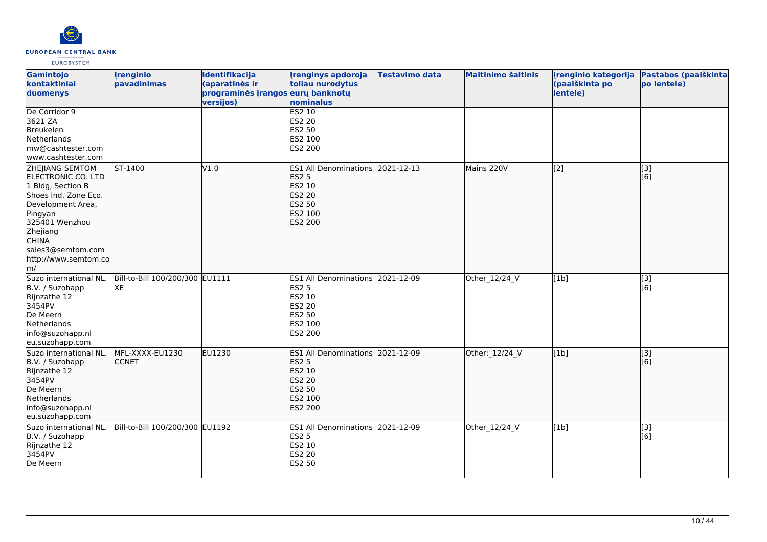| Gamintojo kontaktiniai duomenys | Įrenginio pavadinimas | Identifikacija (aparatinės ir programinės įrangos versijos) | Įrenginys apdoroja toliau nurodytus eurų banknotų nominalus | Testavimo data | Maitinimo šaltinis | Įrenginio kategorija (paaiškinta po lentele) | Pastabos (paaiškinta po lentele) |
|---|---|---|---|---|---|---|---|
| De Corridor 9<br>3621 ZA<br>Breukelen<br>Netherlands<br>mw@cashtester.com<br>www.cashtester.com | | | ES2 10<br>ES2 20<br>ES2 50<br>ES2 100<br>ES2 200 | | | | |
| ZHEJIANG SEMTOM ELECTRONIC CO. LTD<br>1 Bldg, Section B<br>Shoes Ind. Zone Eco. Development Area, Pingyan<br>325401 Wenzhou<br>Zhejiang<br>CHINA<br>sales3@semtom.com<br>http://www.semtom.com/ | ST-1400 | V1.0 | ES1 All Denominations<br>ES2 5<br>ES2 10<br>ES2 20<br>ES2 50<br>ES2 100<br>ES2 200 | 2021-12-13 | Mains 220V | [2] | [3]<br>[6] |
| Suzo international NL. B.V. / Suzohapp<br>Rijnzathe 12<br>3454PV<br>De Meern<br>Netherlands<br>info@suzohapp.nl<br>eu.suzohapp.com | Bill-to-Bill 100/200/300 XE | EU1111 | ES1 All Denominations<br>ES2 5<br>ES2 10<br>ES2 20<br>ES2 50<br>ES2 100<br>ES2 200 | 2021-12-09 | Other_12/24_V | [1b] | [3]<br>[6] |
| Suzo international NL. B.V. / Suzohapp<br>Rijnzathe 12<br>3454PV<br>De Meern<br>Netherlands<br>info@suzohapp.nl<br>eu.suzohapp.com | MFL-XXXX-EU1230 CCNET | EU1230 | ES1 All Denominations<br>ES2 5<br>ES2 10<br>ES2 20<br>ES2 50<br>ES2 100<br>ES2 200 | 2021-12-09 | Other:_12/24_V | [1b] | [3]<br>[6] |
| Suzo international NL. B.V. / Suzohapp<br>Rijnzathe 12<br>3454PV<br>De Meern | Bill-to-Bill 100/200/300 | EU1192 | ES1 All Denominations<br>ES2 5<br>ES2 10<br>ES2 20<br>ES2 50 | 2021-12-09 | Other_12/24_V | [1b] | [3]<br>[6] |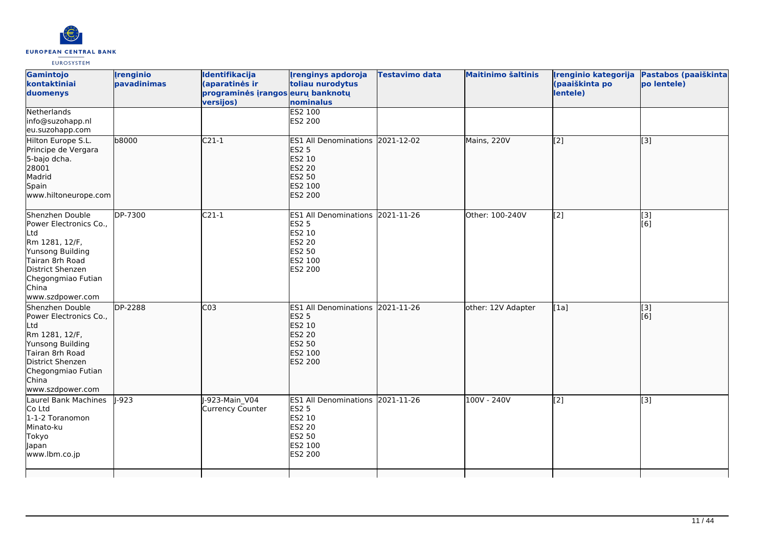| Gamintojo kontaktiniai duomenys | Įrenginio pavadinimas | Identifikacija (aparatinės ir programinės įrangos versijos) | Įrenginys apdoroja toliau nurodytus eurų banknotų nominalus | Testavimo data | Maitinimo šaltinis | Įrenginio kategorija (paaiškinta po lentele) | Pastabos (paaiškinta po lentele) |
|---|---|---|---|---|---|---|---|
| Netherlands<br>info@suzohapp.nl<br>eu.suzohapp.com | | | ES2 100<br>ES2 200 | | | | |
| Hilton Europe S.L.<br>Principe de Vergara<br>5-bajo dcha.<br>28001<br>Madrid<br>Spain<br>www.hiltoneurope.com | b8000 | C21-1 | ES1 All Denominations<br>ES2 5<br>ES2 10<br>ES2 20<br>ES2 50<br>ES2 100<br>ES2 200 | 2021-12-02 | Mains, 220V | [2] | [3] |
| Shenzhen Double Power Electronics Co., Ltd<br>Rm 1281, 12/F,<br>Yunsong Building<br>Tairan 8rh Road<br>District Shenzen<br>Chegongmiao Futian<br>China<br>www.szdpower.com | DP-7300 | C21-1 | ES1 All Denominations<br>ES2 5<br>ES2 10<br>ES2 20<br>ES2 50<br>ES2 100<br>ES2 200 | 2021-11-26 | Other: 100-240V | [2] | [3]<br>[6] |
| Shenzhen Double Power Electronics Co., Ltd<br>Rm 1281, 12/F,<br>Yunsong Building<br>Tairan 8rh Road<br>District Shenzen<br>Chegongmiao Futian<br>China<br>www.szdpower.com | DP-2288 | C03 | ES1 All Denominations<br>ES2 5<br>ES2 10<br>ES2 20<br>ES2 50<br>ES2 100<br>ES2 200 | 2021-11-26 | other: 12V Adapter | [1a] | [3]<br>[6] |
| Laurel Bank Machines Co Ltd<br>1-1-2 Toranomon<br>Minato-ku<br>Tokyo<br>Japan<br>www.lbm.co.jp | J-923 | J-923-Main_V04<br>Currency Counter | ES1 All Denominations<br>ES2 5<br>ES2 10<br>ES2 20<br>ES2 50<br>ES2 100<br>ES2 200 | 2021-11-26 | 100V - 240V | [2] | [3] |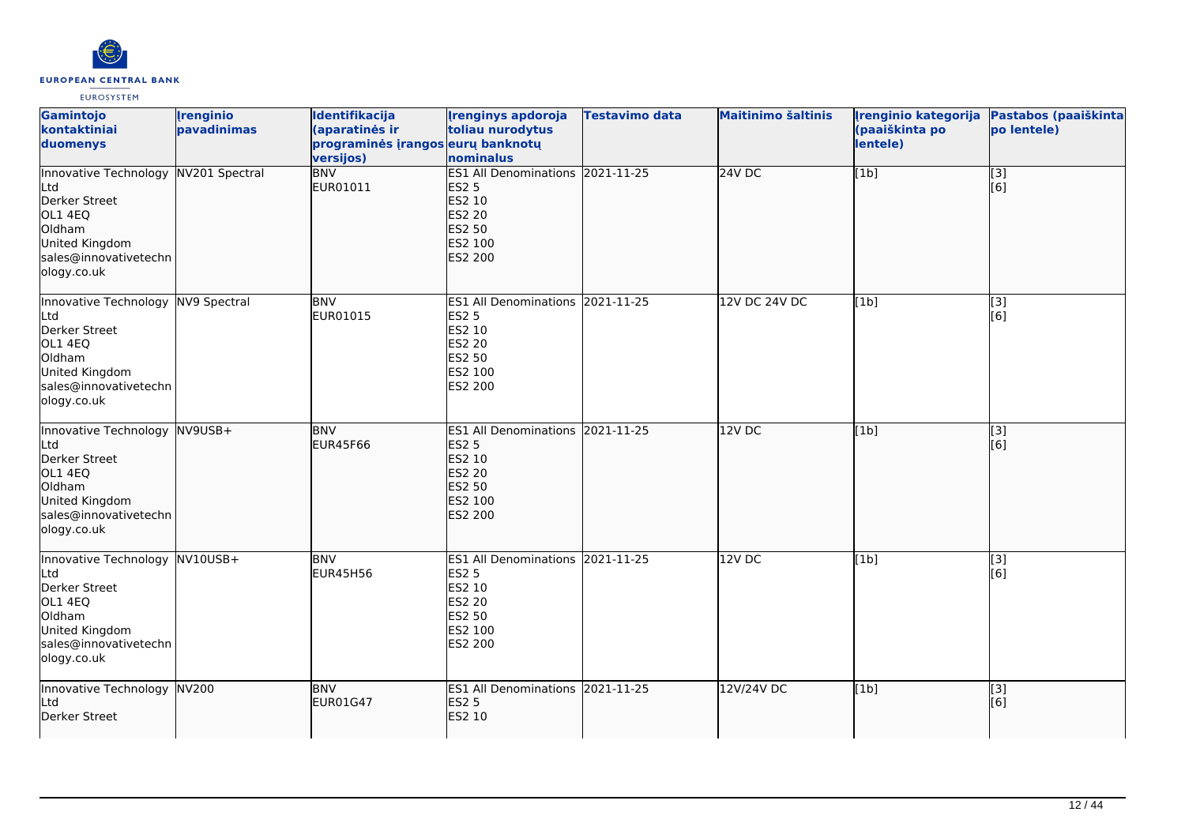| Gamintojo kontaktiniai duomenys | Įrenginio pavadinimas | Identifikacija (aparatinės ir programinės įrangos versijos) | Įrenginys apdoroja toliau nurodytus eurų banknotų nominalus | Testavimo data | Maitinimo šaltinis | Įrenginio kategorija (paaiškinta po lentele) | Pastabos (paaiškinta po lentele) |
|---|---|---|---|---|---|---|---|
| Innovative Technology Ltd<br>Derker Street<br>OL1 4EQ<br>Oldham<br>United Kingdom<br>sales@innovativetechnology.co.uk | NV201 Spectral | BNV<br>EUR01011 | ES1 All Denominations<br>ES2 5<br>ES2 10<br>ES2 20<br>ES2 50<br>ES2 100<br>ES2 200 | 2021-11-25 | 24V DC | [1b] | [3]<br>[6] |
| Innovative Technology Ltd<br>Derker Street<br>OL1 4EQ<br>Oldham<br>United Kingdom<br>sales@innovativetechnology.co.uk | NV9 Spectral | BNV<br>EUR01015 | ES1 All Denominations<br>ES2 5<br>ES2 10<br>ES2 20<br>ES2 50<br>ES2 100<br>ES2 200 | 2021-11-25 | 12V DC 24V DC | [1b] | [3]<br>[6] |
| Innovative Technology Ltd<br>Derker Street<br>OL1 4EQ<br>Oldham<br>United Kingdom<br>sales@innovativetechnology.co.uk | NV9USB+ | BNV<br>EUR45F66 | ES1 All Denominations<br>ES2 5<br>ES2 10<br>ES2 20<br>ES2 50<br>ES2 100<br>ES2 200 | 2021-11-25 | 12V DC | [1b] | [3]<br>[6] |
| Innovative Technology Ltd<br>Derker Street<br>OL1 4EQ<br>Oldham<br>United Kingdom<br>sales@innovativetechnology.co.uk | NV10USB+ | BNV<br>EUR45H56 | ES1 All Denominations<br>ES2 5<br>ES2 10<br>ES2 20<br>ES2 50<br>ES2 100<br>ES2 200 | 2021-11-25 | 12V DC | [1b] | [3]<br>[6] |
| Innovative Technology Ltd<br>Derker Street | NV200 | BNV<br>EUR01G47 | ES1 All Denominations<br>ES2 5<br>ES2 10 | 2021-11-25 | 12V/24V DC | [1b] | [3]<br>[6] |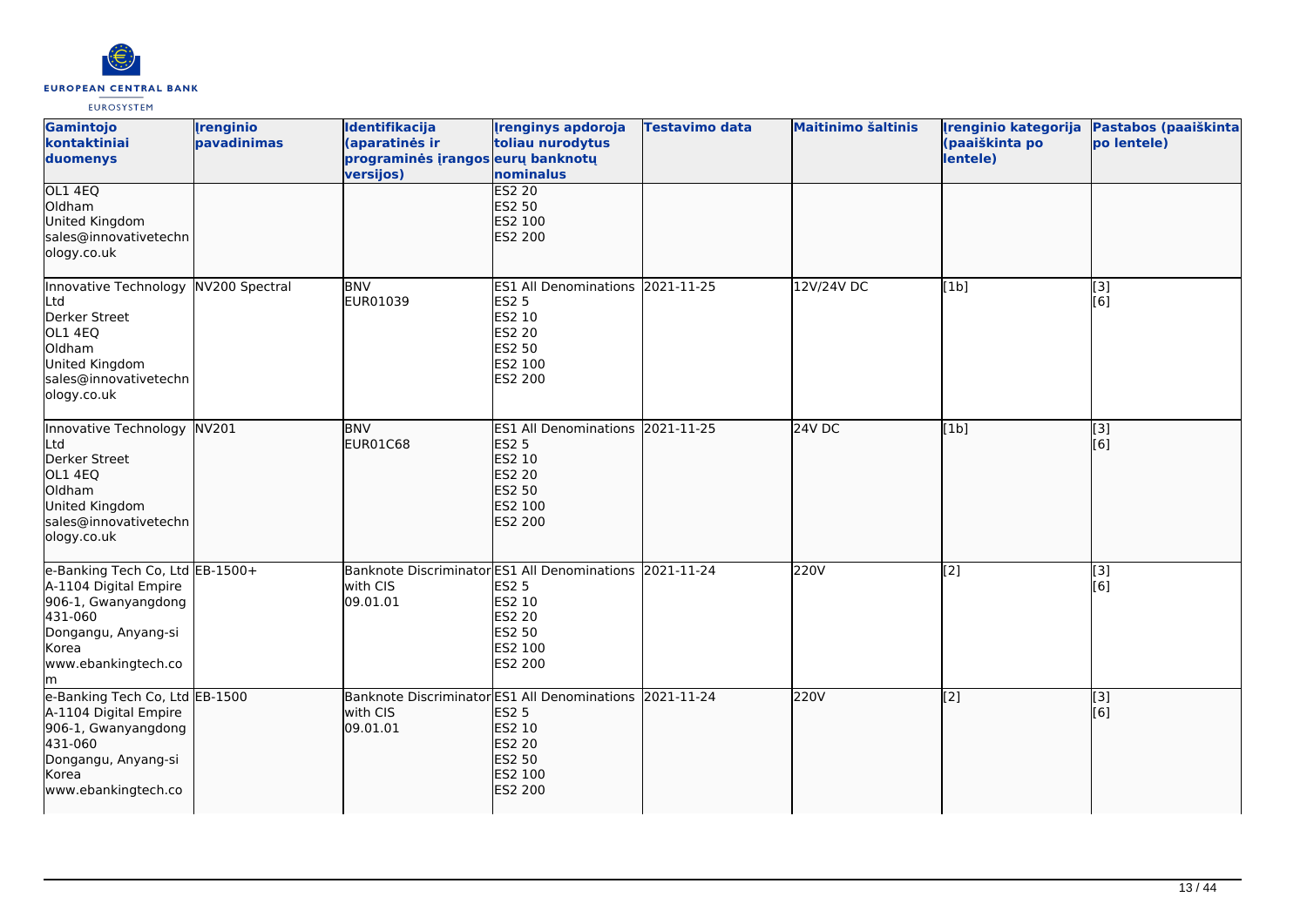| Gamintojo kontaktiniai duomenys | Įrenginio pavadinimas | Identifikacija (aparatinės ir programinės įrangos versijos) | Įrenginys apdoroja toliau nurodytus eurų banknotų nominalus | Testavimo data | Maitinimo šaltinis | Įrenginio kategorija (paaiškinta po lentele) | Pastabos (paaiškinta po lentele) |
|---|---|---|---|---|---|---|---|
| OL1 4EQ<br>Oldham<br>United Kingdom<br>sales@innovativetechnology.co.uk | | | ES2 20<br>ES2 50<br>ES2 100<br>ES2 200 | | | | |
| Innovative Technology Ltd<br>Derker Street<br>OL1 4EQ<br>Oldham<br>United Kingdom<br>sales@innovativetechnology.co.uk | NV200 Spectral | BNV<br>EUR01039 | ES1 All Denominations<br>ES2 5<br>ES2 10<br>ES2 20<br>ES2 50<br>ES2 100<br>ES2 200 | 2021-11-25 | 12V/24V DC | [1b] | [3]<br>[6] |
| Innovative Technology Ltd<br>Derker Street<br>OL1 4EQ<br>Oldham<br>United Kingdom<br>sales@innovativetechnology.co.uk | NV201 | BNV<br>EUR01C68 | ES1 All Denominations<br>ES2 5<br>ES2 10<br>ES2 20<br>ES2 50<br>ES2 100<br>ES2 200 | 2021-11-25 | 24V DC | [1b] | [3]<br>[6] |
| e-Banking Tech Co, Ltd<br>A-1104 Digital Empire<br>906-1, Gwanyangdong<br>431-060<br>Dongangu, Anyang-si<br>Korea<br>www.ebankingtech.com | EB-1500+ | Banknote Discriminator with CIS<br>09.01.01 | ES1 All Denominations<br>ES2 5<br>ES2 10<br>ES2 20<br>ES2 50<br>ES2 100<br>ES2 200 | 2021-11-24 | 220V | [2] | [3]<br>[6] |
| e-Banking Tech Co, Ltd<br>A-1104 Digital Empire<br>906-1, Gwanyangdong<br>431-060<br>Dongangu, Anyang-si<br>Korea<br>www.ebankingtech.co | EB-1500 | Banknote Discriminator with CIS<br>09.01.01 | ES1 All Denominations<br>ES2 5<br>ES2 10<br>ES2 20<br>ES2 50<br>ES2 100<br>ES2 200 | 2021-11-24 | 220V | [2] | [3]<br>[6] |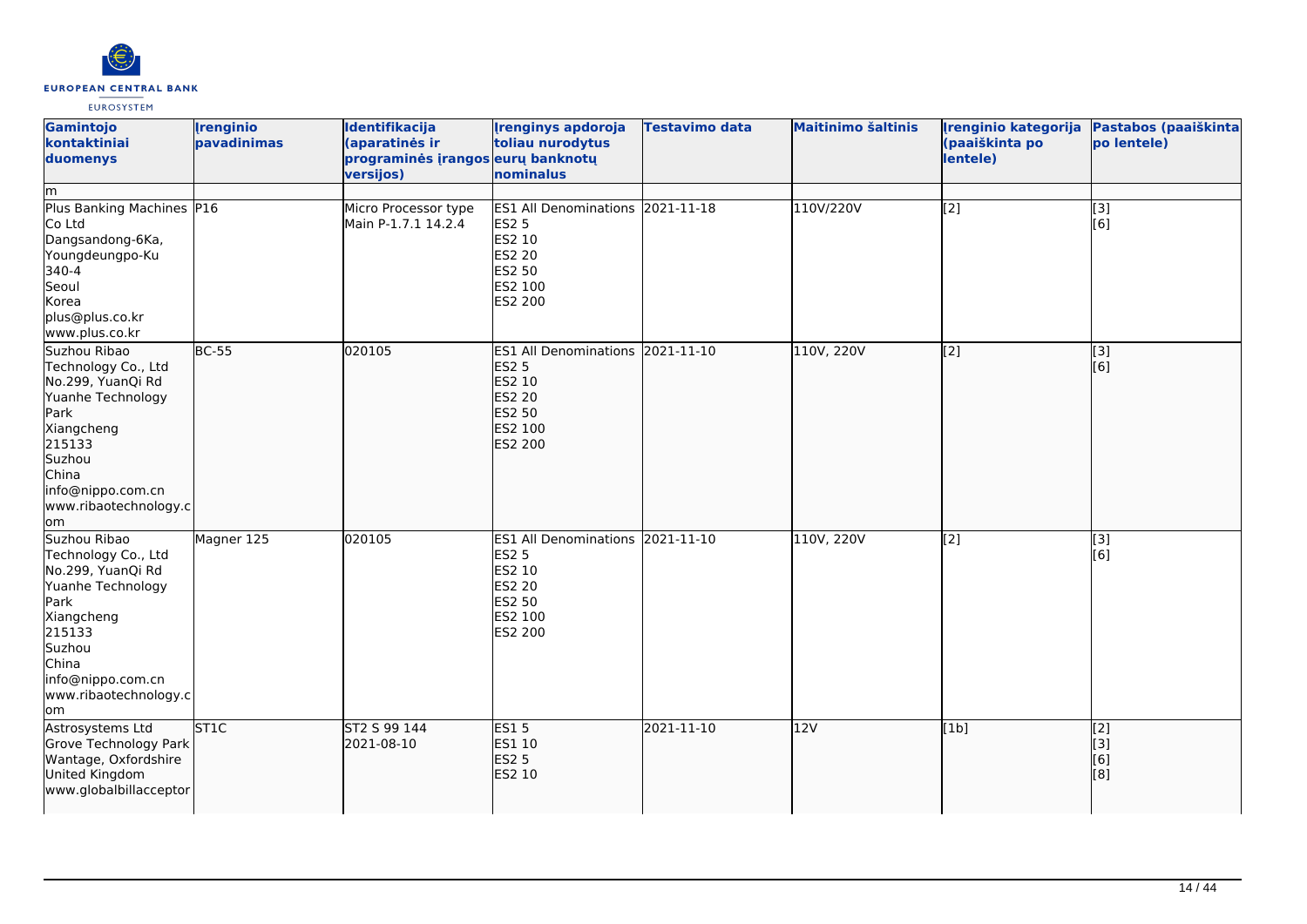| Gamintojo kontaktiniai duomenys | Įrenginio pavadinimas | Identifikacija (aparatinės ir programinės įrangos versijos) | Įrenginys apdoroja toliau nurodytus eurų banknotų nominalus | Testavimo data | Maitinimo šaltinis | Įrenginio kategorija (paaiškinta po lentele) | Pastabos (paaiškinta po lentele) |
|---|---|---|---|---|---|---|---|
| m | | | | | | | |
| Plus Banking Machines Co Ltd<br>Dangsandong-6Ka, Youngdeungpo-Ku<br>340-4<br>Seoul<br>Korea<br>plus@plus.co.kr<br>www.plus.co.kr | P16 | Micro Processor type Main P-1.7.1 14.2.4 | ES1 All Denominations<br>ES2 5<br>ES2 10<br>ES2 20<br>ES2 50<br>ES2 100<br>ES2 200 | 2021-11-18 | 110V/220V | [2] | [3]<br>[6] |
| Suzhou Ribao Technology Co., Ltd<br>No.299, YuanQi Rd<br>Yuanhe Technology Park<br>Xiangcheng<br>215133<br>Suzhou<br>China<br>info@nippo.com.cn<br>www.ribaotechnology.com | BC-55 | 020105 | ES1 All Denominations<br>ES2 5<br>ES2 10<br>ES2 20<br>ES2 50<br>ES2 100<br>ES2 200 | 2021-11-10 | 110V, 220V | [2] | [3]<br>[6] |
| Suzhou Ribao Technology Co., Ltd<br>No.299, YuanQi Rd<br>Yuanhe Technology Park<br>Xiangcheng<br>215133<br>Suzhou<br>China<br>info@nippo.com.cn<br>www.ribaotechnology.com | Magner 125 | 020105 | ES1 All Denominations<br>ES2 5<br>ES2 10<br>ES2 20<br>ES2 50<br>ES2 100<br>ES2 200 | 2021-11-10 | 110V, 220V | [2] | [3]<br>[6] |
| Astrosystems Ltd<br>Grove Technology Park<br>Wantage, Oxfordshire<br>United Kingdom<br>www.globalbillacceptor | ST1C | ST2 S 99 144<br>2021-08-10 | ES1 5<br>ES1 10<br>ES2 5<br>ES2 10 | 2021-11-10 | 12V | [1b] | [2]<br>[3]<br>[6]<br>[8] |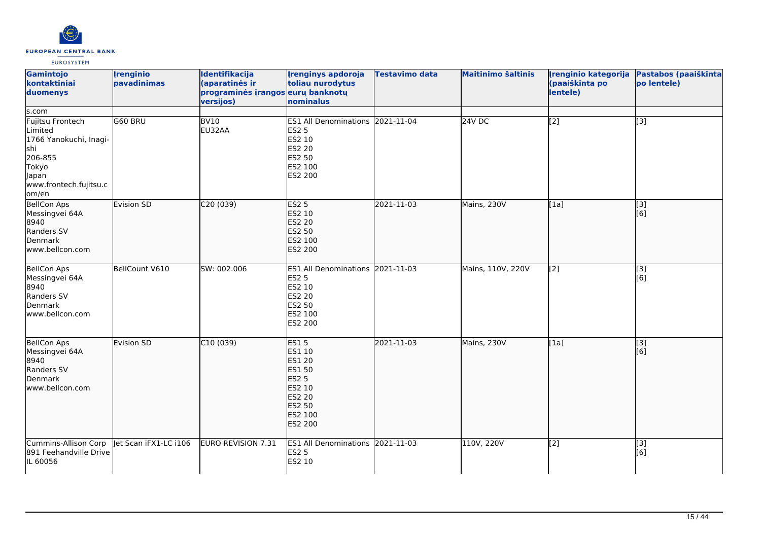| Gamintojo kontaktiniai duomenys | Įrenginio pavadinimas | Identifikacija (aparatinės ir programinės įrangos versijos) | Įrenginys apdoroja toliau nurodytus eurų banknotų nominalus | Testavimo data | Maitinimo šaltinis | Įrenginio kategorija (paaiškinta po lentele) | Pastabos (paaiškinta po lentele) |
|---|---|---|---|---|---|---|---|
| s.com | | | | | | | |
| Fujitsu Frontech Limited<br>1766 Yanokuchi, Inagi-shi<br>206-855<br>Tokyo<br>Japan<br>www.frontech.fujitsu.com/en | G60 BRU | BV10<br>EU32AA | ES1 All Denominations<br>ES2 5<br>ES2 10<br>ES2 20<br>ES2 50<br>ES2 100<br>ES2 200 | 2021-11-04 | 24V DC | [2] | [3] |
| BellCon Aps<br>Messingvei 64A<br>8940<br>Randers SV<br>Denmark<br>www.bellcon.com | Evision SD | C20 (039) | ES2 5<br>ES2 10<br>ES2 20<br>ES2 50<br>ES2 100<br>ES2 200 | 2021-11-03 | Mains, 230V | [1a] | [3]<br>[6] |
| BellCon Aps<br>Messingvei 64A<br>8940<br>Randers SV<br>Denmark<br>www.bellcon.com | BellCount V610 | SW: 002.006 | ES1 All Denominations<br>ES2 5<br>ES2 10<br>ES2 20<br>ES2 50<br>ES2 100<br>ES2 200 | 2021-11-03 | Mains, 110V, 220V | [2] | [3]<br>[6] |
| BellCon Aps<br>Messingvei 64A<br>8940<br>Randers SV<br>Denmark<br>www.bellcon.com | Evision SD | C10 (039) | ES1 5<br>ES1 10<br>ES1 20<br>ES1 50<br>ES2 5<br>ES2 10<br>ES2 20<br>ES2 50<br>ES2 100<br>ES2 200 | 2021-11-03 | Mains, 230V | [1a] | [3]<br>[6] |
| Cummins-Allison Corp<br>891 Feehandville Drive<br>IL 60056 | Jet Scan iFX1-LC i106 | EURO REVISION 7.31 | ES1 All Denominations<br>ES2 5<br>ES2 10 | 2021-11-03 | 110V, 220V | [2] | [3]<br>[6] |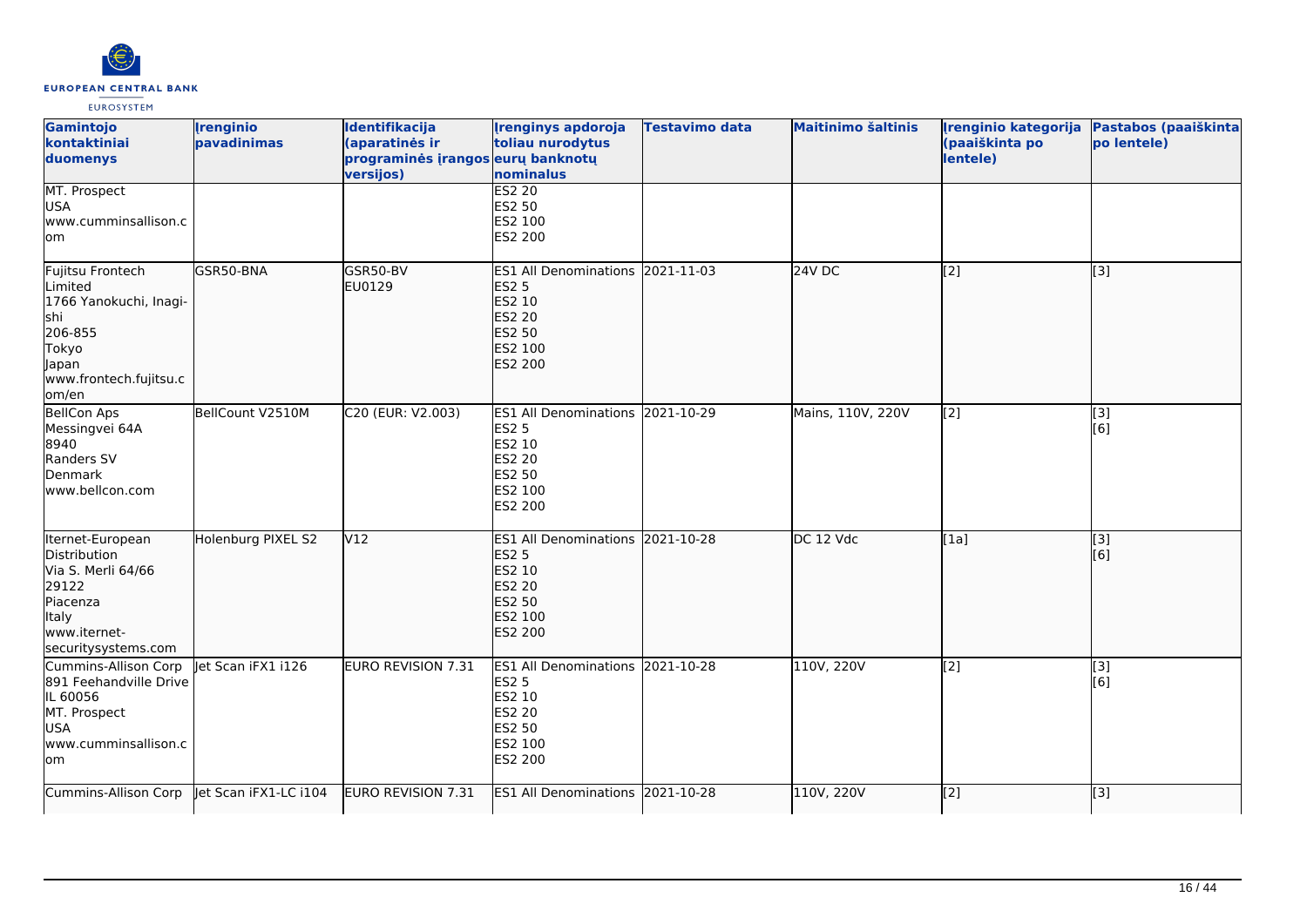| Gamintojo kontaktiniai duomenys | Įrenginio pavadinimas | Identifikacija (aparatinės ir programinės įrangos versijos) | Įrenginys apdoroja toliau nurodytus eurų banknotų nominalus | Testavimo data | Maitinimo šaltinis | Įrenginio kategorija (paaiškinta po lentele) | Pastabos (paaiškinta po lentele) |
|---|---|---|---|---|---|---|---|
| MT. Prospect<br>USA<br>www.cumminsallison.com | | | ES2 20<br>ES2 50<br>ES2 100<br>ES2 200 | | | | |
| Fujitsu Frontech Limited<br>1766 Yanokuchi, Inagi-shi<br>206-855<br>Tokyo<br>Japan<br>www.frontech.fujitsu.com/en | GSR50-BNA | GSR50-BV<br>EU0129 | ES1 All Denominations<br>ES2 5<br>ES2 10<br>ES2 20<br>ES2 50<br>ES2 100<br>ES2 200 | 2021-11-03 | 24V DC | [2] | [3] |
| BellCon Aps<br>Messingvei 64A<br>8940<br>Randers SV<br>Denmark<br>www.bellcon.com | BellCount V2510M | C20 (EUR: V2.003) | ES1 All Denominations<br>ES2 5<br>ES2 10<br>ES2 20<br>ES2 50<br>ES2 100<br>ES2 200 | 2021-10-29 | Mains, 110V, 220V | [2] | [3]<br>[6] |
| Iternet-European Distribution<br>Via S. Merli 64/66<br>29122<br>Piacenza<br>Italy<br>www.iternet-securitysystems.com | Holenburg PIXEL S2 | V12 | ES1 All Denominations<br>ES2 5<br>ES2 10<br>ES2 20<br>ES2 50<br>ES2 100<br>ES2 200 | 2021-10-28 | DC 12 Vdc | [1a] | [3]<br>[6] |
| Cummins-Allison Corp<br>891 Feehandville Drive<br>IL 60056<br>MT. Prospect<br>USA<br>www.cumminsallison.com | Jet Scan iFX1 i126 | EURO REVISION 7.31 | ES1 All Denominations<br>ES2 5<br>ES2 10<br>ES2 20<br>ES2 50<br>ES2 100<br>ES2 200 | 2021-10-28 | 110V, 220V | [2] | [3]<br>[6] |
| Cummins-Allison Corp | Jet Scan iFX1-LC i104 | EURO REVISION 7.31 | ES1 All Denominations | 2021-10-28 | 110V, 220V | [2] | [3] |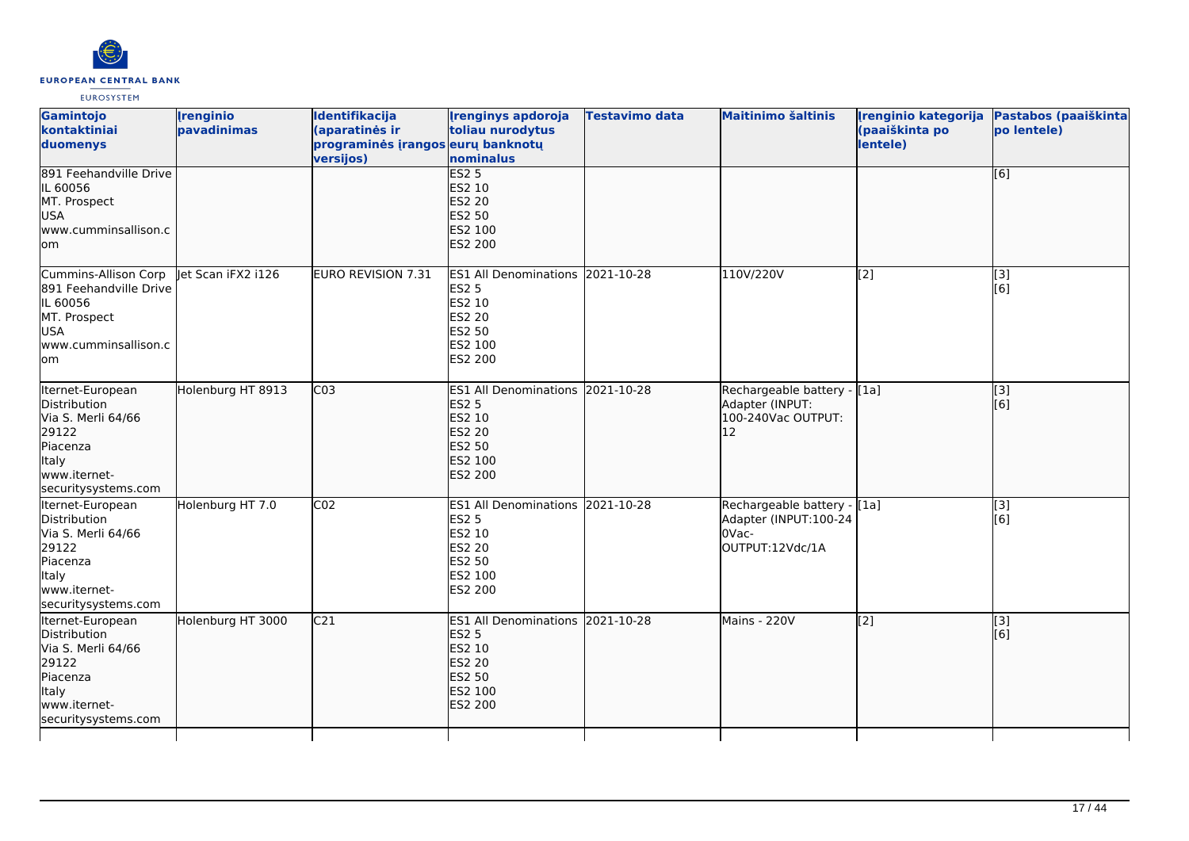| Gamintojo kontaktiniai duomenys | Įrenginio pavadinimas | Identifikacija (aparatinės ir programinės įrangos versijos) | Įrenginys apdoroja toliau nurodytus eurų banknotų nominalus | Testavimo data | Maitinimo šaltinis | Įrenginio kategorija (paaiškinta po lentele) | Pastabos (paaiškinta po lentele) |
|---|---|---|---|---|---|---|---|
| 891 Feehandville Drive<br>IL 60056<br>MT. Prospect<br>USA<br>www.cumminsallison.com | | | ES2 5<br>ES2 10<br>ES2 20<br>ES2 50<br>ES2 100<br>ES2 200 | | | | [6] |
| Cummins-Allison Corp<br>891 Feehandville Drive<br>IL 60056<br>MT. Prospect<br>USA<br>www.cumminsallison.com | Jet Scan iFX2 i126 | EURO REVISION 7.31 | ES1 All Denominations<br>ES2 5<br>ES2 10<br>ES2 20<br>ES2 50<br>ES2 100<br>ES2 200 | 2021-10-28 | 110V/220V | [2] | [3]<br>[6] |
| Iternet-European Distribution<br>Via S. Merli 64/66<br>29122<br>Piacenza<br>Italy<br>www.iternet-securitysystems.com | Holenburg HT 8913 | C03 | ES1 All Denominations<br>ES2 5<br>ES2 10<br>ES2 20<br>ES2 50<br>ES2 100<br>ES2 200 | 2021-10-28 | Rechargeable battery - Adapter (INPUT: 100-240Vac OUTPUT: 12 | [1a] | [3]<br>[6] |
| Iternet-European Distribution<br>Via S. Merli 64/66<br>29122<br>Piacenza<br>Italy<br>www.iternet-securitysystems.com | Holenburg HT 7.0 | C02 | ES1 All Denominations<br>ES2 5<br>ES2 10<br>ES2 20<br>ES2 50<br>ES2 100<br>ES2 200 | 2021-10-28 | Rechargeable battery - Adapter (INPUT:100-240Vac-OUTPUT:12Vdc/1A | [1a] | [3]<br>[6] |
| Iternet-European Distribution<br>Via S. Merli 64/66<br>29122<br>Piacenza<br>Italy<br>www.iternet-securitysystems.com | Holenburg HT 3000 | C21 | ES1 All Denominations<br>ES2 5<br>ES2 10<br>ES2 20<br>ES2 50<br>ES2 100<br>ES2 200 | 2021-10-28 | Mains - 220V | [2] | [3]<br>[6] |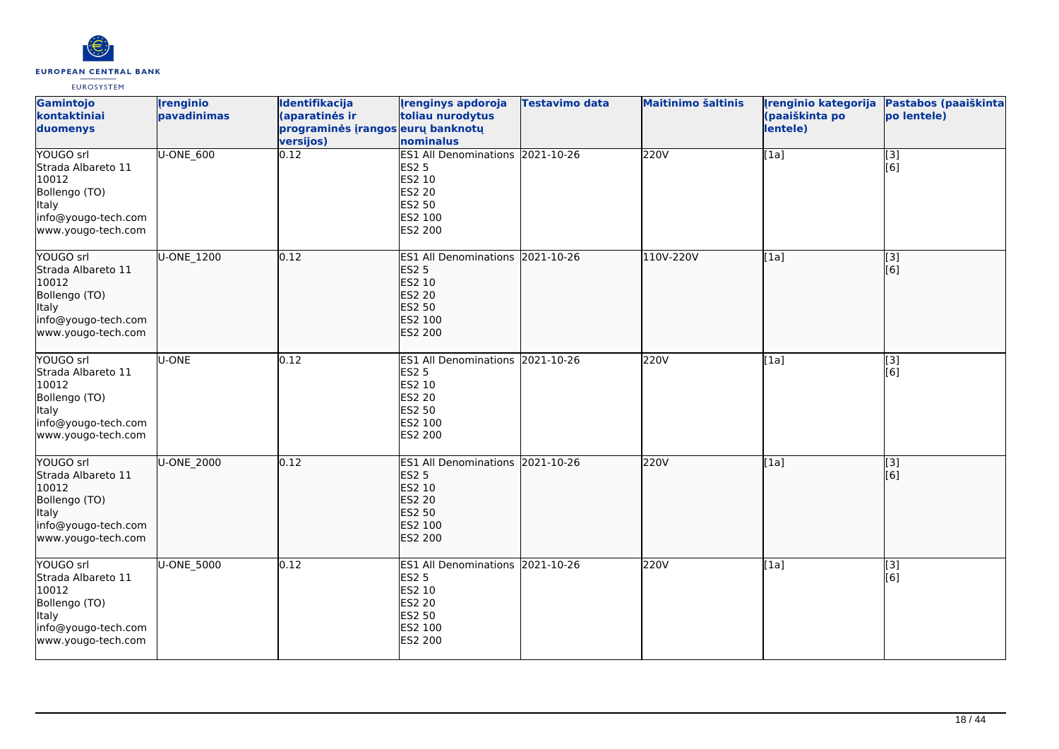| Gamintojo kontaktiniai duomenys | Įrenginio pavadinimas | Identifikacija (aparatinės ir programinės įrangos versijos) | Įrenginys apdoroja toliau nurodytus eurų banknotų nominalus | Testavimo data | Maitinimo šaltinis | Įrenginio kategorija (paaiškinta po lentele) | Pastabos (paaiškinta po lentele) |
|---|---|---|---|---|---|---|---|
| YOUGO srl<br>Strada Albareto 11<br>10012<br>Bollengo (TO)<br>Italy<br>info@yougo-tech.com<br>www.yougo-tech.com | U-ONE_600 | 0.12 | ES1 All Denominations<br>ES2 5<br>ES2 10<br>ES2 20<br>ES2 50<br>ES2 100<br>ES2 200 | 2021-10-26 | 220V | [1a] | [3]<br>[6] |
| YOUGO srl<br>Strada Albareto 11<br>10012<br>Bollengo (TO)<br>Italy<br>info@yougo-tech.com<br>www.yougo-tech.com | U-ONE_1200 | 0.12 | ES1 All Denominations<br>ES2 5<br>ES2 10<br>ES2 20<br>ES2 50<br>ES2 100<br>ES2 200 | 2021-10-26 | 110V-220V | [1a] | [3]<br>[6] |
| YOUGO srl<br>Strada Albareto 11<br>10012<br>Bollengo (TO)<br>Italy<br>info@yougo-tech.com<br>www.yougo-tech.com | U-ONE | 0.12 | ES1 All Denominations<br>ES2 5<br>ES2 10<br>ES2 20<br>ES2 50<br>ES2 100<br>ES2 200 | 2021-10-26 | 220V | [1a] | [3]<br>[6] |
| YOUGO srl<br>Strada Albareto 11<br>10012<br>Bollengo (TO)<br>Italy<br>info@yougo-tech.com<br>www.yougo-tech.com | U-ONE_2000 | 0.12 | ES1 All Denominations<br>ES2 5<br>ES2 10<br>ES2 20<br>ES2 50<br>ES2 100<br>ES2 200 | 2021-10-26 | 220V | [1a] | [3]<br>[6] |
| YOUGO srl<br>Strada Albareto 11<br>10012<br>Bollengo (TO)<br>Italy<br>info@yougo-tech.com<br>www.yougo-tech.com | U-ONE_5000 | 0.12 | ES1 All Denominations<br>ES2 5<br>ES2 10<br>ES2 20<br>ES2 50<br>ES2 100<br>ES2 200 | 2021-10-26 | 220V | [1a] | [3]<br>[6] |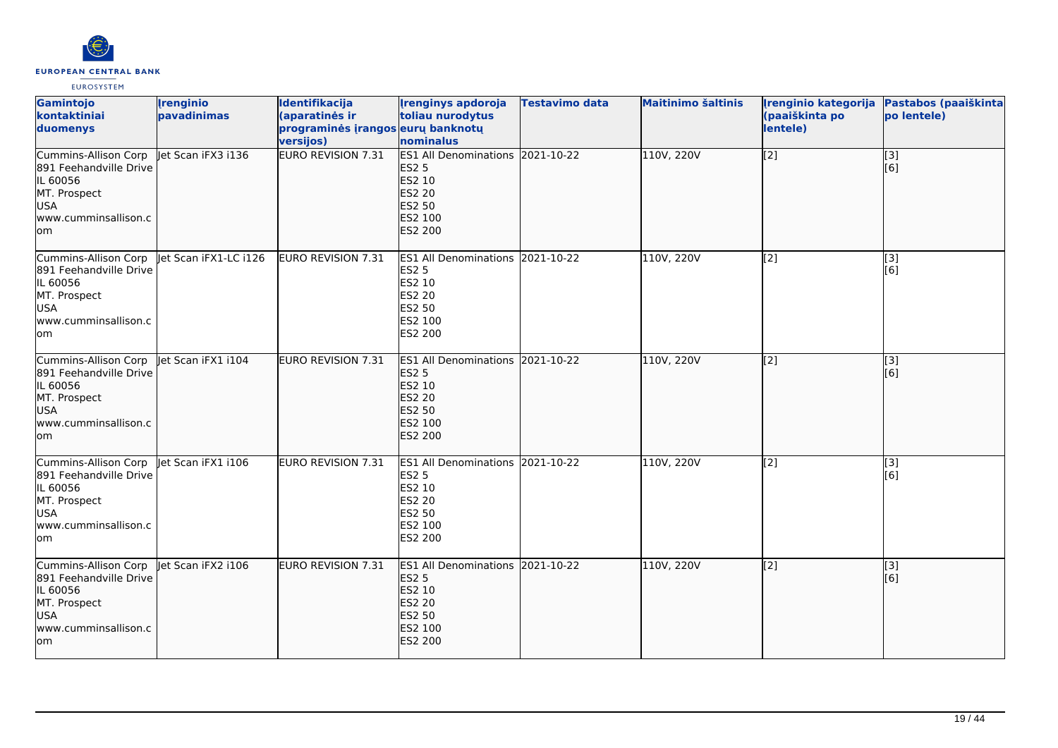| Gamintojo kontaktiniai duomenys | Įrenginio pavadinimas | Identifikacija (aparatinės ir programinės įrangos versijos) | Įrenginys apdoroja toliau nurodytus eurų banknotų nominalus | Testavimo data | Maitinimo šaltinis | Įrenginio kategorija (paaiškinta po lentele) | Pastabos (paaiškinta po lentele) |
|---|---|---|---|---|---|---|---|
| Cummins-Allison Corp<br>891 Feehandville Drive<br>IL 60056<br>MT. Prospect<br>USA<br>www.cumminsallison.com | Jet Scan iFX3 i136 | EURO REVISION 7.31 | ES1 All Denominations<br>ES2 5<br>ES2 10<br>ES2 20<br>ES2 50<br>ES2 100<br>ES2 200 | 2021-10-22 | 110V, 220V | [2] | [3]<br>[6] |
| Cummins-Allison Corp<br>891 Feehandville Drive<br>IL 60056<br>MT. Prospect<br>USA<br>www.cumminsallison.com | Jet Scan iFX1-LC i126 | EURO REVISION 7.31 | ES1 All Denominations<br>ES2 5<br>ES2 10<br>ES2 20<br>ES2 50<br>ES2 100<br>ES2 200 | 2021-10-22 | 110V, 220V | [2] | [3]<br>[6] |
| Cummins-Allison Corp<br>891 Feehandville Drive<br>IL 60056<br>MT. Prospect<br>USA<br>www.cumminsallison.com | Jet Scan iFX1 i104 | EURO REVISION 7.31 | ES1 All Denominations<br>ES2 5<br>ES2 10<br>ES2 20<br>ES2 50<br>ES2 100<br>ES2 200 | 2021-10-22 | 110V, 220V | [2] | [3]<br>[6] |
| Cummins-Allison Corp<br>891 Feehandville Drive<br>IL 60056<br>MT. Prospect<br>USA<br>www.cumminsallison.com | Jet Scan iFX1 i106 | EURO REVISION 7.31 | ES1 All Denominations<br>ES2 5<br>ES2 10<br>ES2 20<br>ES2 50<br>ES2 100<br>ES2 200 | 2021-10-22 | 110V, 220V | [2] | [3]<br>[6] |
| Cummins-Allison Corp<br>891 Feehandville Drive<br>IL 60056<br>MT. Prospect<br>USA<br>www.cumminsallison.com | Jet Scan iFX2 i106 | EURO REVISION 7.31 | ES1 All Denominations<br>ES2 5<br>ES2 10<br>ES2 20<br>ES2 50<br>ES2 100<br>ES2 200 | 2021-10-22 | 110V, 220V | [2] | [3]<br>[6] |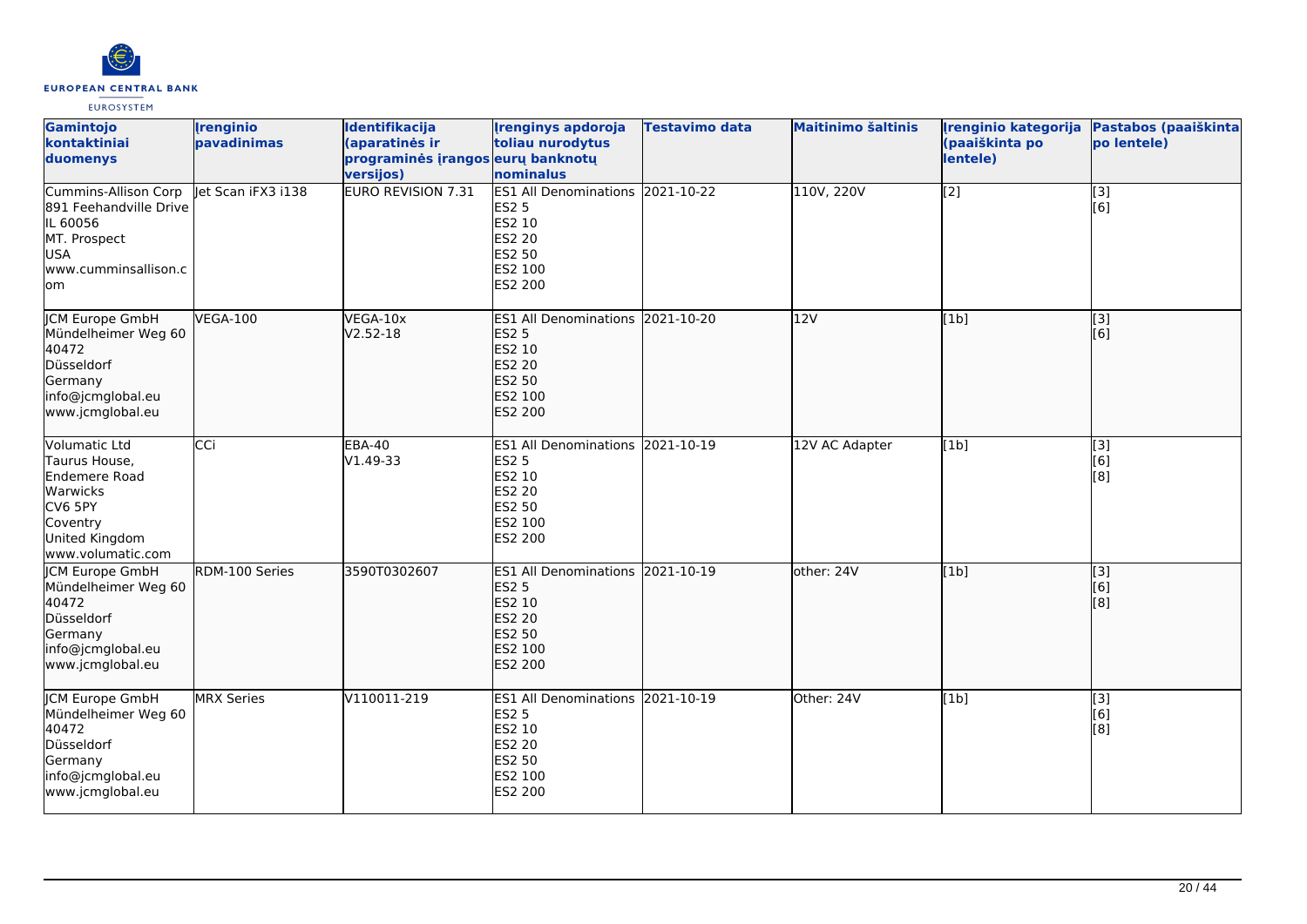| Gamintojo kontaktiniai duomenys | Įrenginio pavadinimas | Identifikacija (aparatinės ir programinės įrangos versijos) | Įrenginys apdoroja toliau nurodytus eurų banknotų nominalus | Testavimo data | Maitinimo šaltinis | Įrenginio kategorija (paaiškinta po lentele) | Pastabos (paaiškinta po lentele) |
|---|---|---|---|---|---|---|---|
| Cummins-Allison Corp<br>891 Feehandville Drive<br>IL 60056<br>MT. Prospect<br>USA<br>www.cumminsallison.com | Jet Scan iFX3 i138 | EURO REVISION 7.31 | ES1 All Denominations<br>ES2 5<br>ES2 10<br>ES2 20<br>ES2 50<br>ES2 100<br>ES2 200 | 2021-10-22 | 110V, 220V | [2] | [3]<br>[6] |
| JCM Europe GmbH<br>Mündelheimer Weg 60<br>40472<br>Düsseldorf<br>Germany<br>info@jcmglobal.eu<br>www.jcmglobal.eu | VEGA-100 | VEGA-10x<br>V2.52-18 | ES1 All Denominations<br>ES2 5<br>ES2 10<br>ES2 20<br>ES2 50<br>ES2 100<br>ES2 200 | 2021-10-20 | 12V | [1b] | [3]<br>[6] |
| Volumatic Ltd<br>Taurus House,<br>Endemere Road<br>Warwicks<br>CV6 5PY<br>Coventry<br>United Kingdom<br>www.volumatic.com | CCi | EBA-40<br>V1.49-33 | ES1 All Denominations<br>ES2 5<br>ES2 10<br>ES2 20<br>ES2 50<br>ES2 100<br>ES2 200 | 2021-10-19 | 12V AC Adapter | [1b] | [3]<br>[6]<br>[8] |
| JCM Europe GmbH<br>Mündelheimer Weg 60<br>40472<br>Düsseldorf<br>Germany<br>info@jcmglobal.eu<br>www.jcmglobal.eu | RDM-100 Series | 3590T0302607 | ES1 All Denominations<br>ES2 5<br>ES2 10<br>ES2 20<br>ES2 50<br>ES2 100<br>ES2 200 | 2021-10-19 | other: 24V | [1b] | [3]<br>[6]<br>[8] |
| JCM Europe GmbH<br>Mündelheimer Weg 60<br>40472<br>Düsseldorf<br>Germany<br>info@jcmglobal.eu<br>www.jcmglobal.eu | MRX Series | V110011-219 | ES1 All Denominations<br>ES2 5<br>ES2 10<br>ES2 20<br>ES2 50<br>ES2 100<br>ES2 200 | 2021-10-19 | Other: 24V | [1b] | [3]<br>[6]<br>[8] |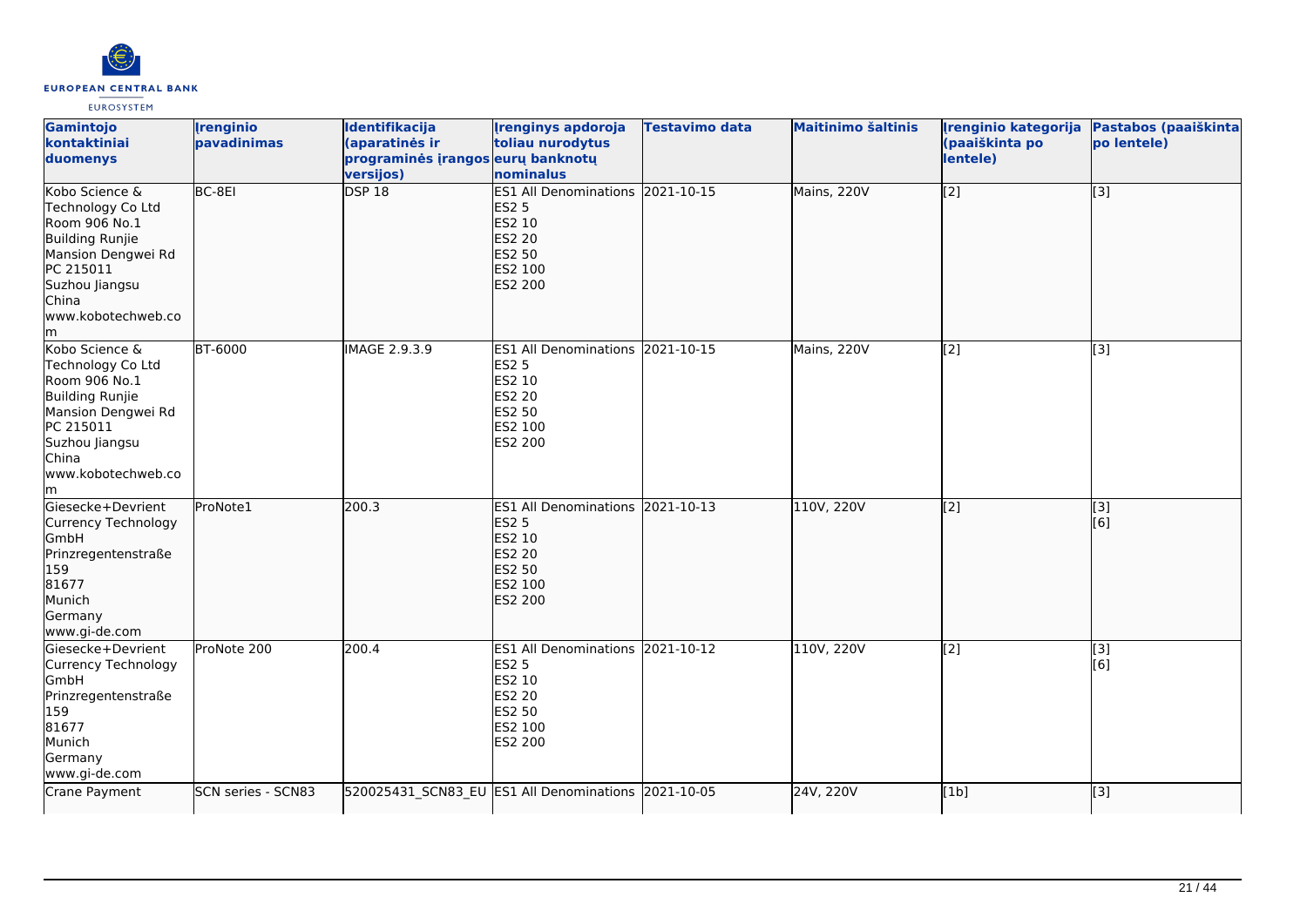| Gamintojo kontaktiniai duomenys | Įrenginio pavadinimas | Identifikacija (aparatinės ir programinės įrangos versijos) | Įrenginys apdoroja toliau nurodytus eurų banknotų nominalus | Testavimo data | Maitinimo šaltinis | Įrenginio kategorija (paaiškinta po lentele) | Pastabos (paaiškinta po lentele) |
|---|---|---|---|---|---|---|---|
| Kobo Science & Technology Co Ltd<br>Room 906 No.1<br>Building Runjie<br>Mansion Dengwei Rd<br>PC 215011<br>Suzhou Jiangsu<br>China<br>www.kobotechweb.com | BC-8EI | DSP 18 | ES1 All Denominations<br>ES2 5<br>ES2 10<br>ES2 20<br>ES2 50<br>ES2 100<br>ES2 200 | 2021-10-15 | Mains, 220V | [2] | [3] |
| Kobo Science & Technology Co Ltd<br>Room 906 No.1<br>Building Runjie<br>Mansion Dengwei Rd<br>PC 215011<br>Suzhou Jiangsu<br>China<br>www.kobotechweb.com | BT-6000 | IMAGE 2.9.3.9 | ES1 All Denominations<br>ES2 5<br>ES2 10<br>ES2 20<br>ES2 50<br>ES2 100<br>ES2 200 | 2021-10-15 | Mains, 220V | [2] | [3] |
| Giesecke+Devrient Currency Technology GmbH<br>Prinzregentenstraße 159<br>81677<br>Munich<br>Germany<br>www.gi-de.com | ProNote1 | 200.3 | ES1 All Denominations<br>ES2 5<br>ES2 10<br>ES2 20<br>ES2 50<br>ES2 100<br>ES2 200 | 2021-10-13 | 110V, 220V | [2] | [3]<br>[6] |
| Giesecke+Devrient Currency Technology GmbH<br>Prinzregentenstraße 159<br>81677<br>Munich<br>Germany<br>www.gi-de.com | ProNote 200 | 200.4 | ES1 All Denominations<br>ES2 5<br>ES2 10<br>ES2 20<br>ES2 50<br>ES2 100<br>ES2 200 | 2021-10-12 | 110V, 220V | [2] | [3]<br>[6] |
| Crane Payment | SCN series - SCN83 | 520025431_SCN83_EU | ES1 All Denominations | 2021-10-05 | 24V, 220V | [1b] | [3] |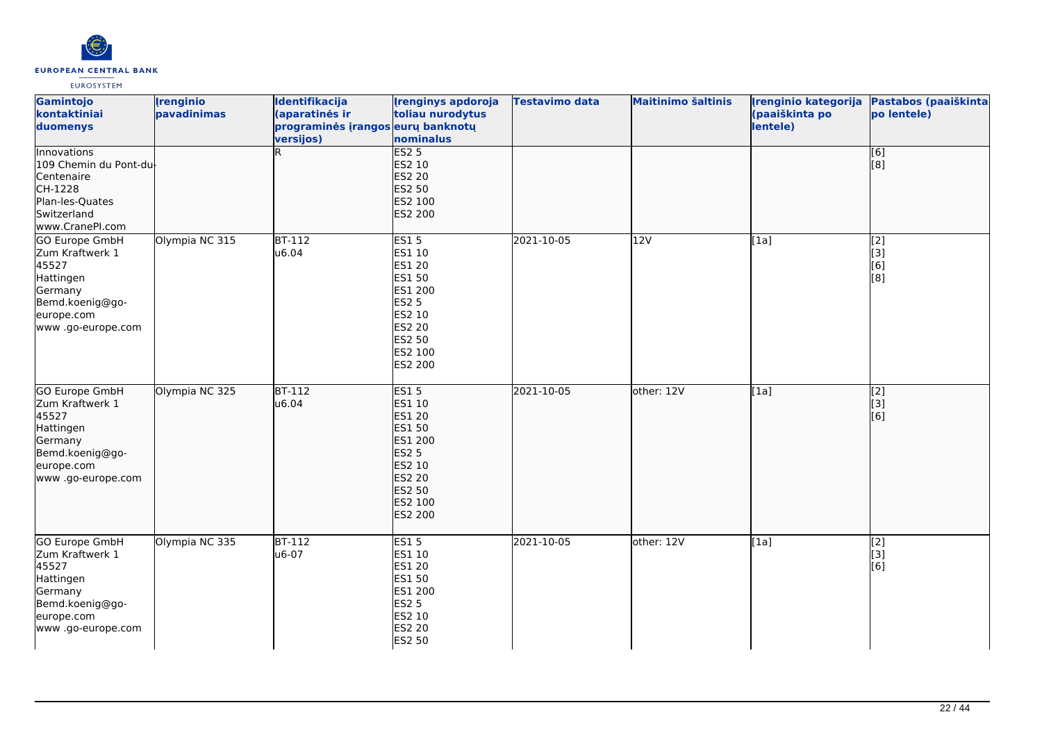| Gamintojo kontaktiniai duomenys | Įrenginio pavadinimas | Identifikacija (aparatinės ir programinės įrangos versijos) | Įrenginys apdoroja toliau nurodytus eurų banknotų nominalus | Testavimo data | Maitinimo šaltinis | Įrenginio kategorija (paaiškinta po lentele) | Pastabos (paaiškinta po lentele) |
|---|---|---|---|---|---|---|---|
| Innovations<br>109 Chemin du Pont-du-Centenaire<br>CH-1228<br>Plan-les-Quates<br>Switzerland<br>www.CranePI.com | | R | ES2 5<br>ES2 10<br>ES2 20<br>ES2 50<br>ES2 100<br>ES2 200 | | | | [6]<br>[8] |
| GO Europe GmbH<br>Zum Kraftwerk 1<br>45527<br>Hattingen<br>Germany<br>Bemd.koenig@go-europe.com<br>www .go-europe.com | Olympia NC 315 | BT-112<br>u6.04 | ES1 5<br>ES1 10<br>ES1 20<br>ES1 50<br>ES1 200<br>ES2 5<br>ES2 10<br>ES2 20<br>ES2 50<br>ES2 100<br>ES2 200 | 2021-10-05 | 12V | [1a] | [2]<br>[3]<br>[6]<br>[8] |
| GO Europe GmbH<br>Zum Kraftwerk 1<br>45527<br>Hattingen<br>Germany<br>Bemd.koenig@go-europe.com<br>www .go-europe.com | Olympia NC 325 | BT-112<br>u6.04 | ES1 5<br>ES1 10<br>ES1 20<br>ES1 50<br>ES1 200<br>ES2 5<br>ES2 10<br>ES2 20<br>ES2 50<br>ES2 100<br>ES2 200 | 2021-10-05 | other: 12V | [1a] | [2]<br>[3]<br>[6] |
| GO Europe GmbH<br>Zum Kraftwerk 1<br>45527<br>Hattingen<br>Germany<br>Bemd.koenig@go-europe.com<br>www .go-europe.com | Olympia NC 335 | BT-112<br>u6-07 | ES1 5<br>ES1 10<br>ES1 20<br>ES1 50<br>ES1 200<br>ES2 5<br>ES2 10<br>ES2 20<br>ES2 50 | 2021-10-05 | other: 12V | [1a] | [2]<br>[3]<br>[6] |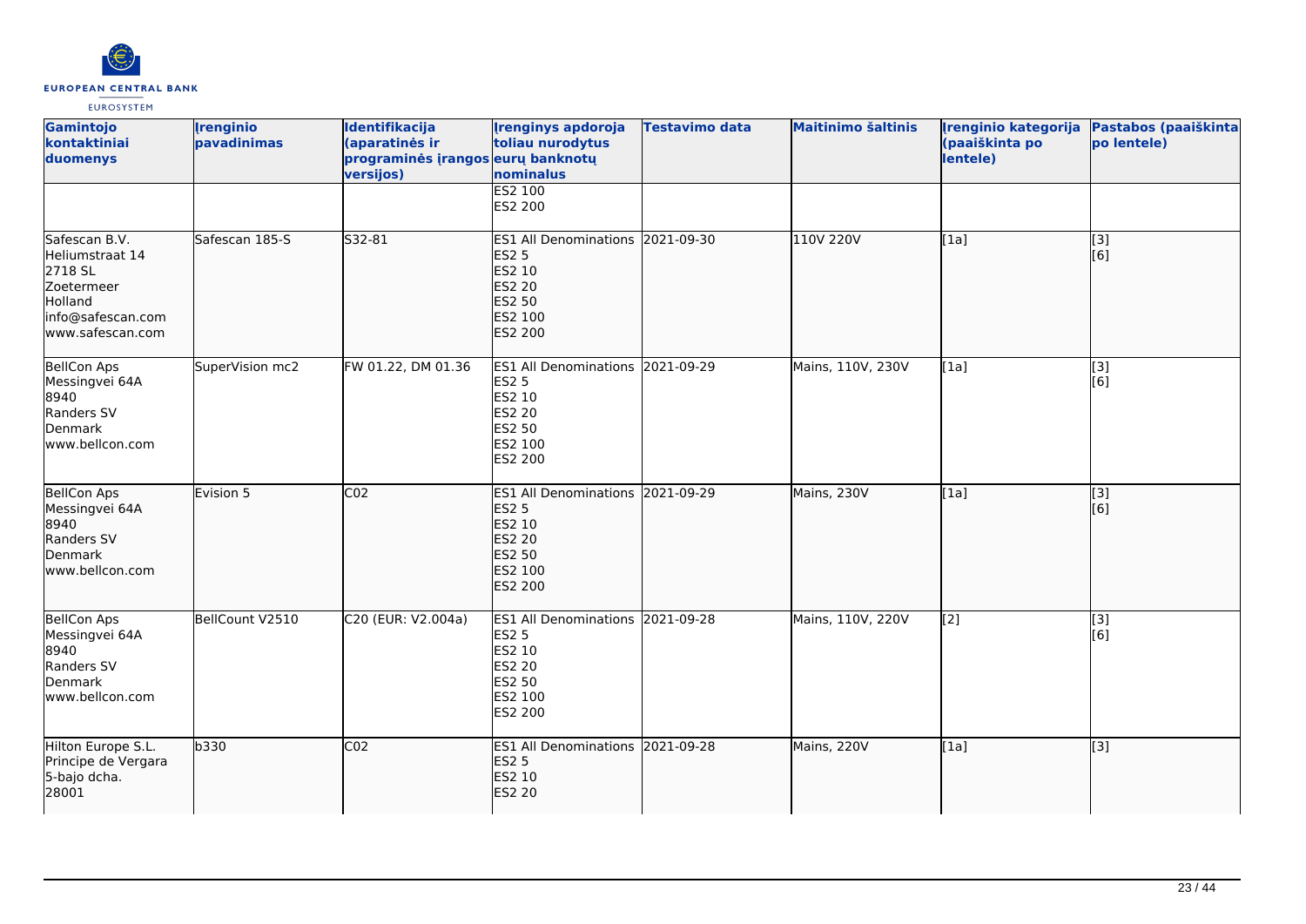| Gamintojo kontaktiniai duomenys | Įrenginio pavadinimas | Identifikacija (aparatinės ir programinės įrangos versijos) | Įrenginys apdoroja toliau nurodytus eurų banknotų nominalus | Testavimo data | Maitinimo šaltinis | Įrenginio kategorija (paaiškinta po lentele) | Pastabos (paaiškinta po lentele) |
|---|---|---|---|---|---|---|---|
| | | | ES2 100<br>ES2 200 | | | | |
| Safescan B.V.<br>Heliumstraat 14<br>2718 SL<br>Zoetermeer<br>Holland<br>info@safescan.com<br>www.safescan.com | Safescan 185-S | S32-81 | ES1 All Denominations<br>ES2 5<br>ES2 10<br>ES2 20<br>ES2 50<br>ES2 100<br>ES2 200 | 2021-09-30 | 110V 220V | [1a] | [3]<br>[6] |
| BellCon Aps<br>Messingvei 64A<br>8940<br>Randers SV<br>Denmark<br>www.bellcon.com | SuperVision mc2 | FW 01.22, DM 01.36 | ES1 All Denominations<br>ES2 5<br>ES2 10<br>ES2 20<br>ES2 50<br>ES2 100<br>ES2 200 | 2021-09-29 | Mains, 110V, 230V | [1a] | [3]<br>[6] |
| BellCon Aps<br>Messingvei 64A<br>8940<br>Randers SV<br>Denmark<br>www.bellcon.com | Evision 5 | C02 | ES1 All Denominations<br>ES2 5<br>ES2 10<br>ES2 20<br>ES2 50<br>ES2 100<br>ES2 200 | 2021-09-29 | Mains, 230V | [1a] | [3]<br>[6] |
| BellCon Aps<br>Messingvei 64A<br>8940<br>Randers SV<br>Denmark<br>www.bellcon.com | BellCount V2510 | C20 (EUR: V2.004a) | ES1 All Denominations<br>ES2 5<br>ES2 10<br>ES2 20<br>ES2 50<br>ES2 100<br>ES2 200 | 2021-09-28 | Mains, 110V, 220V | [2] | [3]<br>[6] |
| Hilton Europe S.L.<br>Principe de Vergara<br>5-bajo dcha.<br>28001 | b330 | C02 | ES1 All Denominations<br>ES2 5<br>ES2 10<br>ES2 20 | 2021-09-28 | Mains, 220V | [1a] | [3] |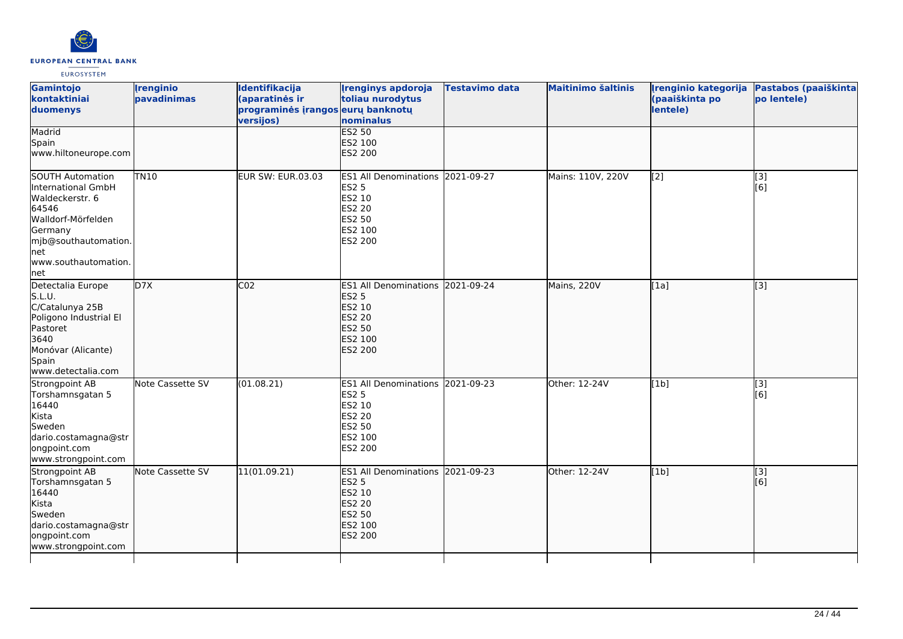| Gamintojo kontaktiniai duomenys | Įrenginio pavadinimas | Identifikacija (aparatinės ir programinės įrangos versijos) | Įrenginys apdoroja toliau nurodytus eurų banknotų nominalus | Testavimo data | Maitinimo šaltinis | Įrenginio kategorija (paaiškinta po lentele) | Pastabos (paaiškinta po lentele) |
|---|---|---|---|---|---|---|---|
| Madrid<br>Spain<br>www.hiltoneurope.com | | | ES2 50<br>ES2 100<br>ES2 200 | | | | |
| SOUTH Automation International GmbH<br>Waldeckerstr. 6<br>64546<br>Walldorf-Mörfelden<br>Germany<br>mjb@southautomation.net<br>www.southautomation.net | TN10 | EUR SW: EUR.03.03 | ES1 All Denominations<br>ES2 5<br>ES2 10<br>ES2 20<br>ES2 50<br>ES2 100<br>ES2 200 | 2021-09-27 | Mains: 110V, 220V | [2] | [3]<br>[6] |
| Detectalia Europe S.L.U.<br>C/Catalunya 25B<br>Poligono Industrial El Pastoret<br>3640<br>Monóvar (Alicante)<br>Spain<br>www.detectalia.com | D7X | C02 | ES1 All Denominations<br>ES2 5<br>ES2 10<br>ES2 20<br>ES2 50<br>ES2 100<br>ES2 200 | 2021-09-24 | Mains, 220V | [1a] | [3] |
| Strongpoint AB<br>Torshamnsgatan 5<br>16440<br>Kista<br>Sweden<br>dario.costamagna@strongpoint.com<br>www.strongpoint.com | Note Cassette SV | (01.08.21) | ES1 All Denominations<br>ES2 5<br>ES2 10<br>ES2 20<br>ES2 50<br>ES2 100<br>ES2 200 | 2021-09-23 | Other: 12-24V | [1b] | [3]<br>[6] |
| Strongpoint AB<br>Torshamnsgatan 5<br>16440<br>Kista<br>Sweden<br>dario.costamagna@strongpoint.com<br>www.strongpoint.com | Note Cassette SV | 11(01.09.21) | ES1 All Denominations<br>ES2 5<br>ES2 10<br>ES2 20<br>ES2 50<br>ES2 100<br>ES2 200 | 2021-09-23 | Other: 12-24V | [1b] | [3]<br>[6] |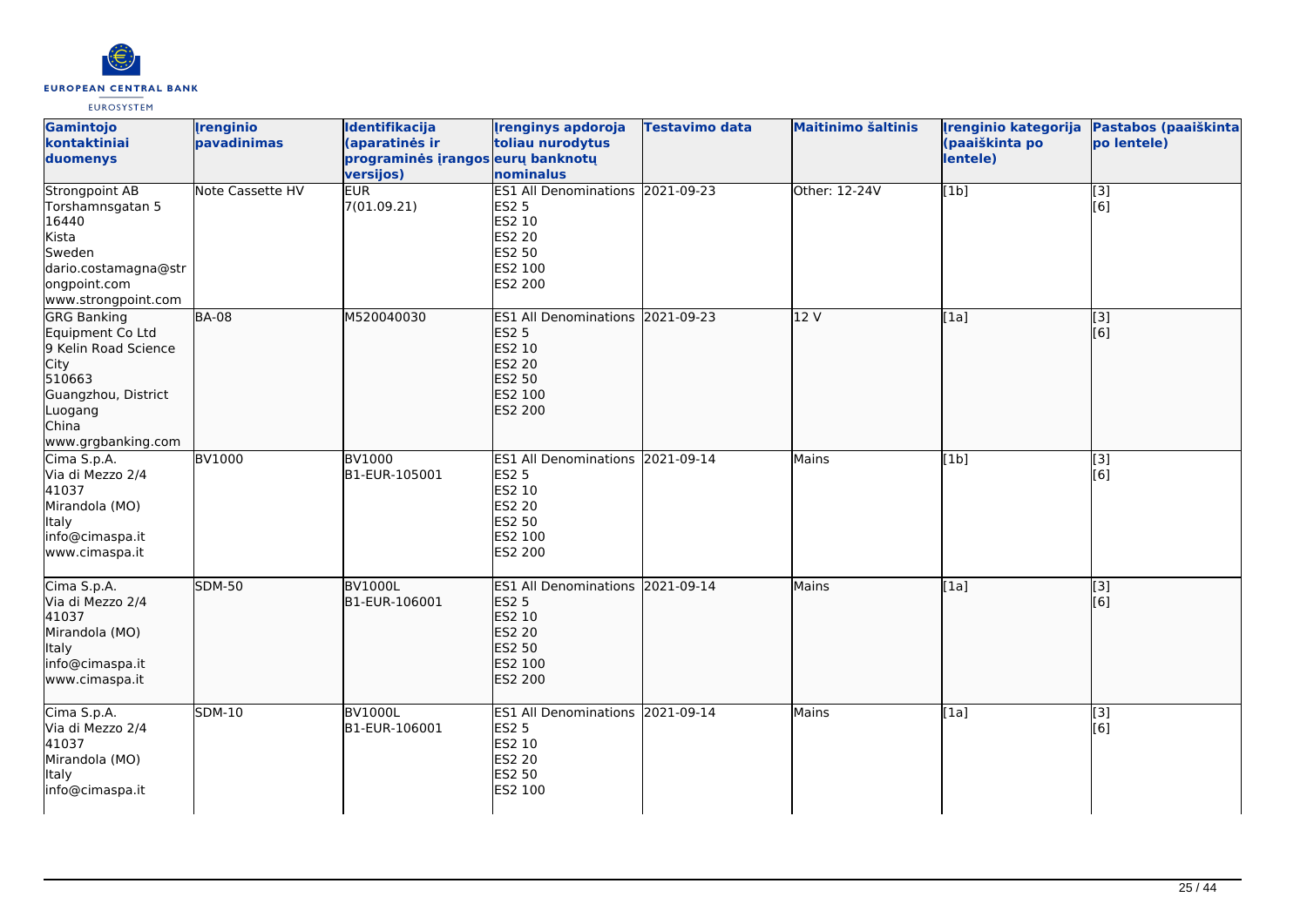| Gamintojo kontaktiniai duomenys | Įrenginio pavadinimas | Identifikacija (aparatinės ir programinės įrangos versijos) | Įrenginys apdoroja toliau nurodytus eurų banknotų nominalus | Testavimo data | Maitinimo šaltinis | Įrenginio kategorija (paaiškinta po lentele) | Pastabos (paaiškinta po lentele) |
|---|---|---|---|---|---|---|---|
| Strongpoint AB<br>Torshamnsgatan 5<br>16440<br>Kista<br>Sweden<br>dario.costamagna@strongpoint.com<br>www.strongpoint.com | Note Cassette HV | EUR<br>7(01.09.21) | ES1 All Denominations<br>ES2 5<br>ES2 10<br>ES2 20<br>ES2 50<br>ES2 100<br>ES2 200 | 2021-09-23 | Other: 12-24V | [1b] | [3]<br>[6] |
| GRG Banking Equipment Co Ltd<br>9 Kelin Road Science City<br>510663<br>Guangzhou, District Luogang<br>China<br>www.grgbanking.com | BA-08 | M520040030 | ES1 All Denominations<br>ES2 5<br>ES2 10<br>ES2 20<br>ES2 50<br>ES2 100<br>ES2 200 | 2021-09-23 | 12 V | [1a] | [3]<br>[6] |
| Cima S.p.A.<br>Via di Mezzo 2/4<br>41037<br>Mirandola (MO)<br>Italy<br>info@cimaspa.it<br>www.cimaspa.it | BV1000 | BV1000<br>B1-EUR-105001 | ES1 All Denominations<br>ES2 5<br>ES2 10<br>ES2 20<br>ES2 50<br>ES2 100<br>ES2 200 | 2021-09-14 | Mains | [1b] | [3]<br>[6] |
| Cima S.p.A.<br>Via di Mezzo 2/4<br>41037<br>Mirandola (MO)<br>Italy<br>info@cimaspa.it<br>www.cimaspa.it | SDM-50 | BV1000L<br>B1-EUR-106001 | ES1 All Denominations<br>ES2 5<br>ES2 10<br>ES2 20<br>ES2 50<br>ES2 100<br>ES2 200 | 2021-09-14 | Mains | [1a] | [3]<br>[6] |
| Cima S.p.A.<br>Via di Mezzo 2/4<br>41037<br>Mirandola (MO)<br>Italy<br>info@cimaspa.it | SDM-10 | BV1000L<br>B1-EUR-106001 | ES1 All Denominations<br>ES2 5<br>ES2 10<br>ES2 20<br>ES2 50<br>ES2 100 | 2021-09-14 | Mains | [1a] | [3]<br>[6] |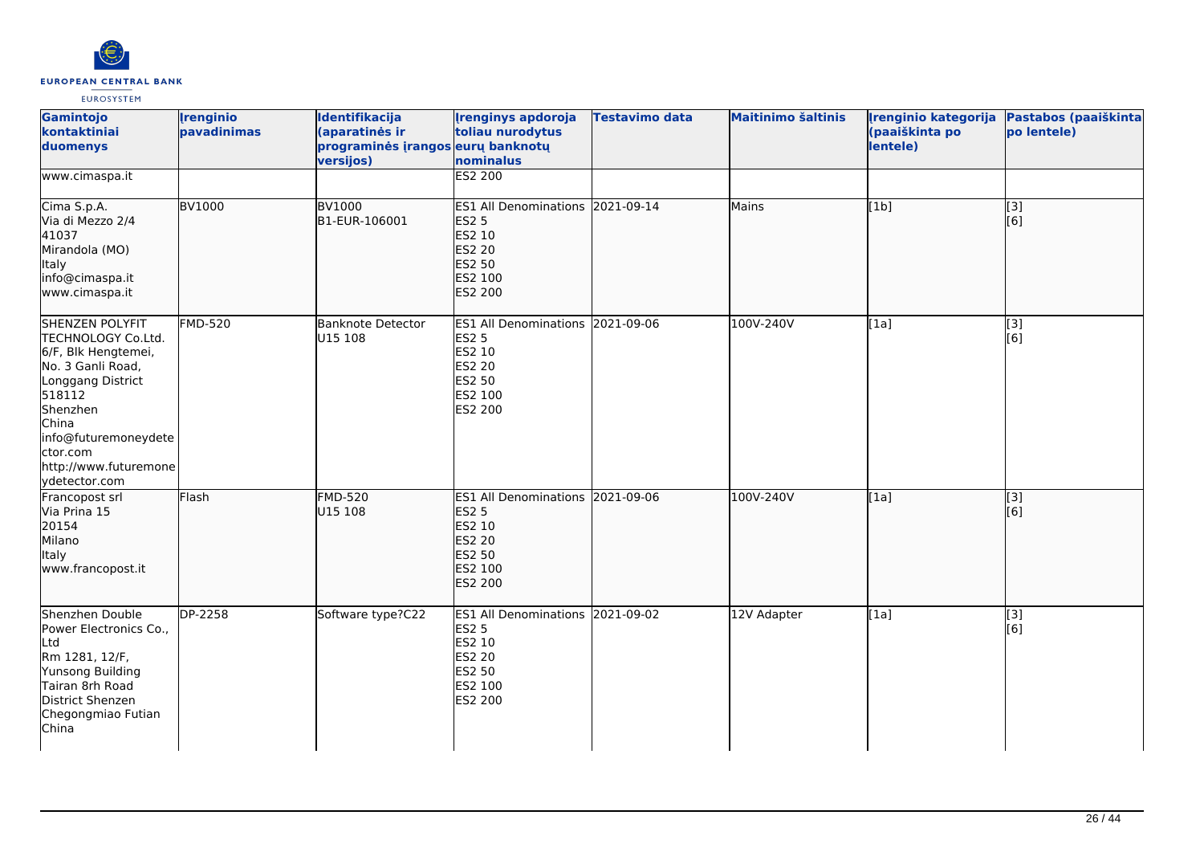| Gamintojo kontaktiniai duomenys | Įrenginio pavadinimas | Identifikacija (aparatinės ir programinės įrangos versijos) | Įrenginys apdoroja toliau nurodytus eurų banknotų nominalus | Testavimo data | Maitinimo šaltinis | Įrenginio kategorija (paaiškinta po lentele) | Pastabos (paaiškinta po lentele) |
|---|---|---|---|---|---|---|---|
| www.cimaspa.it | | | ES2 200 | | | | |
| Cima S.p.A.<br>Via di Mezzo 2/4<br>41037<br>Mirandola (MO)<br>Italy<br>info@cimaspa.it<br>www.cimaspa.it | BV1000 | BV1000<br>B1-EUR-106001 | ES1 All Denominations<br>ES2 5<br>ES2 10<br>ES2 20<br>ES2 50<br>ES2 100<br>ES2 200 | 2021-09-14 | Mains | [1b] | [3]<br>[6] |
| SHENZEN POLYFIT TECHNOLOGY Co.Ltd.<br>6/F, Blk Hengtemei,<br>No. 3 Ganli Road,<br>Longgang District<br>518112<br>Shenzhen<br>China<br>info@futuremoneydetector.com<br>http://www.futuremoneydetector.com | FMD-520 | Banknote Detector<br>U15 108 | ES1 All Denominations<br>ES2 5<br>ES2 10<br>ES2 20<br>ES2 50<br>ES2 100<br>ES2 200 | 2021-09-06 | 100V-240V | [1a] | [3]<br>[6] |
| Francopost srl<br>Via Prina 15<br>20154<br>Milano<br>Italy<br>www.francopost.it | Flash | FMD-520<br>U15 108 | ES1 All Denominations<br>ES2 5<br>ES2 10<br>ES2 20<br>ES2 50<br>ES2 100<br>ES2 200 | 2021-09-06 | 100V-240V | [1a] | [3]<br>[6] |
| Shenzhen Double Power Electronics Co., Ltd<br>Rm 1281, 12/F,<br>Yunsong Building<br>Tairan 8rh Road<br>District Shenzen<br>Chegongmiao Futian<br>China | DP-2258 | Software type?C22 | ES1 All Denominations<br>ES2 5<br>ES2 10<br>ES2 20<br>ES2 50<br>ES2 100<br>ES2 200 | 2021-09-02 | 12V Adapter | [1a] | [3]<br>[6] |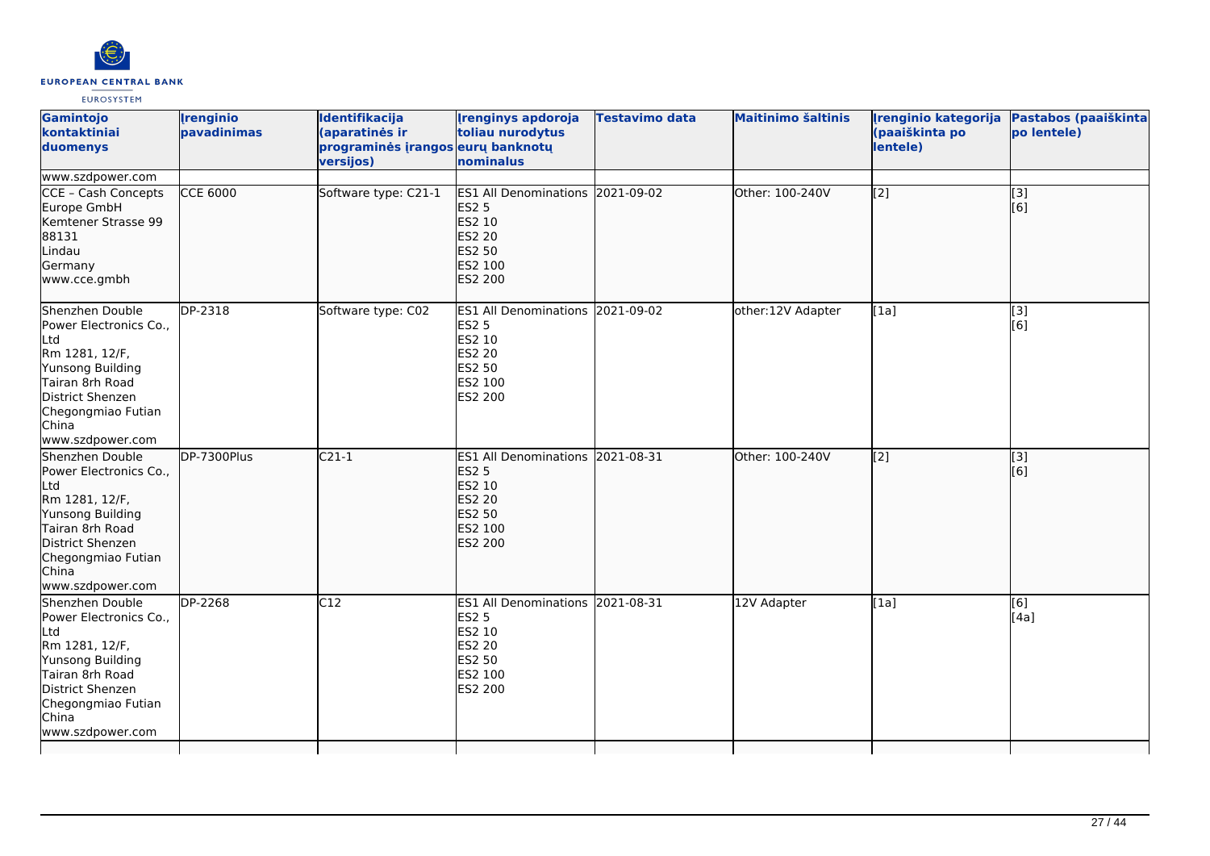| Gamintojo kontaktiniai duomenys | Įrenginio pavadinimas | Identifikacija (aparatinės ir programinės įrangos versijos) | Įrenginys apdoroja toliau nurodytus eurų banknotų nominalus | Testavimo data | Maitinimo šaltinis | Įrenginio kategorija (paaiškinta po lentele) | Pastabos (paaiškinta po lentele) |
| --- | --- | --- | --- | --- | --- | --- | --- |
| www.szdpower.com | | | | | | | |
| CCE – Cash Concepts Europe GmbH<br>Kemtener Strasse 99<br>88131<br>Lindau<br>Germany<br>www.cce.gmbh | CCE 6000 | Software type: C21-1 | ES1 All Denominations<br>ES2 5<br>ES2 10<br>ES2 20<br>ES2 50<br>ES2 100<br>ES2 200 | 2021-09-02 | Other: 100-240V | [2] | [3]<br>[6] |
| Shenzhen Double Power Electronics Co., Ltd<br>Rm 1281, 12/F,<br>Yunsong Building<br>Tairan 8rh Road<br>District Shenzen<br>Chegongmiao Futian<br>China<br>www.szdpower.com | DP-2318 | Software type: C02 | ES1 All Denominations<br>ES2 5<br>ES2 10<br>ES2 20<br>ES2 50<br>ES2 100<br>ES2 200 | 2021-09-02 | other:12V Adapter | [1a] | [3]<br>[6] |
| Shenzhen Double Power Electronics Co., Ltd<br>Rm 1281, 12/F,<br>Yunsong Building<br>Tairan 8rh Road<br>District Shenzen<br>Chegongmiao Futian<br>China<br>www.szdpower.com | DP-7300Plus | C21-1 | ES1 All Denominations<br>ES2 5<br>ES2 10<br>ES2 20<br>ES2 50<br>ES2 100<br>ES2 200 | 2021-08-31 | Other: 100-240V | [2] | [3]<br>[6] |
| Shenzhen Double Power Electronics Co., Ltd<br>Rm 1281, 12/F,<br>Yunsong Building<br>Tairan 8rh Road<br>District Shenzen<br>Chegongmiao Futian<br>China<br>www.szdpower.com | DP-2268 | C12 | ES1 All Denominations<br>ES2 5<br>ES2 10<br>ES2 20<br>ES2 50<br>ES2 100<br>ES2 200 | 2021-08-31 | 12V Adapter | [1a] | [6]<br>[4a] |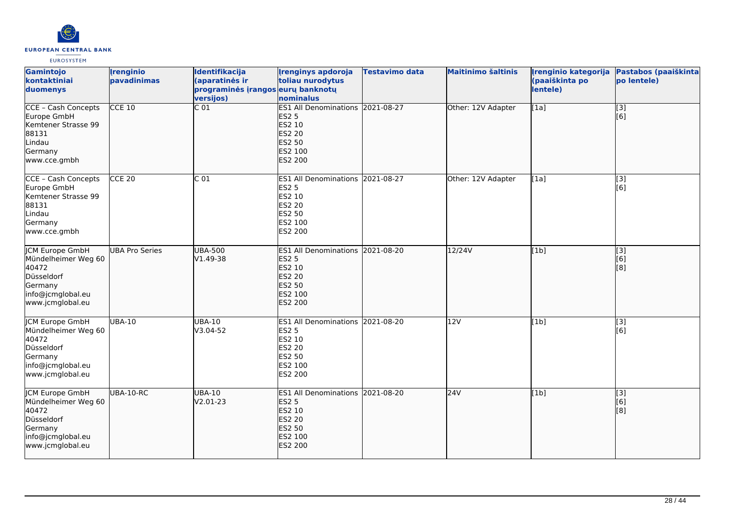| Gamintojo kontaktiniai duomenys | Įrenginio pavadinimas | Identifikacija (aparatinės ir programinės įrangos versijos) | Įrenginys apdoroja toliau nurodytus eurų banknotų nominalus | Testavimo data | Maitinimo šaltinis | Įrenginio kategorija (paaiškinta po lentele) | Pastabos (paaiškinta po lentele) |
|---|---|---|---|---|---|---|---|
| CCE – Cash Concepts Europe GmbH<br>Kemtener Strasse 99<br>88131<br>Lindau<br>Germany<br>www.cce.gmbh | CCE 10 | C 01 | ES1 All Denominations<br>ES2 5<br>ES2 10<br>ES2 20<br>ES2 50<br>ES2 100<br>ES2 200 | 2021-08-27 | Other: 12V Adapter | [1a] | [3]<br>[6] |
| CCE – Cash Concepts Europe GmbH<br>Kemtener Strasse 99<br>88131<br>Lindau<br>Germany<br>www.cce.gmbh | CCE 20 | C 01 | ES1 All Denominations<br>ES2 5<br>ES2 10<br>ES2 20<br>ES2 50<br>ES2 100<br>ES2 200 | 2021-08-27 | Other: 12V Adapter | [1a] | [3]<br>[6] |
| JCM Europe GmbH<br>Mündelheimer Weg 60<br>40472<br>Düsseldorf<br>Germany<br>info@jcmglobal.eu<br>www.jcmglobal.eu | UBA Pro Series | UBA-500<br>V1.49-38 | ES1 All Denominations<br>ES2 5<br>ES2 10<br>ES2 20<br>ES2 50<br>ES2 100<br>ES2 200 | 2021-08-20 | 12/24V | [1b] | [3]<br>[6]<br>[8] |
| JCM Europe GmbH<br>Mündelheimer Weg 60<br>40472<br>Düsseldorf<br>Germany<br>info@jcmglobal.eu<br>www.jcmglobal.eu | UBA-10 | UBA-10<br>V3.04-52 | ES1 All Denominations<br>ES2 5<br>ES2 10<br>ES2 20<br>ES2 50<br>ES2 100<br>ES2 200 | 2021-08-20 | 12V | [1b] | [3]<br>[6] |
| JCM Europe GmbH<br>Mündelheimer Weg 60<br>40472<br>Düsseldorf<br>Germany<br>info@jcmglobal.eu<br>www.jcmglobal.eu | UBA-10-RC | UBA-10<br>V2.01-23 | ES1 All Denominations<br>ES2 5<br>ES2 10<br>ES2 20<br>ES2 50<br>ES2 100<br>ES2 200 | 2021-08-20 | 24V | [1b] | [3]<br>[6]<br>[8] |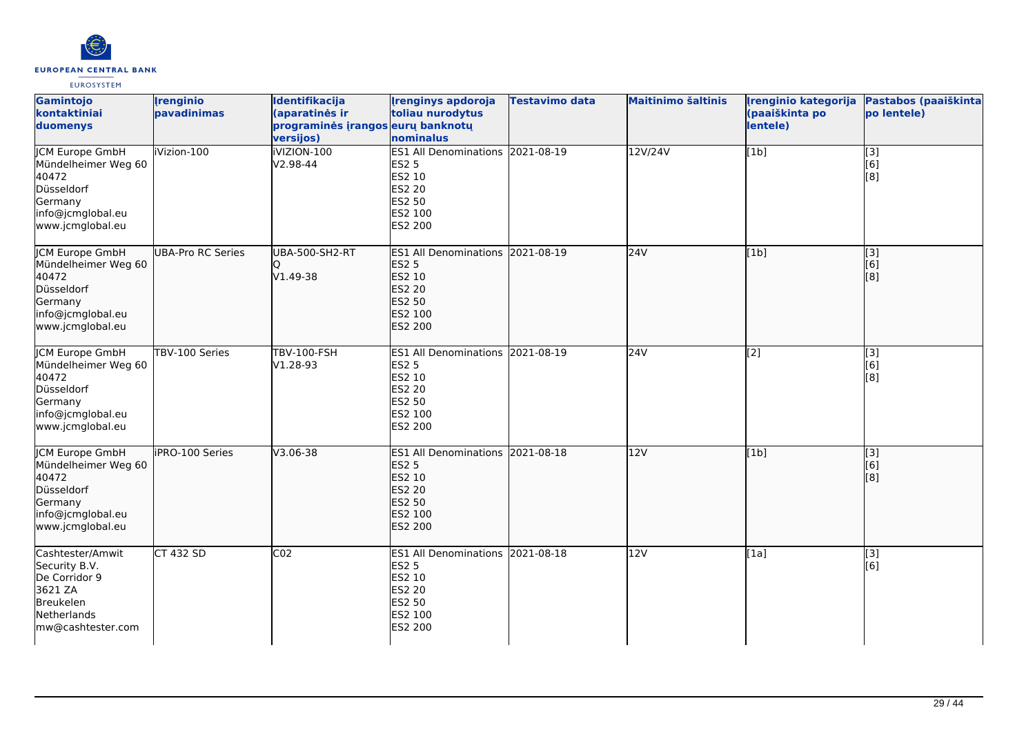| Gamintojo kontaktiniai duomenys | Įrenginio pavadinimas | Identifikacija (aparatinės ir programinės įrangos versijos) | Įrenginys apdoroja toliau nurodytus eurų banknotų nominalus | Testavimo data | Maitinimo šaltinis | Įrenginio kategorija (paaiškinta po lentele) | Pastabos (paaiškinta po lentele) |
|---|---|---|---|---|---|---|---|
| JCM Europe GmbH<br>Mündelheimer Weg 60<br>40472<br>Düsseldorf<br>Germany<br>info@jcmglobal.eu<br>www.jcmglobal.eu | iVizion-100 | iVIZION-100<br>V2.98-44 | ES1 All Denominations<br>ES2 5<br>ES2 10<br>ES2 20<br>ES2 50<br>ES2 100<br>ES2 200 | 2021-08-19 | 12V/24V | [1b] | [3]<br>[6]<br>[8] |
| JCM Europe GmbH<br>Mündelheimer Weg 60<br>40472<br>Düsseldorf<br>Germany<br>info@jcmglobal.eu<br>www.jcmglobal.eu | UBA-Pro RC Series | UBA-500-SH2-RT<br>Q<br>V1.49-38 | ES1 All Denominations<br>ES2 5<br>ES2 10<br>ES2 20<br>ES2 50<br>ES2 100<br>ES2 200 | 2021-08-19 | 24V | [1b] | [3]<br>[6]<br>[8] |
| JCM Europe GmbH<br>Mündelheimer Weg 60<br>40472<br>Düsseldorf<br>Germany<br>info@jcmglobal.eu<br>www.jcmglobal.eu | TBV-100 Series | TBV-100-FSH<br>V1.28-93 | ES1 All Denominations<br>ES2 5<br>ES2 10<br>ES2 20<br>ES2 50<br>ES2 100<br>ES2 200 | 2021-08-19 | 24V | [2] | [3]<br>[6]<br>[8] |
| JCM Europe GmbH<br>Mündelheimer Weg 60<br>40472<br>Düsseldorf<br>Germany<br>info@jcmglobal.eu<br>www.jcmglobal.eu | iPRO-100 Series | V3.06-38 | ES1 All Denominations<br>ES2 5<br>ES2 10<br>ES2 20<br>ES2 50<br>ES2 100<br>ES2 200 | 2021-08-18 | 12V | [1b] | [3]<br>[6]<br>[8] |
| Cashtester/Amwit Security B.V.<br>De Corridor 9<br>3621 ZA<br>Breukelen<br>Netherlands<br>mw@cashtester.com | CT 432 SD | C02 | ES1 All Denominations<br>ES2 5<br>ES2 10<br>ES2 20<br>ES2 50<br>ES2 100<br>ES2 200 | 2021-08-18 | 12V | [1a] | [3]<br>[6] |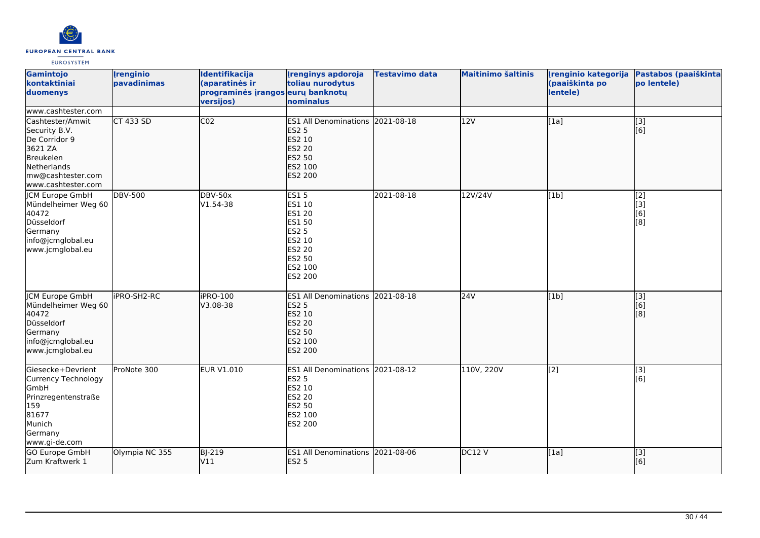| Gamintojo kontaktiniai duomenys | Įrenginio pavadinimas | Identifikacija (aparatinės ir programinės įrangos versijos) | Įrenginys apdoroja toliau nurodytus eurų banknotų nominalus | Testavimo data | Maitinimo šaltinis | Įrenginio kategorija (paaiškinta po lentele) | Pastabos (paaiškinta po lentele) |
|---|---|---|---|---|---|---|---|
| www.cashtester.com | | | | | | | |
| Cashtester/Amwit Security B.V.<br>De Corridor 9<br>3621 ZA<br>Breukelen<br>Netherlands<br>mw@cashtester.com<br>www.cashtester.com | CT 433 SD | C02 | ES1 All Denominations<br>ES2 5<br>ES2 10<br>ES2 20<br>ES2 50<br>ES2 100<br>ES2 200 | 2021-08-18 | 12V | [1a] | [3]<br>[6] |
| JCM Europe GmbH<br>Mündelheimer Weg 60<br>40472<br>Düsseldorf<br>Germany<br>info@jcmglobal.eu<br>www.jcmglobal.eu | DBV-500 | DBV-50x<br>V1.54-38 | ES1 5<br>ES1 10<br>ES1 20<br>ES1 50<br>ES2 5<br>ES2 10<br>ES2 20<br>ES2 50<br>ES2 100<br>ES2 200 | 2021-08-18 | 12V/24V | [1b] | [2]<br>[3]<br>[6]<br>[8] |
| JCM Europe GmbH<br>Mündelheimer Weg 60<br>40472<br>Düsseldorf<br>Germany<br>info@jcmglobal.eu<br>www.jcmglobal.eu | iPRO-SH2-RC | iPRO-100<br>V3.08-38 | ES1 All Denominations<br>ES2 5<br>ES2 10<br>ES2 20<br>ES2 50<br>ES2 100<br>ES2 200 | 2021-08-18 | 24V | [1b] | [3]<br>[6]<br>[8] |
| Giesecke+Devrient Currency Technology GmbH<br>Prinzregentenstraße 159<br>81677<br>Munich<br>Germany<br>www.gi-de.com | ProNote 300 | EUR V1.010 | ES1 All Denominations<br>ES2 5<br>ES2 10<br>ES2 20<br>ES2 50<br>ES2 100<br>ES2 200 | 2021-08-12 | 110V, 220V | [2] | [3]<br>[6] |
| GO Europe GmbH<br>Zum Kraftwerk 1 | Olympia NC 355 | BJ-219<br>V11 | ES1 All Denominations<br>ES2 5 | 2021-08-06 | DC12 V | [1a] | [3]<br>[6] |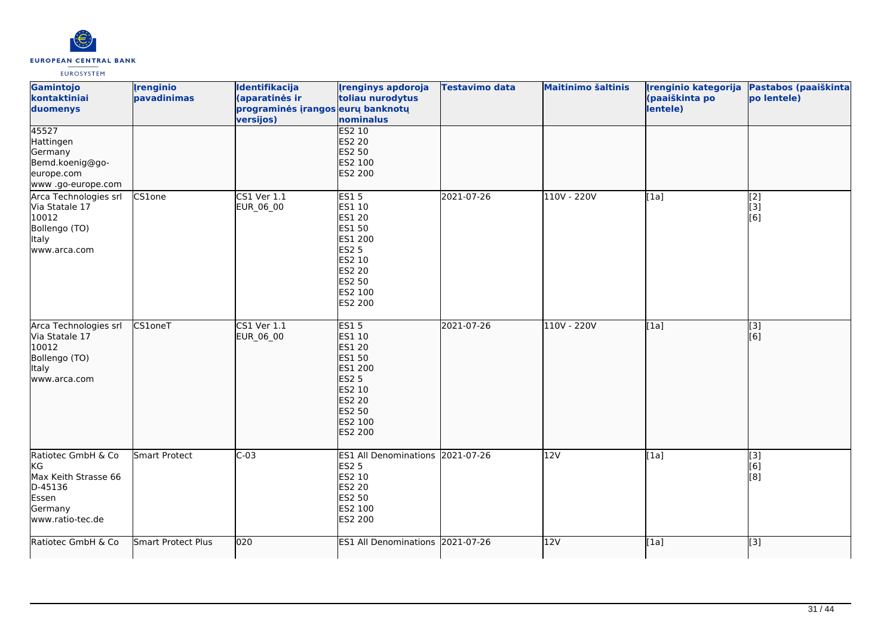| Gamintojo kontaktiniai duomenys | Įrenginio pavadinimas | Identifikacija (aparatinės ir programinės įrangos versijos) | Įrenginys apdoroja toliau nurodytus eurų banknotų nominalus | Testavimo data | Maitinimo šaltinis | Įrenginio kategorija (paaiškinta po lentele) | Pastabos (paaiškinta po lentele) |
|---|---|---|---|---|---|---|---|
| 45527<br>Hattingen<br>Germany<br>Bemd.koenig@go-europe.com<br>www .go-europe.com | | | ES2 10<br>ES2 20<br>ES2 50<br>ES2 100<br>ES2 200 | | | | |
| Arca Technologies srl<br>Via Statale 17<br>10012<br>Bollengo (TO)<br>Italy<br>www.arca.com | CS1one | CS1 Ver 1.1<br>EUR_06_00 | ES1 5<br>ES1 10<br>ES1 20<br>ES1 50<br>ES1 200<br>ES2 5<br>ES2 10<br>ES2 20<br>ES2 50<br>ES2 100<br>ES2 200 | 2021-07-26 | 110V - 220V | [1a] | [2]<br>[3]<br>[6] |
| Arca Technologies srl<br>Via Statale 17<br>10012<br>Bollengo (TO)<br>Italy<br>www.arca.com | CS1oneT | CS1 Ver 1.1<br>EUR_06_00 | ES1 5<br>ES1 10<br>ES1 20<br>ES1 50<br>ES1 200<br>ES2 5<br>ES2 10<br>ES2 20<br>ES2 50<br>ES2 100<br>ES2 200 | 2021-07-26 | 110V - 220V | [1a] | [3]<br>[6] |
| Ratiotec GmbH & Co KG<br>Max Keith Strasse 66<br>D-45136<br>Essen<br>Germany<br>www.ratio-tec.de | Smart Protect | C-03 | ES1 All Denominations<br>ES2 5<br>ES2 10<br>ES2 20<br>ES2 50<br>ES2 100<br>ES2 200 | 2021-07-26 | 12V | [1a] | [3]<br>[6]<br>[8] |
| Ratiotec GmbH & Co | Smart Protect Plus | 020 | ES1 All Denominations | 2021-07-26 | 12V | [1a] | [3] |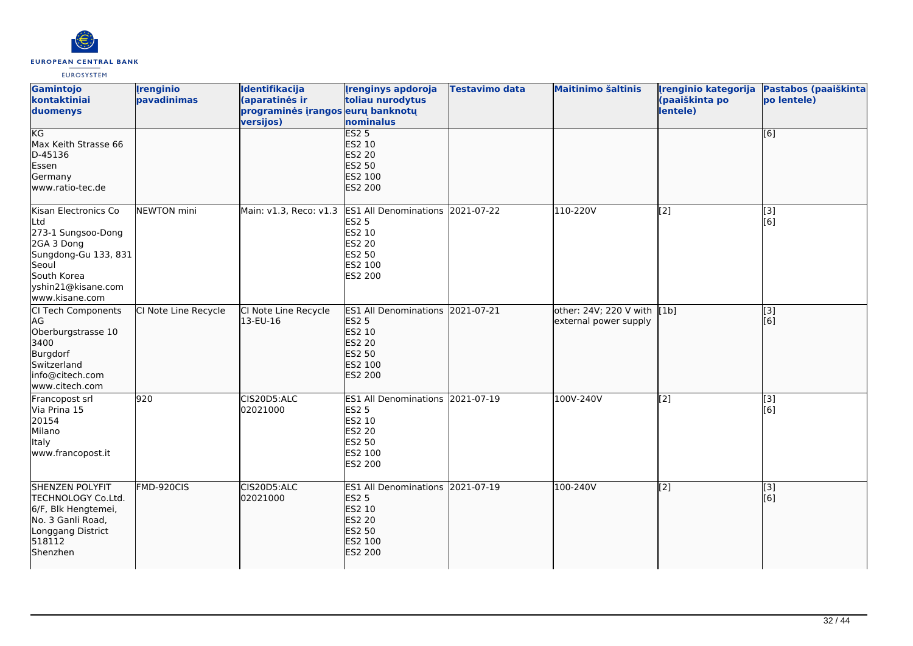| Gamintojo kontaktiniai duomenys | Įrenginio pavadinimas | Identifikacija (aparatinės ir programinės įrangos versijos) | Įrenginys apdoroja toliau nurodytus eurų banknotų nominalus | Testavimo data | Maitinimo šaltinis | Įrenginio kategorija (paaiškinta po lentele) | Pastabos (paaiškinta po lentele) |
|---|---|---|---|---|---|---|---|
| KG<br>Max Keith Strasse 66<br>D-45136<br>Essen<br>Germany<br>www.ratio-tec.de | | | ES2 5<br>ES2 10<br>ES2 20<br>ES2 50<br>ES2 100<br>ES2 200 | | | | [6] |
| Kisan Electronics Co Ltd<br>273-1 Sungsoo-Dong<br>2GA 3 Dong<br>Sungdong-Gu 133, 831<br>Seoul<br>South Korea<br>yshin21@kisane.com<br>www.kisane.com | NEWTON mini | Main: v1.3, Reco: v1.3 | ES1 All Denominations<br>ES2 5<br>ES2 10<br>ES2 20<br>ES2 50<br>ES2 100<br>ES2 200 | 2021-07-22 | 110-220V | [2] | [3]<br>[6] |
| CI Tech Components AG<br>Oberburgstrasse 10<br>3400<br>Burgdorf<br>Switzerland<br>info@citech.com<br>www.citech.com | CI Note Line Recycle | CI Note Line Recycle 13-EU-16 | ES1 All Denominations<br>ES2 5<br>ES2 10<br>ES2 20<br>ES2 50<br>ES2 100<br>ES2 200 | 2021-07-21 | other: 24V; 220 V with external power supply | [1b] | [3]<br>[6] |
| Francopost srl<br>Via Prina 15<br>20154<br>Milano<br>Italy<br>www.francopost.it | 920 | CIS20D5:ALC 02021000 | ES1 All Denominations<br>ES2 5<br>ES2 10<br>ES2 20<br>ES2 50<br>ES2 100<br>ES2 200 | 2021-07-19 | 100V-240V | [2] | [3]<br>[6] |
| SHENZEN POLYFIT TECHNOLOGY Co.Ltd.<br>6/F, Blk Hengtemei,<br>No. 3 Ganli Road,<br>Longgang District<br>518112<br>Shenzhen | FMD-920CIS | CIS20D5:ALC 02021000 | ES1 All Denominations<br>ES2 5<br>ES2 10<br>ES2 20<br>ES2 50<br>ES2 100<br>ES2 200 | 2021-07-19 | 100-240V | [2] | [3]<br>[6] |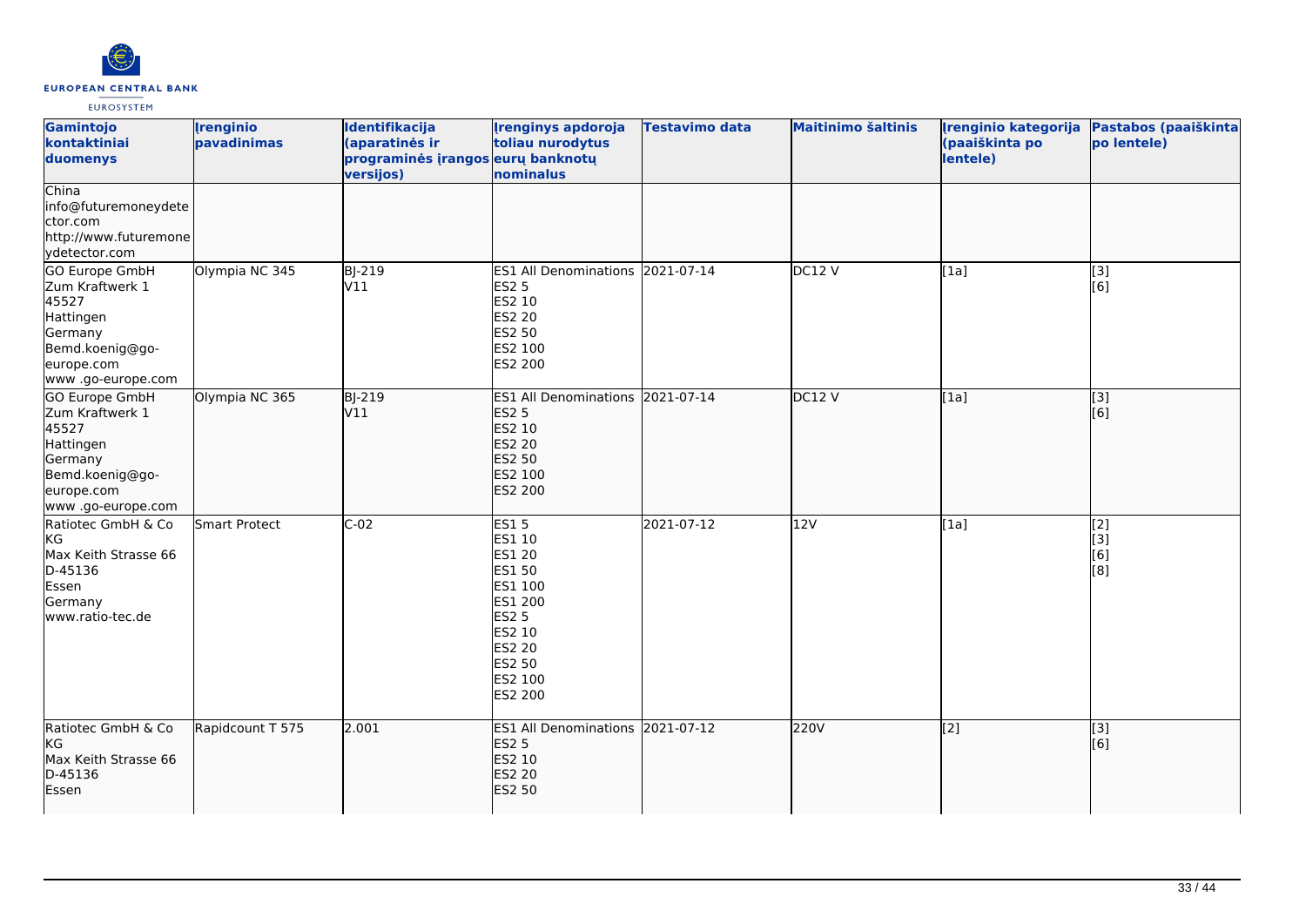| Gamintojo kontaktiniai duomenys | Įrenginio pavadinimas | Identifikacija (aparatinės ir programinės įrangos versijos) | Įrenginys apdoroja toliau nurodytus eurų banknotų nominalus | Testavimo data | Maitinimo šaltinis | Įrenginio kategorija (paaiškinta po lentele) | Pastabos (paaiškinta po lentele) |
|---|---|---|---|---|---|---|---|
| China<br>info@futuremoneydetector.com<br>http://www.futuremonedetector.com | | | | | | | |
| GO Europe GmbH<br>Zum Kraftwerk 1<br>45527<br>Hattingen<br>Germany<br>Bemd.koenig@go-europe.com<br>www .go-europe.com | Olympia NC 345 | BJ-219<br>V11 | ES1 All Denominations<br>ES2 5<br>ES2 10<br>ES2 20<br>ES2 50<br>ES2 100<br>ES2 200 | 2021-07-14 | DC12 V | [1a] | [3]<br>[6] |
| GO Europe GmbH<br>Zum Kraftwerk 1<br>45527<br>Hattingen<br>Germany<br>Bemd.koenig@go-europe.com<br>www .go-europe.com | Olympia NC 365 | BJ-219<br>V11 | ES1 All Denominations<br>ES2 5<br>ES2 10<br>ES2 20<br>ES2 50<br>ES2 100<br>ES2 200 | 2021-07-14 | DC12 V | [1a] | [3]<br>[6] |
| Ratiotec GmbH & Co KG<br>Max Keith Strasse 66<br>D-45136<br>Essen<br>Germany<br>www.ratio-tec.de | Smart Protect | C-02 | ES1 5<br>ES1 10<br>ES1 20<br>ES1 50<br>ES1 100<br>ES1 200<br>ES2 5<br>ES2 10<br>ES2 20<br>ES2 50<br>ES2 100<br>ES2 200 | 2021-07-12 | 12V | [1a] | [2]<br>[3]<br>[6]<br>[8] |
| Ratiotec GmbH & Co KG<br>Max Keith Strasse 66<br>D-45136<br>Essen | Rapidcount T 575 | 2.001 | ES1 All Denominations<br>ES2 5<br>ES2 10<br>ES2 20<br>ES2 50 | 2021-07-12 | 220V | [2] | [3]<br>[6] |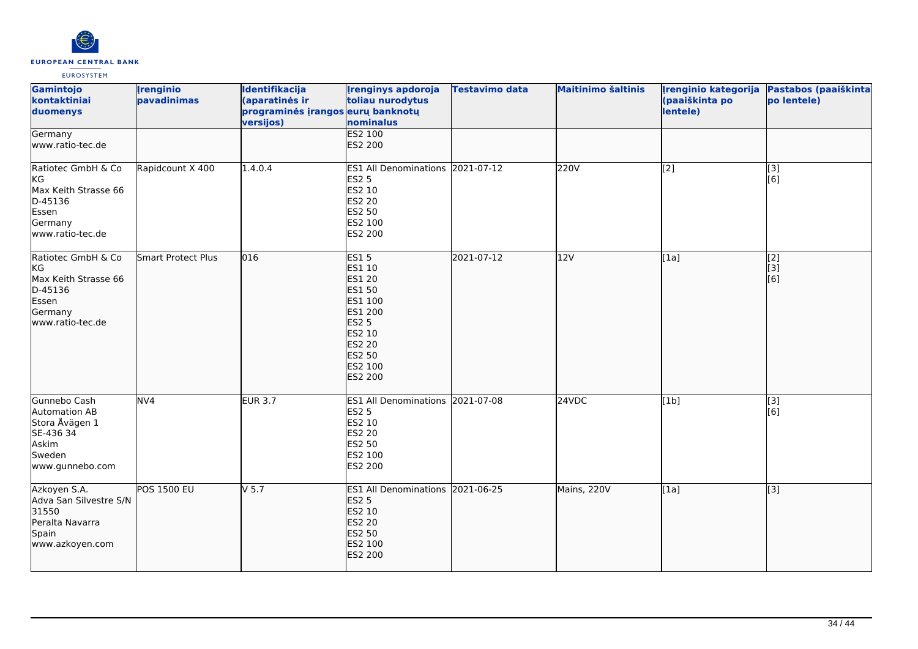| Gamintojo kontaktiniai duomenys | Įrenginio pavadinimas | Identifikacija (aparatinės ir programinės įrangos versijos) | Įrenginys apdoroja toliau nurodytus eurų banknotų nominalus | Testavimo data | Maitinimo šaltinis | Įrenginio kategorija (paaiškinta po lentele) | Pastabos (paaiškinta po lentele) |
|---|---|---|---|---|---|---|---|
| Germany<br>www.ratio-tec.de | | | ES2 100<br>ES2 200 | | | | |
| Ratiotec GmbH & Co KG<br>Max Keith Strasse 66<br>D-45136<br>Essen<br>Germany<br>www.ratio-tec.de | Rapidcount X 400 | 1.4.0.4 | ES1 All Denominations<br>ES2 5<br>ES2 10<br>ES2 20<br>ES2 50<br>ES2 100<br>ES2 200 | 2021-07-12 | 220V | [2] | [3]<br>[6] |
| Ratiotec GmbH & Co KG<br>Max Keith Strasse 66<br>D-45136<br>Essen<br>Germany<br>www.ratio-tec.de | Smart Protect Plus | 016 | ES1 5<br>ES1 10<br>ES1 20<br>ES1 50<br>ES1 100<br>ES1 200<br>ES2 5<br>ES2 10<br>ES2 20<br>ES2 50<br>ES2 100<br>ES2 200 | 2021-07-12 | 12V | [1a] | [2]<br>[3]<br>[6] |
| Gunnebo Cash Automation AB<br>Stora Åvägen 1<br>SE-436 34<br>Askim<br>Sweden<br>www.gunnebo.com | NV4 | EUR 3.7 | ES1 All Denominations<br>ES2 5<br>ES2 10<br>ES2 20<br>ES2 50<br>ES2 100<br>ES2 200 | 2021-07-08 | 24VDC | [1b] | [3]<br>[6] |
| Azkoyen S.A.<br>Adva San Silvestre S/N<br>31550<br>Peralta Navarra<br>Spain<br>www.azkoyen.com | POS 1500 EU | V 5.7 | ES1 All Denominations<br>ES2 5<br>ES2 10<br>ES2 20<br>ES2 50<br>ES2 100<br>ES2 200 | 2021-06-25 | Mains, 220V | [1a] | [3] |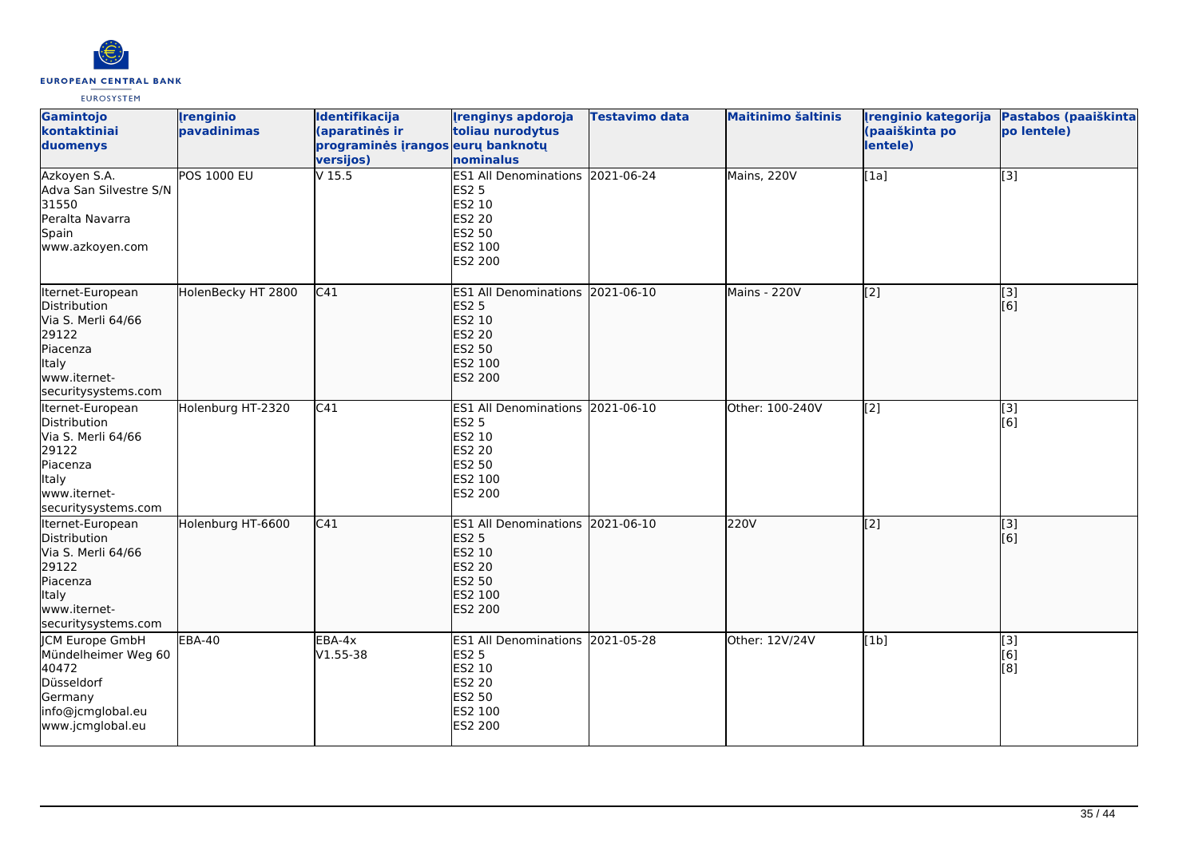| Gamintojo kontaktiniai duomenys | Įrenginio pavadinimas | Identifikacija (aparatinės ir programinės įrangos versijos) | Įrenginys apdoroja toliau nurodytus eurų banknotų nominalus | Testavimo data | Maitinimo šaltinis | Įrenginio kategorija (paaiškinta po lentele) | Pastabos (paaiškinta po lentele) |
|---|---|---|---|---|---|---|---|
| Azkoyen S.A.<br>Adva San Silvestre S/N<br>31550<br>Peralta Navarra<br>Spain<br>www.azkoyen.com | POS 1000 EU | V 15.5 | ES1 All Denominations<br>ES2 5<br>ES2 10<br>ES2 20<br>ES2 50<br>ES2 100<br>ES2 200 | 2021-06-24 | Mains, 220V | [1a] | [3] |
| Iternet-European Distribution<br>Via S. Merli 64/66<br>29122<br>Piacenza<br>Italy<br>www.iternet-securitysystems.com | HolenBecky HT 2800 | C41 | ES1 All Denominations<br>ES2 5<br>ES2 10<br>ES2 20<br>ES2 50<br>ES2 100<br>ES2 200 | 2021-06-10 | Mains - 220V | [2] | [3]<br>[6] |
| Iternet-European Distribution<br>Via S. Merli 64/66<br>29122<br>Piacenza<br>Italy<br>www.iternet-securitysystems.com | Holenburg HT-2320 | C41 | ES1 All Denominations<br>ES2 5<br>ES2 10<br>ES2 20<br>ES2 50<br>ES2 100<br>ES2 200 | 2021-06-10 | Other: 100-240V | [2] | [3]<br>[6] |
| Iternet-European Distribution<br>Via S. Merli 64/66<br>29122<br>Piacenza<br>Italy<br>www.iternet-securitysystems.com | Holenburg HT-6600 | C41 | ES1 All Denominations<br>ES2 5<br>ES2 10<br>ES2 20<br>ES2 50<br>ES2 100<br>ES2 200 | 2021-06-10 | 220V | [2] | [3]<br>[6] |
| JCM Europe GmbH<br>Mündelheimer Weg 60<br>40472<br>Düsseldorf<br>Germany<br>info@jcmglobal.eu<br>www.jcmglobal.eu | EBA-40 | EBA-4x<br>V1.55-38 | ES1 All Denominations<br>ES2 5<br>ES2 10<br>ES2 20<br>ES2 50<br>ES2 100<br>ES2 200 | 2021-05-28 | Other: 12V/24V | [1b] | [3]<br>[6]<br>[8] |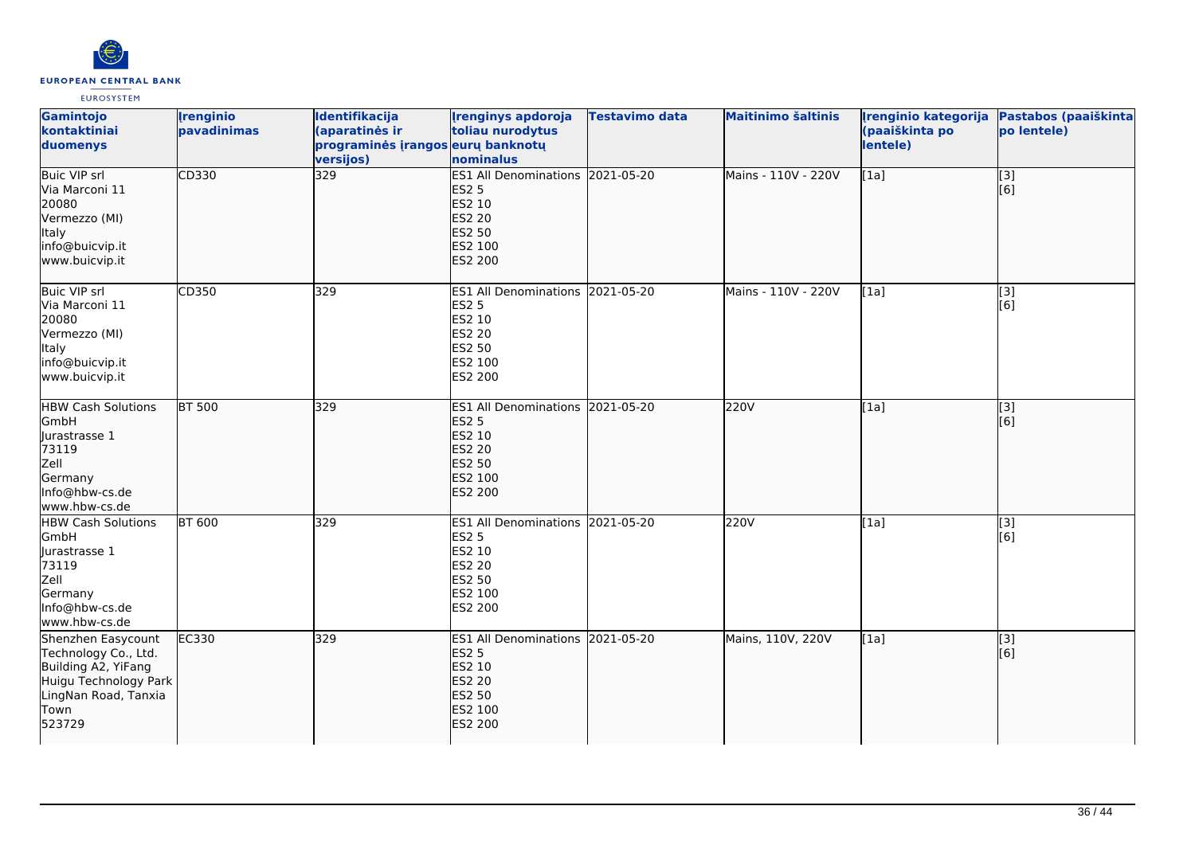| Gamintojo kontaktiniai duomenys | Įrenginio pavadinimas | Identifikacija (aparatinės ir programinės įrangos versijos) | Įrenginys apdoroja toliau nurodytus eurų banknotų nominalus | Testavimo data | Maitinimo šaltinis | Įrenginio kategorija (paaiškinta po lentele) | Pastabos (paaiškinta po lentele) |
|---|---|---|---|---|---|---|---|
| Buic VIP srl<br>Via Marconi 11<br>20080<br>Vermezzo (MI)<br>Italy<br>info@buicvip.it<br>www.buicvip.it | CD330 | 329 | ES1 All Denominations<br>ES2 5<br>ES2 10<br>ES2 20<br>ES2 50<br>ES2 100<br>ES2 200 | 2021-05-20 | Mains - 110V - 220V | [1a] | [3]<br>[6] |
| Buic VIP srl<br>Via Marconi 11<br>20080<br>Vermezzo (MI)<br>Italy<br>info@buicvip.it<br>www.buicvip.it | CD350 | 329 | ES1 All Denominations<br>ES2 5<br>ES2 10<br>ES2 20<br>ES2 50<br>ES2 100<br>ES2 200 | 2021-05-20 | Mains - 110V - 220V | [1a] | [3]<br>[6] |
| HBW Cash Solutions GmbH<br>Jurastrasse 1<br>73119<br>Zell<br>Germany<br>Info@hbw-cs.de<br>www.hbw-cs.de | BT 500 | 329 | ES1 All Denominations<br>ES2 5<br>ES2 10<br>ES2 20<br>ES2 50<br>ES2 100<br>ES2 200 | 2021-05-20 | 220V | [1a] | [3]<br>[6] |
| HBW Cash Solutions GmbH<br>Jurastrasse 1<br>73119<br>Zell<br>Germany<br>Info@hbw-cs.de<br>www.hbw-cs.de | BT 600 | 329 | ES1 All Denominations<br>ES2 5<br>ES2 10<br>ES2 20<br>ES2 50<br>ES2 100<br>ES2 200 | 2021-05-20 | 220V | [1a] | [3]<br>[6] |
| Shenzhen Easycount Technology Co., Ltd.<br>Building A2, YiFang Huigu Technology Park<br>LingNan Road, Tanxia Town<br>523729 | EC330 | 329 | ES1 All Denominations<br>ES2 5<br>ES2 10<br>ES2 20<br>ES2 50<br>ES2 100<br>ES2 200 | 2021-05-20 | Mains, 110V, 220V | [1a] | [3]<br>[6] |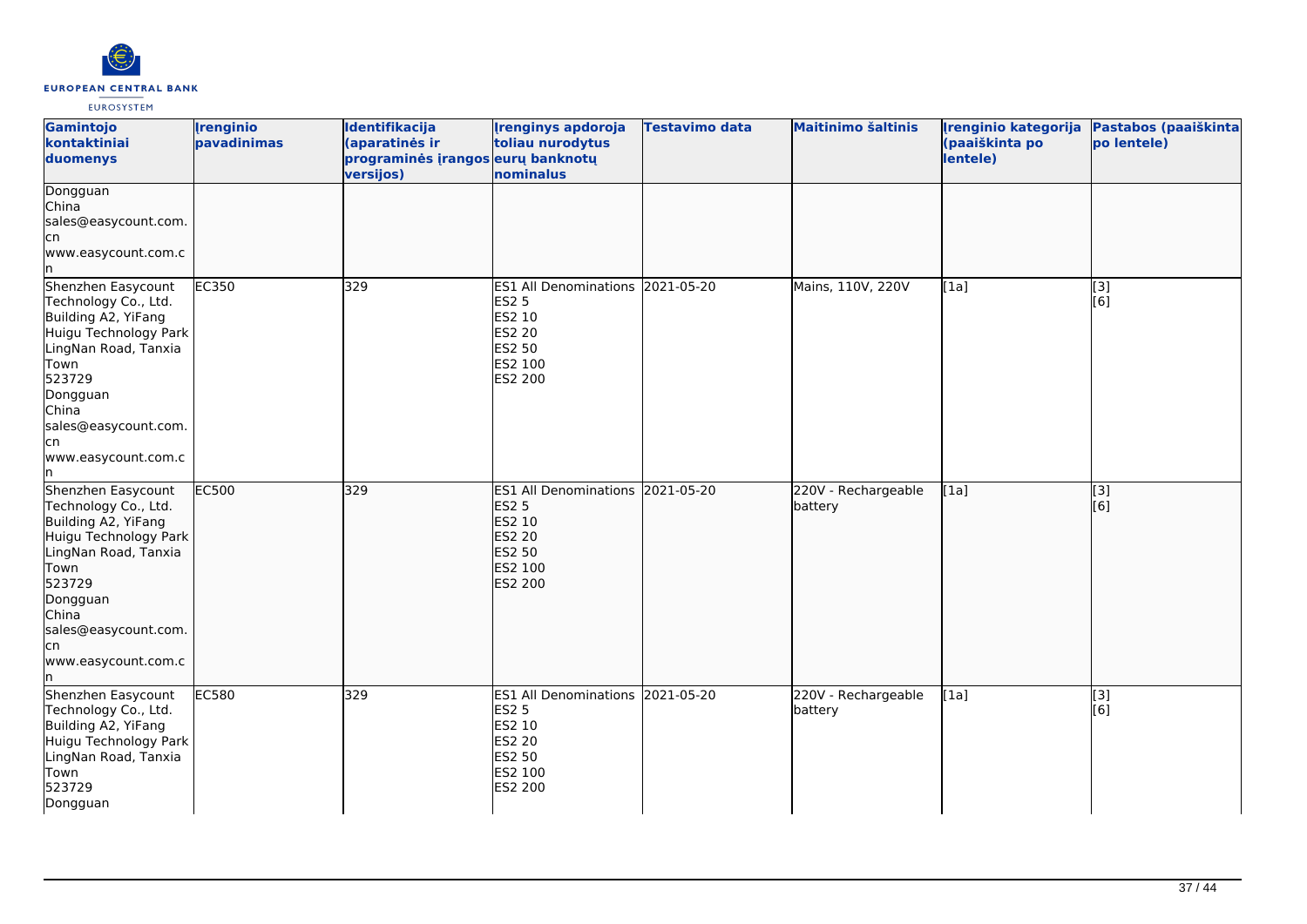| Gamintojo kontaktiniai duomenys | Įrenginio pavadinimas | Identifikacija (aparatinės ir programinės įrangos versijos) | Įrenginys apdoroja toliau nurodytus eurų banknotų nominalus | Testavimo data | Maitinimo šaltinis | Įrenginio kategorija (paaiškinta po lentele) | Pastabos (paaiškinta po lentele) |
| --- | --- | --- | --- | --- | --- | --- | --- |
| Dongguan<br>China<br>sales@easycount.com.cn<br>www.easycount.com.cn | | | | | | | |
| Shenzhen Easycount Technology Co., Ltd.<br>Building A2, YiFang Huigu Technology Park LingNan Road, Tanxia Town<br>523729<br>Dongguan<br>China<br>sales@easycount.com.cn<br>www.easycount.com.cn | EC350 | 329 | ES1 All Denominations<br>ES2 5<br>ES2 10<br>ES2 20<br>ES2 50<br>ES2 100<br>ES2 200 | 2021-05-20 | Mains, 110V, 220V | [1a] | [3]<br>[6] |
| Shenzhen Easycount Technology Co., Ltd.<br>Building A2, YiFang Huigu Technology Park LingNan Road, Tanxia Town<br>523729<br>Dongguan<br>China<br>sales@easycount.com.cn<br>www.easycount.com.cn | EC500 | 329 | ES1 All Denominations<br>ES2 5<br>ES2 10<br>ES2 20<br>ES2 50<br>ES2 100<br>ES2 200 | 2021-05-20 | 220V - Rechargeable battery | [1a] | [3]<br>[6] |
| Shenzhen Easycount Technology Co., Ltd.<br>Building A2, YiFang Huigu Technology Park LingNan Road, Tanxia Town<br>523729<br>Dongguan | EC580 | 329 | ES1 All Denominations<br>ES2 5<br>ES2 10<br>ES2 20<br>ES2 50<br>ES2 100<br>ES2 200 | 2021-05-20 | 220V - Rechargeable battery | [1a] | [3]<br>[6] |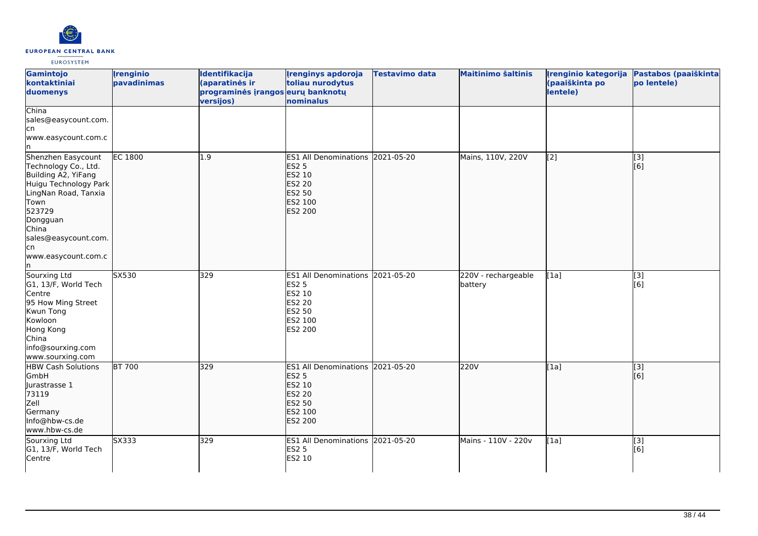| Gamintojo kontaktiniai duomenys | Įrenginio pavadinimas | Identifikacija (aparatinės ir programinės įrangos versijos) | Įrenginys apdoroja toliau nurodytus eurų banknotų nominalus | Testavimo data | Maitinimo šaltinis | Įrenginio kategorija (paaiškinta po lentele) | Pastabos (paaiškinta po lentele) |
|---|---|---|---|---|---|---|---|
| China<br>sales@easycount.com.cn<br>www.easycount.com.cn | | | | | | | |
| Shenzhen Easycount Technology Co., Ltd.<br>Building A2, YiFang Huigu Technology Park<br>LingNan Road, Tanxia Town<br>523729<br>Dongguan<br>China<br>sales@easycount.com.cn<br>www.easycount.com.cn | EC 1800 | 1.9 | ES1 All Denominations<br>ES2 5<br>ES2 10<br>ES2 20<br>ES2 50<br>ES2 100<br>ES2 200 | 2021-05-20 | Mains, 110V, 220V | [2] | [3]<br>[6] |
| Sourxing Ltd<br>G1, 13/F, World Tech Centre<br>95 How Ming Street<br>Kwun Tong<br>Kowloon<br>Hong Kong<br>China<br>info@sourxing.com<br>www.sourxing.com | SX530 | 329 | ES1 All Denominations<br>ES2 5<br>ES2 10<br>ES2 20<br>ES2 50<br>ES2 100<br>ES2 200 | 2021-05-20 | 220V - rechargeable battery | [1a] | [3]<br>[6] |
| HBW Cash Solutions GmbH<br>Jurastrasse 1<br>73119<br>Zell<br>Germany<br>Info@hbw-cs.de<br>www.hbw-cs.de | BT 700 | 329 | ES1 All Denominations<br>ES2 5<br>ES2 10<br>ES2 20<br>ES2 50<br>ES2 100<br>ES2 200 | 2021-05-20 | 220V | [1a] | [3]<br>[6] |
| Sourxing Ltd<br>G1, 13/F, World Tech Centre | SX333 | 329 | ES1 All Denominations<br>ES2 5<br>ES2 10 | 2021-05-20 | Mains - 110V - 220v | [1a] | [3]<br>[6] |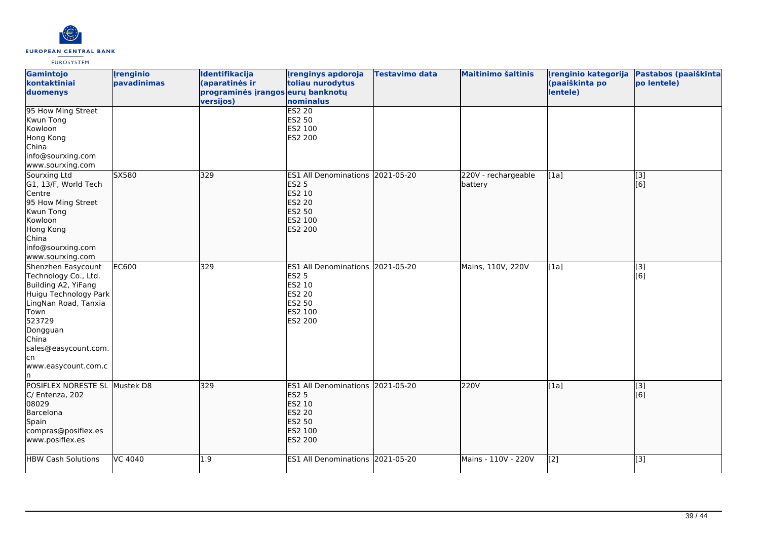| Gamintojo kontaktiniai duomenys | Įrenginio pavadinimas | Identifikacija (aparatinės ir programinės įrangos versijos) | Įrenginys apdoroja toliau nurodytus eurų banknotų nominalus | Testavimo data | Maitinimo šaltinis | Įrenginio kategorija (paaiškinta po lentele) | Pastabos (paaiškinta po lentele) |
|---|---|---|---|---|---|---|---|
| 95 How Ming Street<br>Kwun Tong<br>Kowloon<br>Hong Kong<br>China<br>info@sourxing.com<br>www.sourxing.com | | | ES2 20<br>ES2 50<br>ES2 100<br>ES2 200 | | | | |
| Sourxing Ltd<br>G1, 13/F, World Tech Centre<br>95 How Ming Street<br>Kwun Tong<br>Kowloon<br>Hong Kong<br>China<br>info@sourxing.com<br>www.sourxing.com | SX580 | 329 | ES1 All Denominations<br>ES2 5<br>ES2 10<br>ES2 20<br>ES2 50<br>ES2 100<br>ES2 200 | 2021-05-20 | 220V - rechargeable battery | [1a] | [3]<br>[6] |
| Shenzhen Easycount Technology Co., Ltd.<br>Building A2, YiFang Huigu Technology Park<br>LingNan Road, Tanxia Town<br>523729<br>Dongguan<br>China<br>sales@easycount.com.cn<br>www.easycount.com.cn | EC600 | 329 | ES1 All Denominations<br>ES2 5<br>ES2 10<br>ES2 20<br>ES2 50<br>ES2 100<br>ES2 200 | 2021-05-20 | Mains, 110V, 220V | [1a] | [3]<br>[6] |
| POSIFLEX NORESTE SL<br>C/ Entenza, 202<br>08029<br>Barcelona<br>Spain<br>compras@posiflex.es<br>www.posiflex.es | Mustek D8 | 329 | ES1 All Denominations<br>ES2 5<br>ES2 10<br>ES2 20<br>ES2 50<br>ES2 100<br>ES2 200 | 2021-05-20 | 220V | [1a] | [3]<br>[6] |
| HBW Cash Solutions | VC 4040 | 1.9 | ES1 All Denominations | 2021-05-20 | Mains - 110V - 220V | [2] | [3] |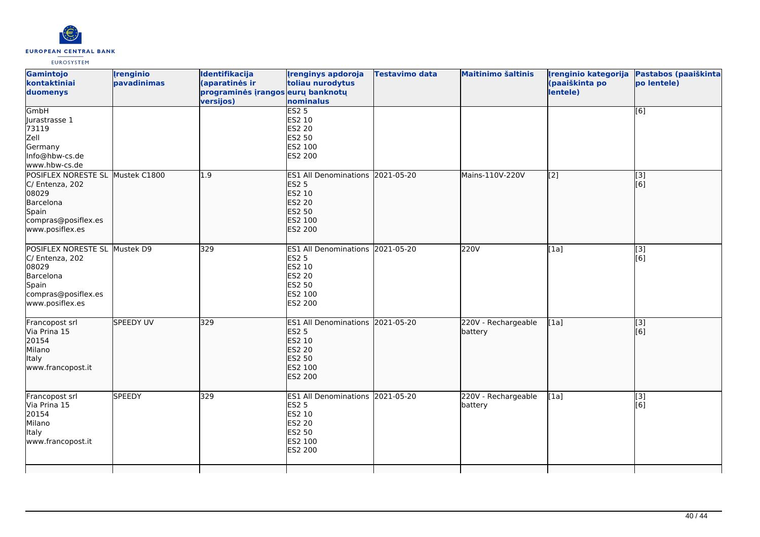| Gamintojo kontaktiniai duomenys | Įrenginio pavadinimas | Identifikacija (aparatinės ir programinės įrangos versijos) | Įrenginys apdoroja toliau nurodytus eurų banknotų nominalus | Testavimo data | Maitinimo šaltinis | Įrenginio kategorija (paaiškinta po lentele) | Pastabos (paaiškinta po lentele) |
|---|---|---|---|---|---|---|---|
| GmbH<br>Jurastrasse 1<br>73119<br>Zell<br>Germany<br>Info@hbw-cs.de<br>www.hbw-cs.de | | | ES2 5<br>ES2 10<br>ES2 20<br>ES2 50<br>ES2 100<br>ES2 200 | | | | [6] |
| POSIFLEX NORESTE SL<br>C/ Entenza, 202<br>08029<br>Barcelona<br>Spain<br>compras@posiflex.es<br>www.posiflex.es | Mustek C1800 | 1.9 | ES1 All Denominations<br>ES2 5<br>ES2 10<br>ES2 20<br>ES2 50<br>ES2 100<br>ES2 200 | 2021-05-20 | Mains-110V-220V | [2] | [3]<br>[6] |
| POSIFLEX NORESTE SL<br>C/ Entenza, 202<br>08029<br>Barcelona<br>Spain<br>compras@posiflex.es<br>www.posiflex.es | Mustek D9 | 329 | ES1 All Denominations<br>ES2 5<br>ES2 10<br>ES2 20<br>ES2 50<br>ES2 100<br>ES2 200 | 2021-05-20 | 220V | [1a] | [3]<br>[6] |
| Francopost srl<br>Via Prina 15<br>20154<br>Milano<br>Italy<br>www.francopost.it | SPEEDY UV | 329 | ES1 All Denominations<br>ES2 5<br>ES2 10<br>ES2 20<br>ES2 50<br>ES2 100<br>ES2 200 | 2021-05-20 | 220V - Rechargeable battery | [1a] | [3]<br>[6] |
| Francopost srl<br>Via Prina 15<br>20154<br>Milano<br>Italy<br>www.francopost.it | SPEEDY | 329 | ES1 All Denominations<br>ES2 5<br>ES2 10<br>ES2 20<br>ES2 50<br>ES2 100<br>ES2 200 | 2021-05-20 | 220V - Rechargeable battery | [1a] | [3]<br>[6] |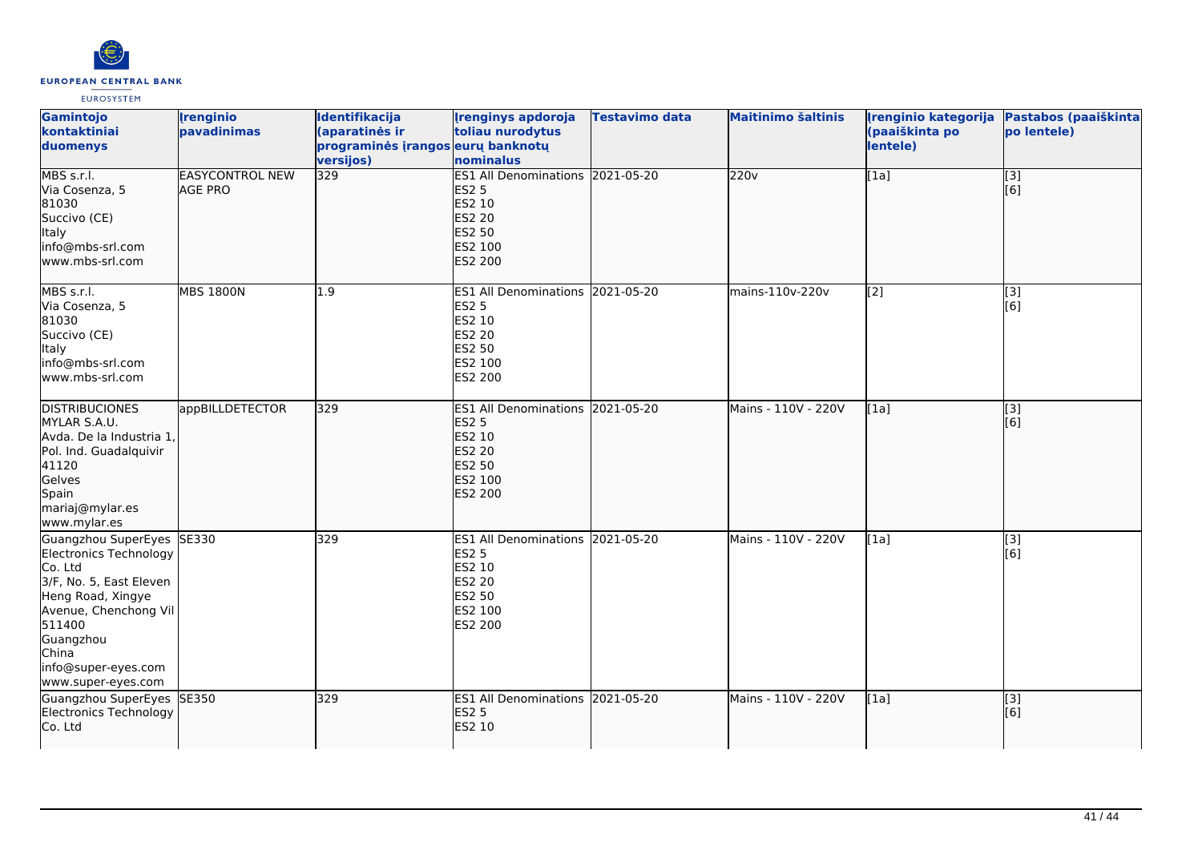| Gamintojo kontaktiniai duomenys | Įrenginio pavadinimas | Identifikacija (aparatinės ir programinės įrangos versijos) | Įrenginys apdoroja toliau nurodytus eurų banknotų nominalus | Testavimo data | Maitinimo šaltinis | Įrenginio kategorija (paaiškinta po lentele) | Pastabos (paaiškinta po lentele) |
|---|---|---|---|---|---|---|---|
| MBS s.r.l.<br>Via Cosenza, 5<br>81030<br>Succivo (CE)<br>Italy<br>info@mbs-srl.com<br>www.mbs-srl.com | EASYCONTROL NEW AGE PRO | 329 | ES1 All Denominations<br>ES2 5<br>ES2 10<br>ES2 20<br>ES2 50<br>ES2 100<br>ES2 200 | 2021-05-20 | 220v | [1a] | [3]<br>[6] |
| MBS s.r.l.<br>Via Cosenza, 5<br>81030<br>Succivo (CE)<br>Italy<br>info@mbs-srl.com<br>www.mbs-srl.com | MBS 1800N | 1.9 | ES1 All Denominations<br>ES2 5<br>ES2 10<br>ES2 20<br>ES2 50<br>ES2 100<br>ES2 200 | 2021-05-20 | mains-110v-220v | [2] | [3]<br>[6] |
| DISTRIBUCIONES MYLAR S.A.U.<br>Avda. De la Industria 1, Pol. Ind. Guadalquivir<br>41120<br>Gelves<br>Spain<br>mariaj@mylar.es<br>www.mylar.es | appBILLDETECTOR | 329 | ES1 All Denominations<br>ES2 5<br>ES2 10<br>ES2 20<br>ES2 50<br>ES2 100<br>ES2 200 | 2021-05-20 | Mains - 110V - 220V | [1a] | [3]<br>[6] |
| Guangzhou SuperEyes Electronics Technology Co. Ltd<br>3/F, No. 5, East Eleven Heng Road, Xingye Avenue, Chenchong Vil<br>511400<br>Guangzhou<br>China<br>info@super-eyes.com<br>www.super-eyes.com | SE330 | 329 | ES1 All Denominations<br>ES2 5<br>ES2 10<br>ES2 20<br>ES2 50<br>ES2 100<br>ES2 200 | 2021-05-20 | Mains - 110V - 220V | [1a] | [3]<br>[6] |
| Guangzhou SuperEyes Electronics Technology Co. Ltd | SE350 | 329 | ES1 All Denominations<br>ES2 5<br>ES2 10 | 2021-05-20 | Mains - 110V - 220V | [1a] | [3]<br>[6] |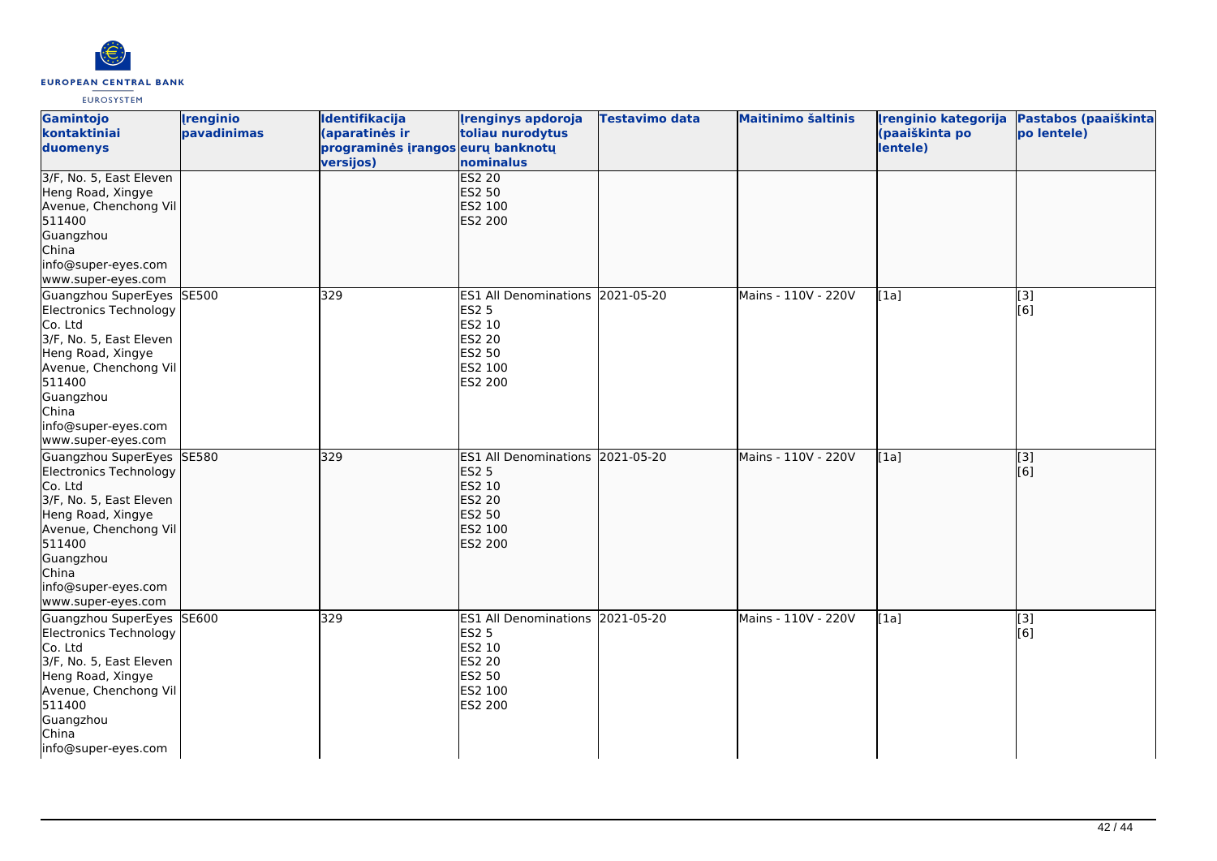| Gamintojo kontaktiniai duomenys | Įrenginio pavadinimas | Identifikacija (aparatinės ir programinės įrangos versijos) | Įrenginys apdoroja toliau nurodytus eurų banknotų nominalus | Testavimo data | Maitinimo šaltinis | Įrenginio kategorija (paaiškinta po lentele) | Pastabos (paaiškinta po lentele) |
|---|---|---|---|---|---|---|---|
| 3/F, No. 5, East Eleven Heng Road, Xingye Avenue, Chenchong Vil 511400 Guangzhou China info@super-eyes.com www.super-eyes.com | | | ES2 20 ES2 50 ES2 100 ES2 200 | | | | |
| Guangzhou SuperEyes Electronics Technology Co. Ltd 3/F, No. 5, East Eleven Heng Road, Xingye Avenue, Chenchong Vil 511400 Guangzhou China info@super-eyes.com www.super-eyes.com | SE500 | 329 | ES1 All Denominations ES2 5 ES2 10 ES2 20 ES2 50 ES2 100 ES2 200 | 2021-05-20 | Mains - 110V - 220V | [1a] | [3] [6] |
| Guangzhou SuperEyes Electronics Technology Co. Ltd 3/F, No. 5, East Eleven Heng Road, Xingye Avenue, Chenchong Vil 511400 Guangzhou China info@super-eyes.com www.super-eyes.com | SE580 | 329 | ES1 All Denominations ES2 5 ES2 10 ES2 20 ES2 50 ES2 100 ES2 200 | 2021-05-20 | Mains - 110V - 220V | [1a] | [3] [6] |
| Guangzhou SuperEyes Electronics Technology Co. Ltd 3/F, No. 5, East Eleven Heng Road, Xingye Avenue, Chenchong Vil 511400 Guangzhou China info@super-eyes.com | SE600 | 329 | ES1 All Denominations ES2 5 ES2 10 ES2 20 ES2 50 ES2 100 ES2 200 | 2021-05-20 | Mains - 110V - 220V | [1a] | [3] [6] |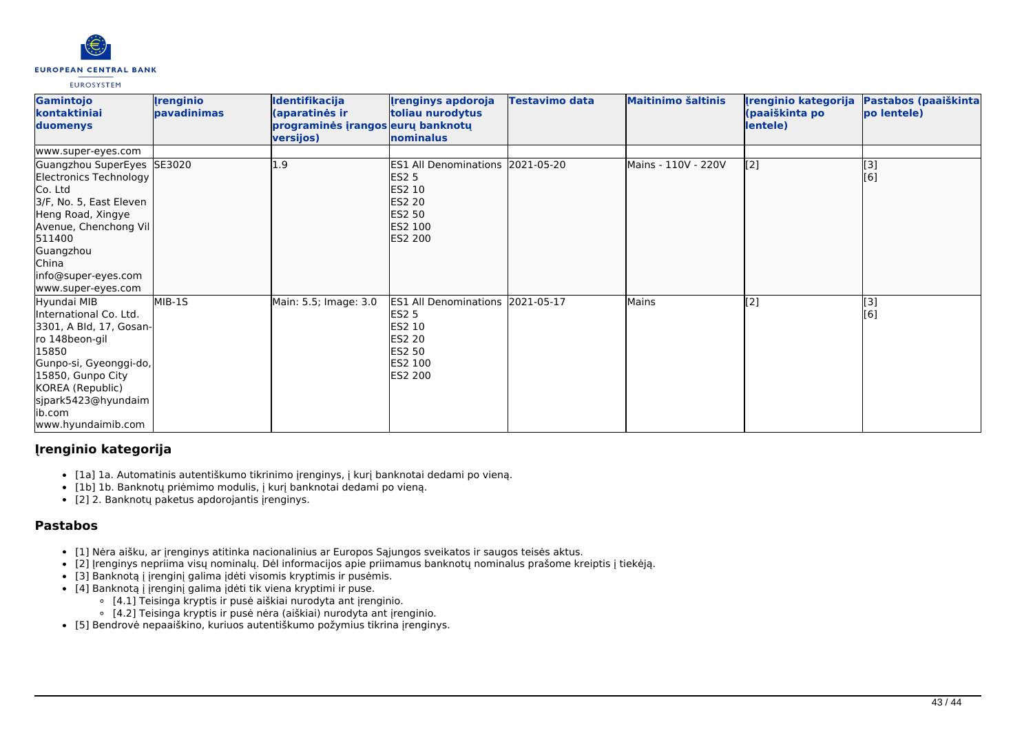| Gamintojo kontaktiniai duomenys | Įrenginio pavadinimas | Identifikacija (aparatinės ir programinės įrangos versijos) | Įrenginys apdoroja toliau nurodytus eurų banknotų nominalus | Testavimo data | Maitinimo šaltinis | Įrenginio kategorija (paaiškinta po lentele) | Pastabos (paaiškinta po lentele) |
|---|---|---|---|---|---|---|---|
| www.super-eyes.com | | | | | | | |
| Guangzhou SuperEyes Electronics Technology Co. Ltd<br>3/F, No. 5, East Eleven Heng Road, Xingye Avenue, Chenchong Vil<br>511400<br>Guangzhou<br>China<br>info@super-eyes.com<br>www.super-eyes.com | SE3020 | 1.9 | ES1 All Denominations<br>ES2 5<br>ES2 10<br>ES2 20<br>ES2 50<br>ES2 100<br>ES2 200 | 2021-05-20 | Mains - 110V - 220V | [2] | [3]<br>[6] |
| Hyundai MIB International Co. Ltd.<br>3301, A Bld, 17, Gosan-ro 148beon-gil<br>15850<br>Gunpo-si, Gyeonggi-do, 15850, Gunpo City<br>KOREA (Republic)<br>sjpark5423@hyundaimib.com<br>www.hyundaimib.com | MIB-1S | Main: 5.5; Image: 3.0 | ES1 All Denominations<br>ES2 5<br>ES2 10<br>ES2 20<br>ES2 50<br>ES2 100<br>ES2 200 | 2021-05-17 | Mains | [2] | [3]<br>[6] |

## Įrenginio kategorija

- [1a] 1a. Automatinis autentiškumo tikrinimo įrenginys, į kurį banknotai dedami po vieną.
- [1b] 1b. Banknotų priėmimo modulis, į kurį banknotai dedami po vieną.
- [2] 2. Banknotų paketus apdorojantis įrenginys.

## Pastabos

- [1] Nėra aišku, ar įrenginys atitinka nacionalinius ar Europos Sąjungos sveikatos ir saugos teisės aktus.
- [2] Įrenginys nepriima visų nominalų. Dėl informacijos apie priimamus banknotų nominalus prašome kreiptis į tiekėją.
- [3] Banknotą į įrenginį galima įdėti visomis kryptimis ir pusėmis.
- [4] Banknotą į įrenginį galima įdėti tik viena kryptimi ir puse.
  - [4.1] Teisinga kryptis ir pusė aiškiai nurodyta ant įrenginio.
  - [4.2] Teisinga kryptis ir pusė nėra (aiškiai) nurodyta ant įrenginio.
- [5] Bendrovė nepaaiškino, kuriuos autentiškumo požymius tikrina įrenginys.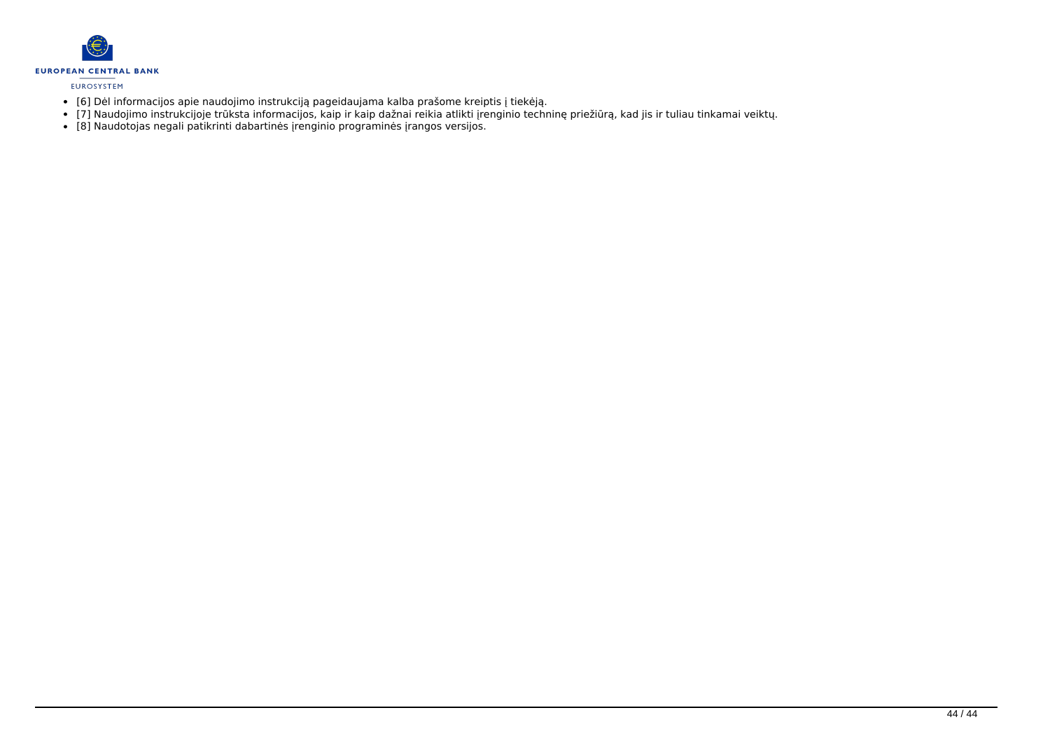- [6] Dėl informacijos apie naudojimo instrukciją pageidaujama kalba prašome kreiptis į tiekėją.
- [7] Naudojimo instrukcijoje trūksta informacijos, kaip ir kaip dažnai reikia atlikti įrenginio techninę priežiūrą, kad jis ir tuliau tinkamai veiktų.
- [8] Naudotojas negali patikrinti dabartinės įrenginio programinės įrangos versijos.